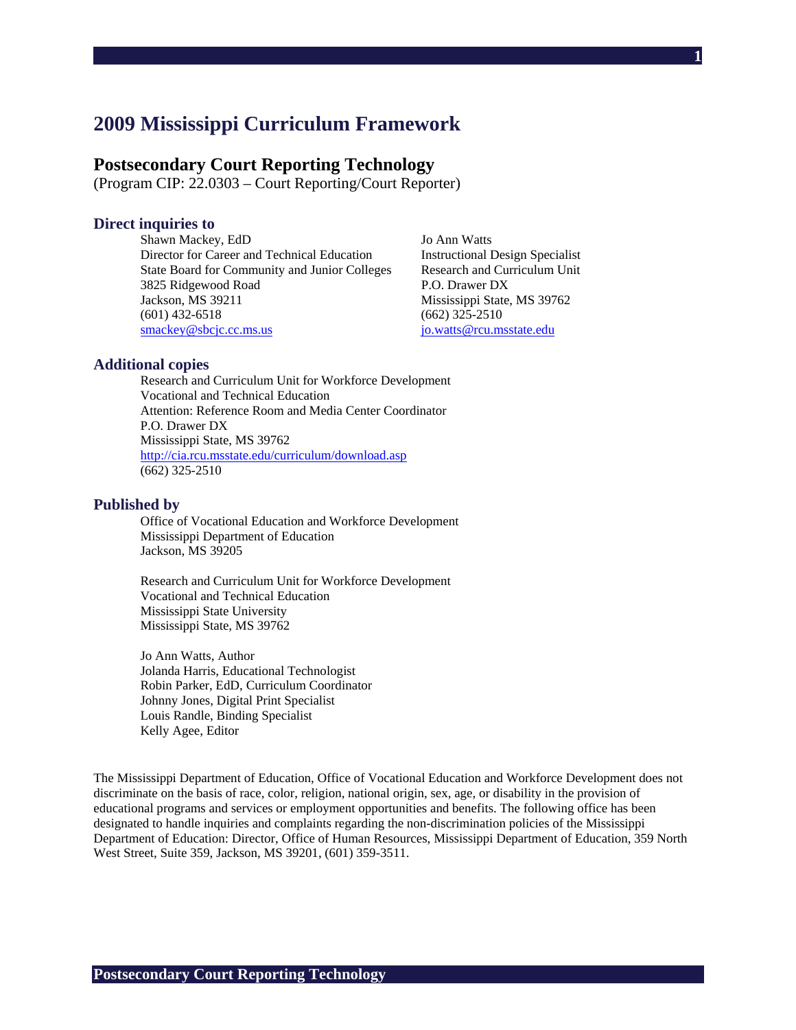# 2009 Mississippi Curriculum Framework

## Postsecondary Court Reporting Technology

(Program CIP: 22.0303 – Court Reporting/Court Reporter)

### Direct inquiries to

Shawn Mackey, EdD
Director for Career and Technical Education
State Board for Community and Junior Colleges
3825 Ridgewood Road
Jackson, MS 39211
(601) 432-6518
smackey@sbcjc.cc.ms.us

Jo Ann Watts
Instructional Design Specialist
Research and Curriculum Unit
P.O. Drawer DX
Mississippi State, MS 39762
(662) 325-2510
jo.watts@rcu.msstate.edu

### Additional copies

Research and Curriculum Unit for Workforce Development
Vocational and Technical Education
Attention: Reference Room and Media Center Coordinator
P.O. Drawer DX
Mississippi State, MS 39762
http://cia.rcu.msstate.edu/curriculum/download.asp
(662) 325-2510

### Published by

Office of Vocational Education and Workforce Development
Mississippi Department of Education
Jackson, MS 39205

Research and Curriculum Unit for Workforce Development
Vocational and Technical Education
Mississippi State University
Mississippi State, MS 39762

Jo Ann Watts, Author
Jolanda Harris, Educational Technologist
Robin Parker, EdD, Curriculum Coordinator
Johnny Jones, Digital Print Specialist
Louis Randle, Binding Specialist
Kelly Agee, Editor

The Mississippi Department of Education, Office of Vocational Education and Workforce Development does not discriminate on the basis of race, color, religion, national origin, sex, age, or disability in the provision of educational programs and services or employment opportunities and benefits. The following office has been designated to handle inquiries and complaints regarding the non-discrimination policies of the Mississippi Department of Education: Director, Office of Human Resources, Mississippi Department of Education, 359 North West Street, Suite 359, Jackson, MS 39201, (601) 359-3511.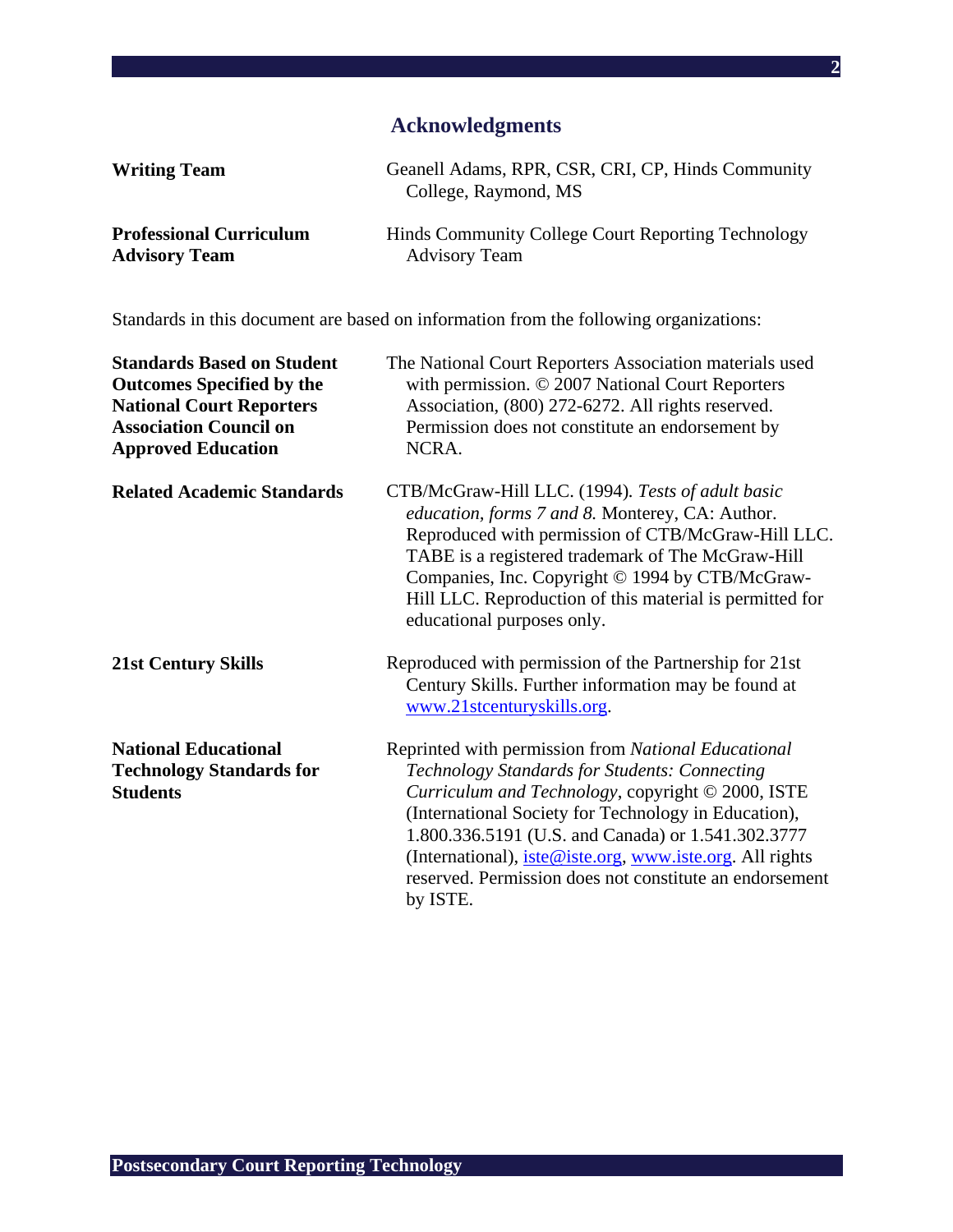## Acknowledgments

**Writing Team** — Geanell Adams, RPR, CSR, CRI, CP, Hinds Community College, Raymond, MS

**Professional Curriculum Advisory Team** — Hinds Community College Court Reporting Technology Advisory Team

Standards in this document are based on information from the following organizations:

**Standards Based on Student Outcomes Specified by the National Court Reporters Association Council on Approved Education** — The National Court Reporters Association materials used with permission. © 2007 National Court Reporters Association, (800) 272-6272. All rights reserved. Permission does not constitute an endorsement by NCRA.

**Related Academic Standards** — CTB/McGraw-Hill LLC. (1994). *Tests of adult basic education, forms 7 and 8.* Monterey, CA: Author. Reproduced with permission of CTB/McGraw-Hill LLC. TABE is a registered trademark of The McGraw-Hill Companies, Inc. Copyright © 1994 by CTB/McGraw-Hill LLC. Reproduction of this material is permitted for educational purposes only.

**21st Century Skills** — Reproduced with permission of the Partnership for 21st Century Skills. Further information may be found at www.21stcenturyskills.org.

**National Educational Technology Standards for Students** — Reprinted with permission from *National Educational Technology Standards for Students: Connecting Curriculum and Technology*, copyright © 2000, ISTE (International Society for Technology in Education), 1.800.336.5191 (U.S. and Canada) or 1.541.302.3777 (International), iste@iste.org, www.iste.org. All rights reserved. Permission does not constitute an endorsement by ISTE.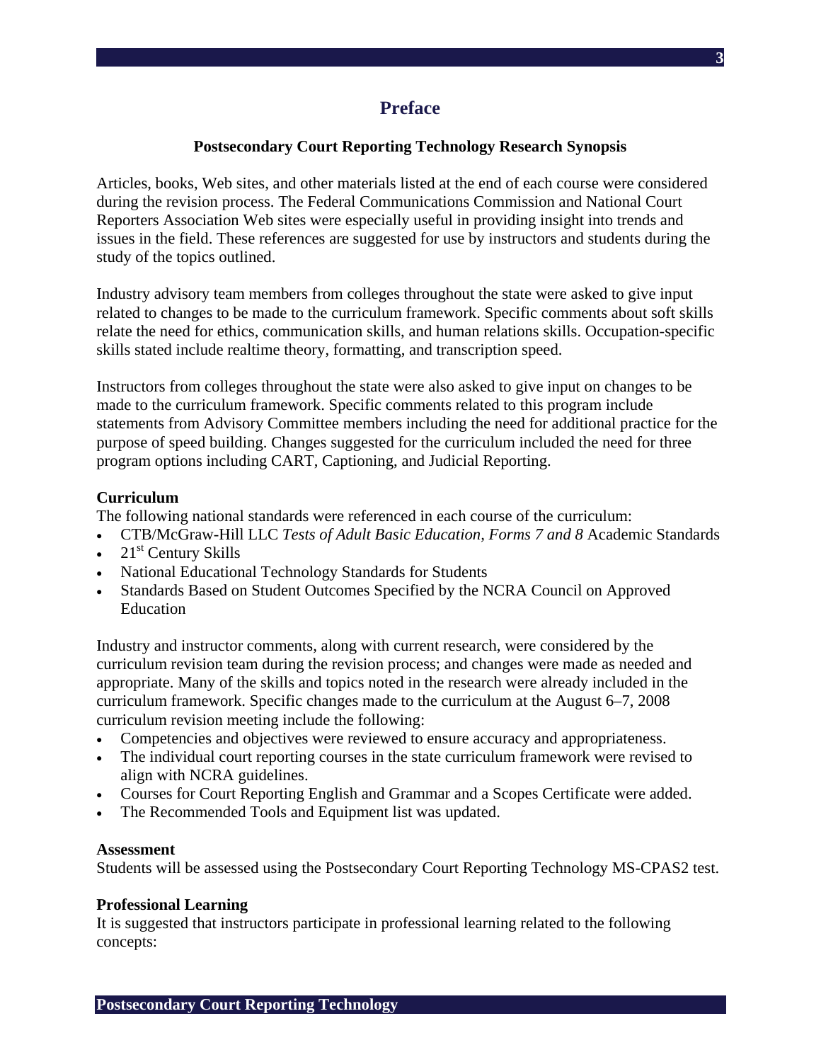# Preface

## Postsecondary Court Reporting Technology Research Synopsis

Articles, books, Web sites, and other materials listed at the end of each course were considered during the revision process. The Federal Communications Commission and National Court Reporters Association Web sites were especially useful in providing insight into trends and issues in the field. These references are suggested for use by instructors and students during the study of the topics outlined.

Industry advisory team members from colleges throughout the state were asked to give input related to changes to be made to the curriculum framework. Specific comments about soft skills relate the need for ethics, communication skills, and human relations skills. Occupation-specific skills stated include realtime theory, formatting, and transcription speed.

Instructors from colleges throughout the state were also asked to give input on changes to be made to the curriculum framework. Specific comments related to this program include statements from Advisory Committee members including the need for additional practice for the purpose of speed building. Changes suggested for the curriculum included the need for three program options including CART, Captioning, and Judicial Reporting.

### Curriculum

The following national standards were referenced in each course of the curriculum:

- CTB/McGraw-Hill LLC *Tests of Adult Basic Education, Forms 7 and 8* Academic Standards
- 21st Century Skills
- National Educational Technology Standards for Students
- Standards Based on Student Outcomes Specified by the NCRA Council on Approved Education

Industry and instructor comments, along with current research, were considered by the curriculum revision team during the revision process; and changes were made as needed and appropriate. Many of the skills and topics noted in the research were already included in the curriculum framework. Specific changes made to the curriculum at the August 6–7, 2008 curriculum revision meeting include the following:

- Competencies and objectives were reviewed to ensure accuracy and appropriateness.
- The individual court reporting courses in the state curriculum framework were revised to align with NCRA guidelines.
- Courses for Court Reporting English and Grammar and a Scopes Certificate were added.
- The Recommended Tools and Equipment list was updated.

### Assessment

Students will be assessed using the Postsecondary Court Reporting Technology MS-CPAS2 test.

### Professional Learning

It is suggested that instructors participate in professional learning related to the following concepts: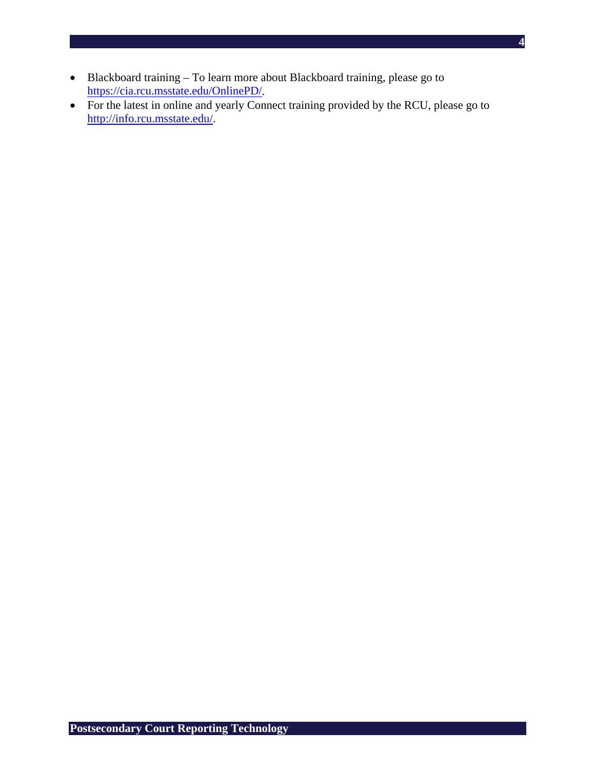- Blackboard training – To learn more about Blackboard training, please go to https://cia.rcu.msstate.edu/OnlinePD/.
- For the latest in online and yearly Connect training provided by the RCU, please go to http://info.rcu.msstate.edu/.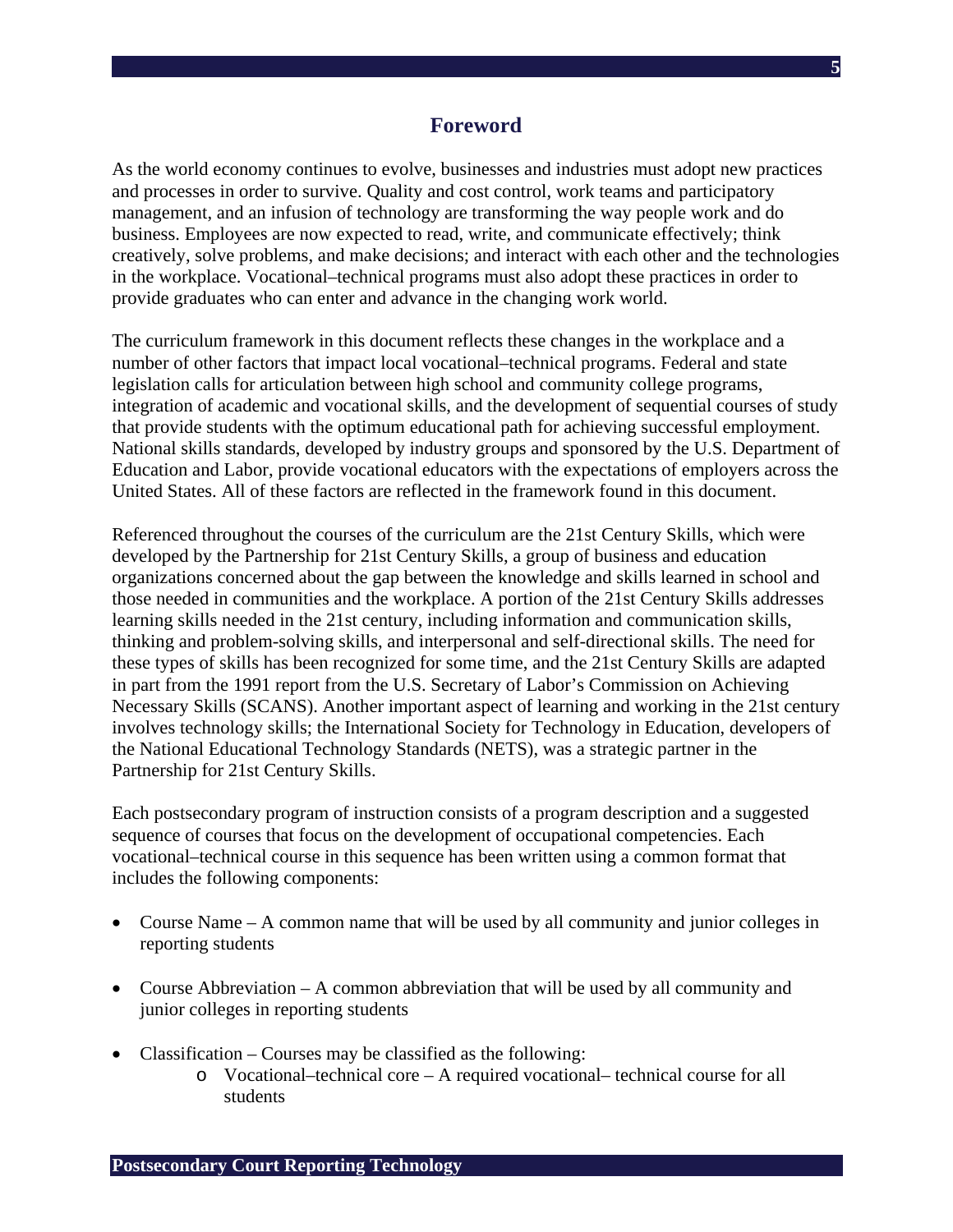## Foreword

As the world economy continues to evolve, businesses and industries must adopt new practices and processes in order to survive. Quality and cost control, work teams and participatory management, and an infusion of technology are transforming the way people work and do business. Employees are now expected to read, write, and communicate effectively; think creatively, solve problems, and make decisions; and interact with each other and the technologies in the workplace. Vocational–technical programs must also adopt these practices in order to provide graduates who can enter and advance in the changing work world.

The curriculum framework in this document reflects these changes in the workplace and a number of other factors that impact local vocational–technical programs. Federal and state legislation calls for articulation between high school and community college programs, integration of academic and vocational skills, and the development of sequential courses of study that provide students with the optimum educational path for achieving successful employment. National skills standards, developed by industry groups and sponsored by the U.S. Department of Education and Labor, provide vocational educators with the expectations of employers across the United States. All of these factors are reflected in the framework found in this document.

Referenced throughout the courses of the curriculum are the 21st Century Skills, which were developed by the Partnership for 21st Century Skills, a group of business and education organizations concerned about the gap between the knowledge and skills learned in school and those needed in communities and the workplace. A portion of the 21st Century Skills addresses learning skills needed in the 21st century, including information and communication skills, thinking and problem-solving skills, and interpersonal and self-directional skills. The need for these types of skills has been recognized for some time, and the 21st Century Skills are adapted in part from the 1991 report from the U.S. Secretary of Labor's Commission on Achieving Necessary Skills (SCANS). Another important aspect of learning and working in the 21st century involves technology skills; the International Society for Technology in Education, developers of the National Educational Technology Standards (NETS), was a strategic partner in the Partnership for 21st Century Skills.

Each postsecondary program of instruction consists of a program description and a suggested sequence of courses that focus on the development of occupational competencies. Each vocational–technical course in this sequence has been written using a common format that includes the following components:

- Course Name – A common name that will be used by all community and junior colleges in reporting students
- Course Abbreviation – A common abbreviation that will be used by all community and junior colleges in reporting students
- Classification – Courses may be classified as the following:
  - Vocational–technical core – A required vocational– technical course for all students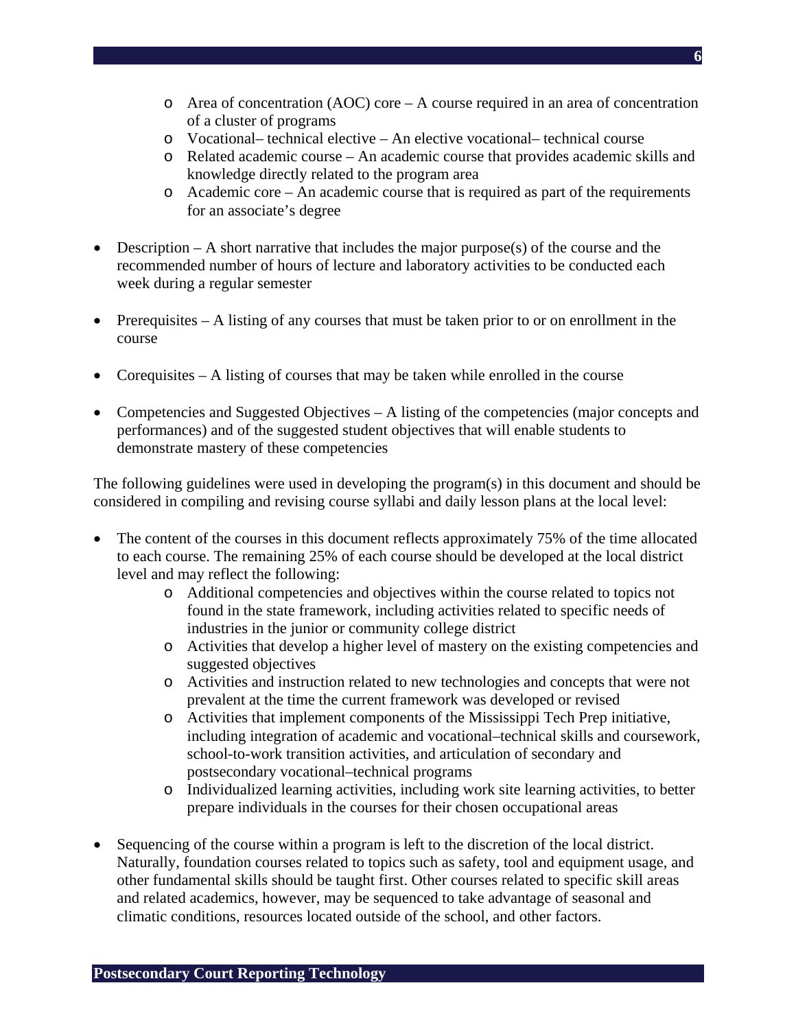- Area of concentration (AOC) core – A course required in an area of concentration of a cluster of programs
  - Vocational– technical elective – An elective vocational– technical course
  - Related academic course – An academic course that provides academic skills and knowledge directly related to the program area
  - Academic core – An academic course that is required as part of the requirements for an associate's degree

- Description – A short narrative that includes the major purpose(s) of the course and the recommended number of hours of lecture and laboratory activities to be conducted each week during a regular semester

- Prerequisites – A listing of any courses that must be taken prior to or on enrollment in the course

- Corequisites – A listing of courses that may be taken while enrolled in the course

- Competencies and Suggested Objectives – A listing of the competencies (major concepts and performances) and of the suggested student objectives that will enable students to demonstrate mastery of these competencies

The following guidelines were used in developing the program(s) in this document and should be considered in compiling and revising course syllabi and daily lesson plans at the local level:

- The content of the courses in this document reflects approximately 75% of the time allocated to each course. The remaining 25% of each course should be developed at the local district level and may reflect the following:
  - Additional competencies and objectives within the course related to topics not found in the state framework, including activities related to specific needs of industries in the junior or community college district
  - Activities that develop a higher level of mastery on the existing competencies and suggested objectives
  - Activities and instruction related to new technologies and concepts that were not prevalent at the time the current framework was developed or revised
  - Activities that implement components of the Mississippi Tech Prep initiative, including integration of academic and vocational–technical skills and coursework, school-to-work transition activities, and articulation of secondary and postsecondary vocational–technical programs
  - Individualized learning activities, including work site learning activities, to better prepare individuals in the courses for their chosen occupational areas

- Sequencing of the course within a program is left to the discretion of the local district. Naturally, foundation courses related to topics such as safety, tool and equipment usage, and other fundamental skills should be taught first. Other courses related to specific skill areas and related academics, however, may be sequenced to take advantage of seasonal and climatic conditions, resources located outside of the school, and other factors.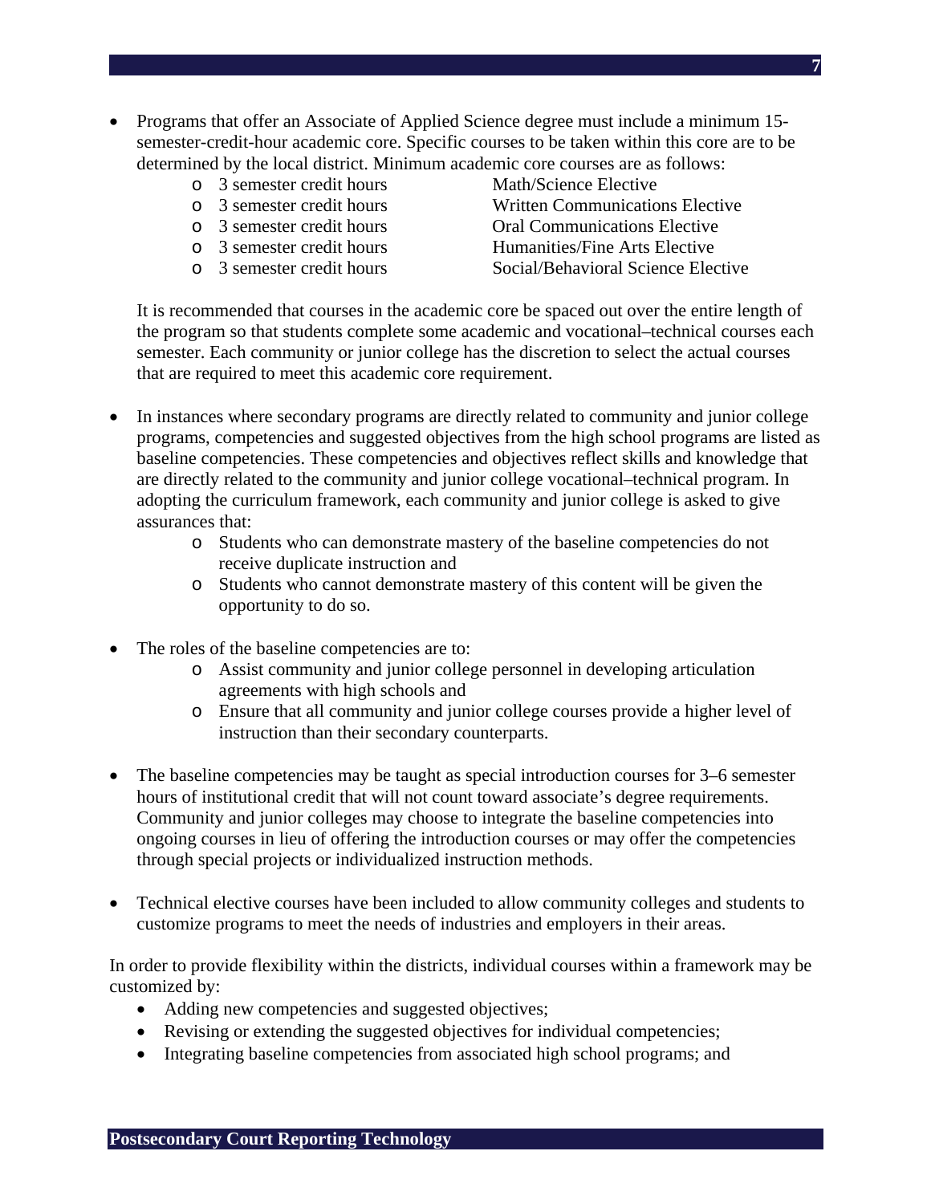- Programs that offer an Associate of Applied Science degree must include a minimum 15-semester-credit-hour academic core. Specific courses to be taken within this core are to be determined by the local district. Minimum academic core courses are as follows:
  - 3 semester credit hours Math/Science Elective
  - 3 semester credit hours Written Communications Elective
  - 3 semester credit hours Oral Communications Elective
  - 3 semester credit hours Humanities/Fine Arts Elective
  - 3 semester credit hours Social/Behavioral Science Elective

  It is recommended that courses in the academic core be spaced out over the entire length of the program so that students complete some academic and vocational–technical courses each semester. Each community or junior college has the discretion to select the actual courses that are required to meet this academic core requirement.

- In instances where secondary programs are directly related to community and junior college programs, competencies and suggested objectives from the high school programs are listed as baseline competencies. These competencies and objectives reflect skills and knowledge that are directly related to the community and junior college vocational–technical program. In adopting the curriculum framework, each community and junior college is asked to give assurances that:
  - Students who can demonstrate mastery of the baseline competencies do not receive duplicate instruction and
  - Students who cannot demonstrate mastery of this content will be given the opportunity to do so.

- The roles of the baseline competencies are to:
  - Assist community and junior college personnel in developing articulation agreements with high schools and
  - Ensure that all community and junior college courses provide a higher level of instruction than their secondary counterparts.

- The baseline competencies may be taught as special introduction courses for 3–6 semester hours of institutional credit that will not count toward associate's degree requirements. Community and junior colleges may choose to integrate the baseline competencies into ongoing courses in lieu of offering the introduction courses or may offer the competencies through special projects or individualized instruction methods.

- Technical elective courses have been included to allow community colleges and students to customize programs to meet the needs of industries and employers in their areas.

In order to provide flexibility within the districts, individual courses within a framework may be customized by:

- Adding new competencies and suggested objectives;
- Revising or extending the suggested objectives for individual competencies;
- Integrating baseline competencies from associated high school programs; and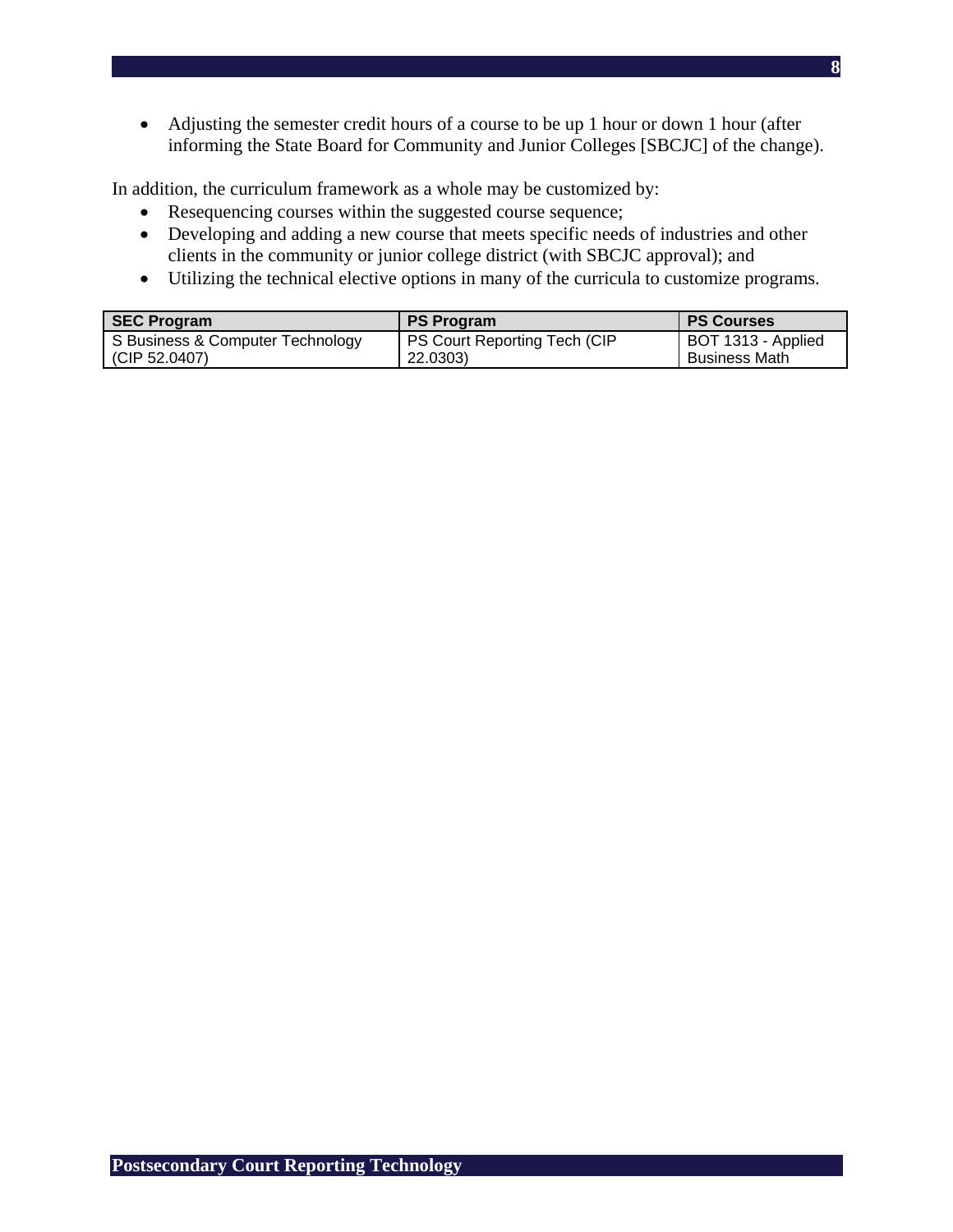- Adjusting the semester credit hours of a course to be up 1 hour or down 1 hour (after informing the State Board for Community and Junior Colleges [SBCJC] of the change).

In addition, the curriculum framework as a whole may be customized by:

- Resequencing courses within the suggested course sequence;
- Developing and adding a new course that meets specific needs of industries and other clients in the community or junior college district (with SBCJC approval); and
- Utilizing the technical elective options in many of the curricula to customize programs.

| SEC Program | PS Program | PS Courses |
|---|---|---|
| S Business & Computer Technology (CIP 52.0407) | PS Court Reporting Tech (CIP 22.0303) | BOT 1313 - Applied Business Math |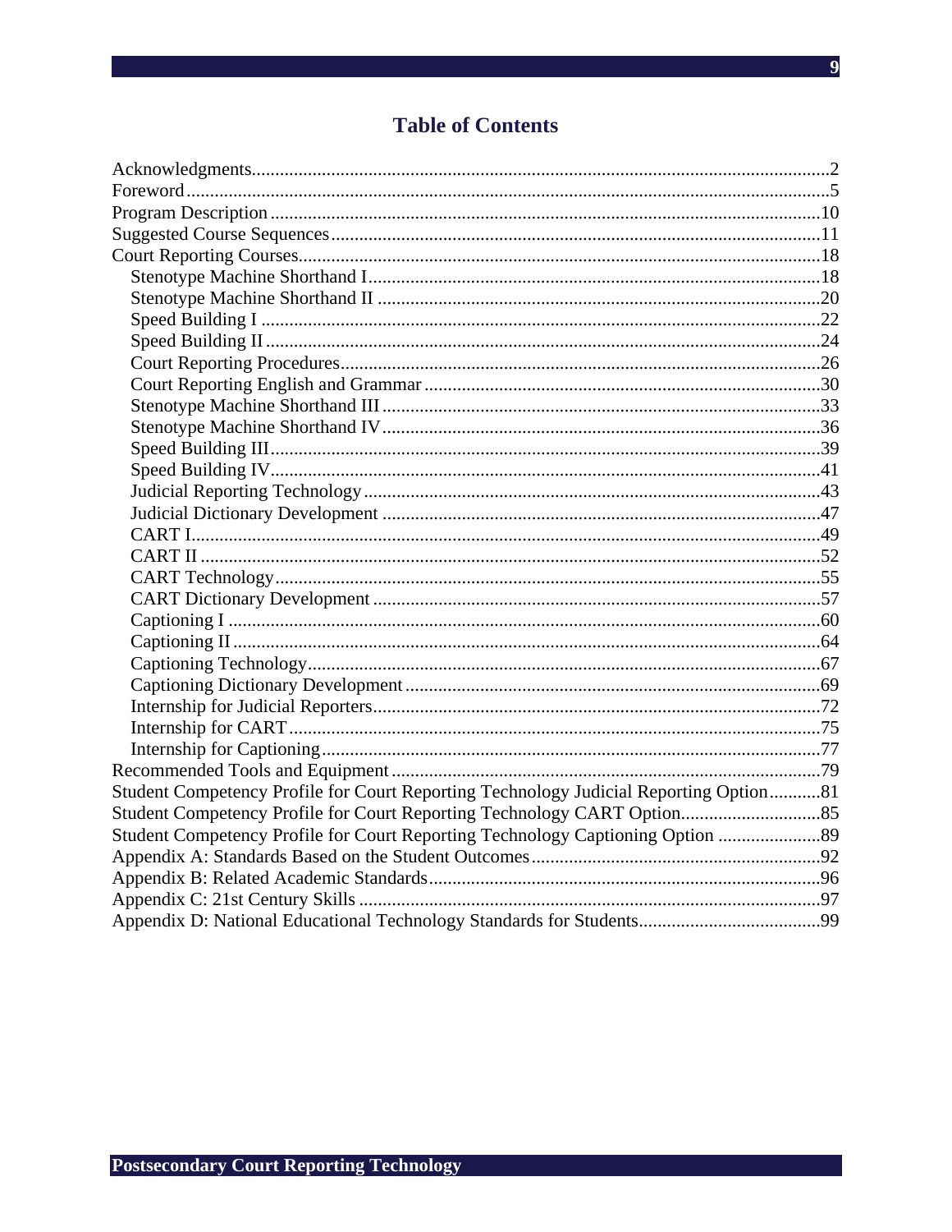# Table of Contents

Acknowledgments..........2
Foreword..........5
Program Description..........10
Suggested Course Sequences..........11
Court Reporting Courses..........18
- Stenotype Machine Shorthand I..........18
- Stenotype Machine Shorthand II..........20
- Speed Building I..........22
- Speed Building II..........24
- Court Reporting Procedures..........26
- Court Reporting English and Grammar..........30
- Stenotype Machine Shorthand III..........33
- Stenotype Machine Shorthand IV..........36
- Speed Building III..........39
- Speed Building IV..........41
- Judicial Reporting Technology..........43
- Judicial Dictionary Development..........47
- CART I..........49
- CART II..........52
- CART Technology..........55
- CART Dictionary Development..........57
- Captioning I..........60
- Captioning II..........64
- Captioning Technology..........67
- Captioning Dictionary Development..........69
- Internship for Judicial Reporters..........72
- Internship for CART..........75
- Internship for Captioning..........77

Recommended Tools and Equipment..........79
Student Competency Profile for Court Reporting Technology Judicial Reporting Option..........81
Student Competency Profile for Court Reporting Technology CART Option..........85
Student Competency Profile for Court Reporting Technology Captioning Option..........89
Appendix A: Standards Based on the Student Outcomes..........92
Appendix B: Related Academic Standards..........96
Appendix C: 21st Century Skills..........97
Appendix D: National Educational Technology Standards for Students..........99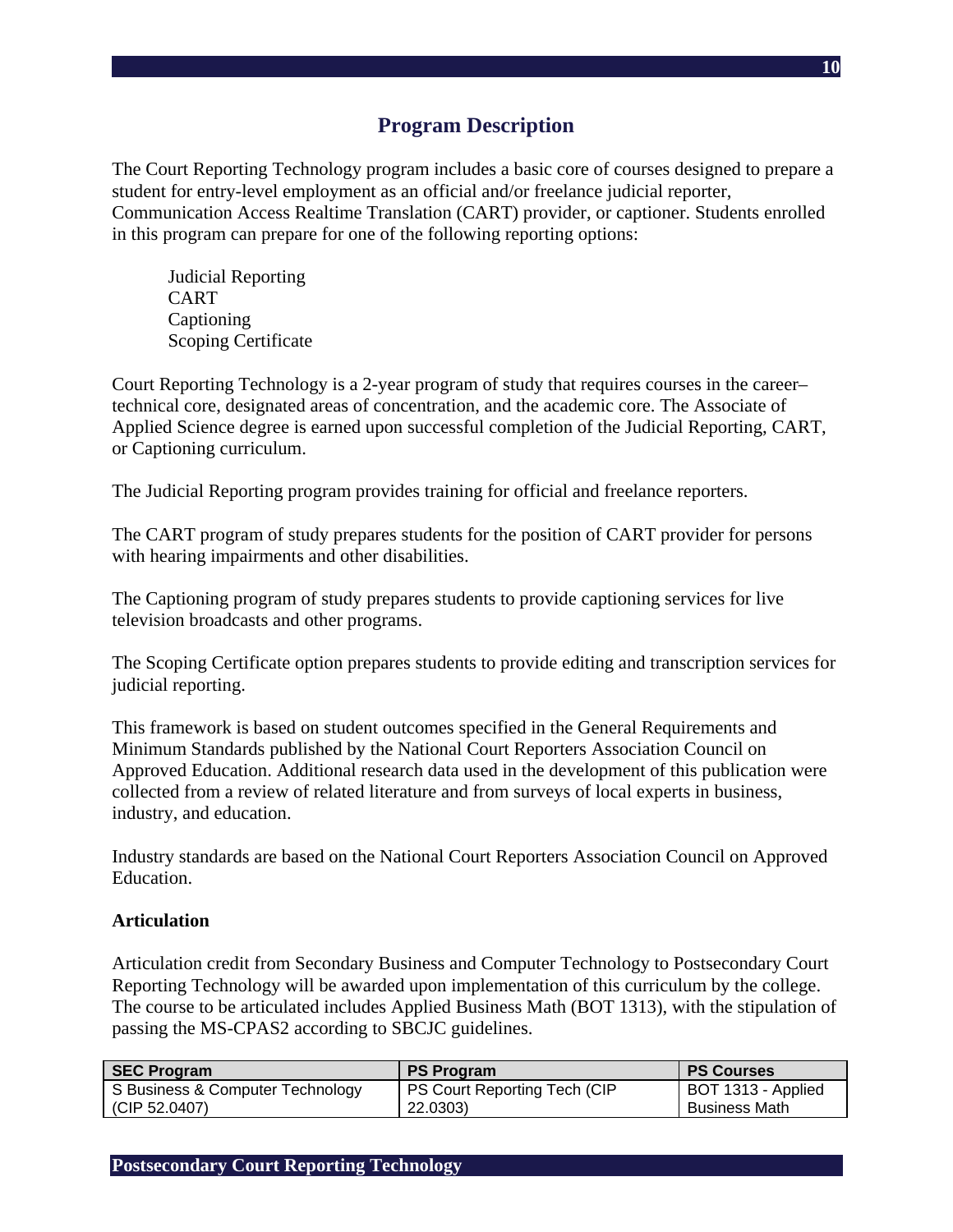## Program Description

The Court Reporting Technology program includes a basic core of courses designed to prepare a student for entry-level employment as an official and/or freelance judicial reporter, Communication Access Realtime Translation (CART) provider, or captioner. Students enrolled in this program can prepare for one of the following reporting options:

- Judicial Reporting
- CART
- Captioning
- Scoping Certificate

Court Reporting Technology is a 2-year program of study that requires courses in the career–technical core, designated areas of concentration, and the academic core. The Associate of Applied Science degree is earned upon successful completion of the Judicial Reporting, CART, or Captioning curriculum.

The Judicial Reporting program provides training for official and freelance reporters.

The CART program of study prepares students for the position of CART provider for persons with hearing impairments and other disabilities.

The Captioning program of study prepares students to provide captioning services for live television broadcasts and other programs.

The Scoping Certificate option prepares students to provide editing and transcription services for judicial reporting.

This framework is based on student outcomes specified in the General Requirements and Minimum Standards published by the National Court Reporters Association Council on Approved Education. Additional research data used in the development of this publication were collected from a review of related literature and from surveys of local experts in business, industry, and education.

Industry standards are based on the National Court Reporters Association Council on Approved Education.

**Articulation**

Articulation credit from Secondary Business and Computer Technology to Postsecondary Court Reporting Technology will be awarded upon implementation of this curriculum by the college. The course to be articulated includes Applied Business Math (BOT 1313), with the stipulation of passing the MS-CPAS2 according to SBCJC guidelines.

| SEC Program | PS Program | PS Courses |
|---|---|---|
| S Business & Computer Technology (CIP 52.0407) | PS Court Reporting Tech (CIP 22.0303) | BOT 1313 - Applied Business Math |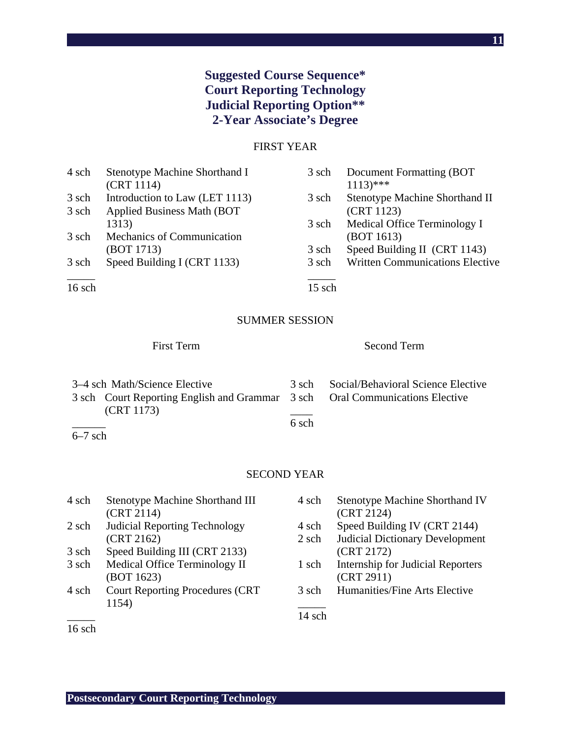# Suggested Course Sequence*
# Court Reporting Technology
# Judicial Reporting Option**
# 2-Year Associate's Degree

## FIRST YEAR

| | | | |
|---|---|---|---|
| 4 sch | Stenotype Machine Shorthand I (CRT 1114) | 3 sch | Document Formatting (BOT 1113)*** |
| 3 sch | Introduction to Law (LET 1113) | 3 sch | Stenotype Machine Shorthand II (CRT 1123) |
| 3 sch | Applied Business Math (BOT 1313) | 3 sch | Medical Office Terminology I (BOT 1613) |
| 3 sch | Mechanics of Communication (BOT 1713) | 3 sch | Speed Building II (CRT 1143) |
| 3 sch | Speed Building I (CRT 1133) | 3 sch | Written Communications Elective |
| 16 sch | | 15 sch | |

## SUMMER SESSION

| First Term | | Second Term | |
|---|---|---|---|
| 3–4 sch | Math/Science Elective | 3 sch | Social/Behavioral Science Elective |
| 3 sch | Court Reporting English and Grammar (CRT 1173) | 3 sch | Oral Communications Elective |
| 6–7 sch | | 6 sch | |

## SECOND YEAR

| | | | |
|---|---|---|---|
| 4 sch | Stenotype Machine Shorthand III (CRT 2114) | 4 sch | Stenotype Machine Shorthand IV (CRT 2124) |
| 2 sch | Judicial Reporting Technology (CRT 2162) | 4 sch | Speed Building IV (CRT 2144) |
| 3 sch | Speed Building III (CRT 2133) | 2 sch | Judicial Dictionary Development (CRT 2172) |
| 3 sch | Medical Office Terminology II (BOT 1623) | 1 sch | Internship for Judicial Reporters (CRT 2911) |
| 4 sch | Court Reporting Procedures (CRT 1154) | 3 sch | Humanities/Fine Arts Elective |
| 16 sch | | 14 sch | |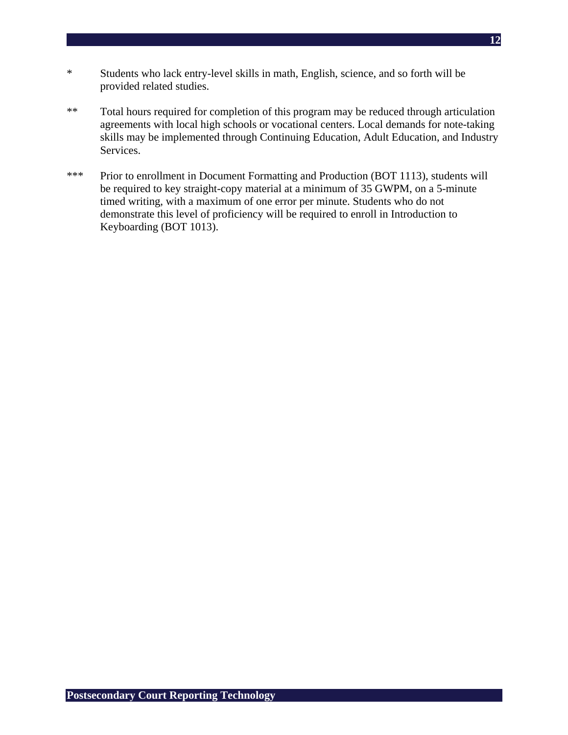* Students who lack entry-level skills in math, English, science, and so forth will be provided related studies.

** Total hours required for completion of this program may be reduced through articulation agreements with local high schools or vocational centers. Local demands for note-taking skills may be implemented through Continuing Education, Adult Education, and Industry Services.

*** Prior to enrollment in Document Formatting and Production (BOT 1113), students will be required to key straight-copy material at a minimum of 35 GWPM, on a 5-minute timed writing, with a maximum of one error per minute. Students who do not demonstrate this level of proficiency will be required to enroll in Introduction to Keyboarding (BOT 1013).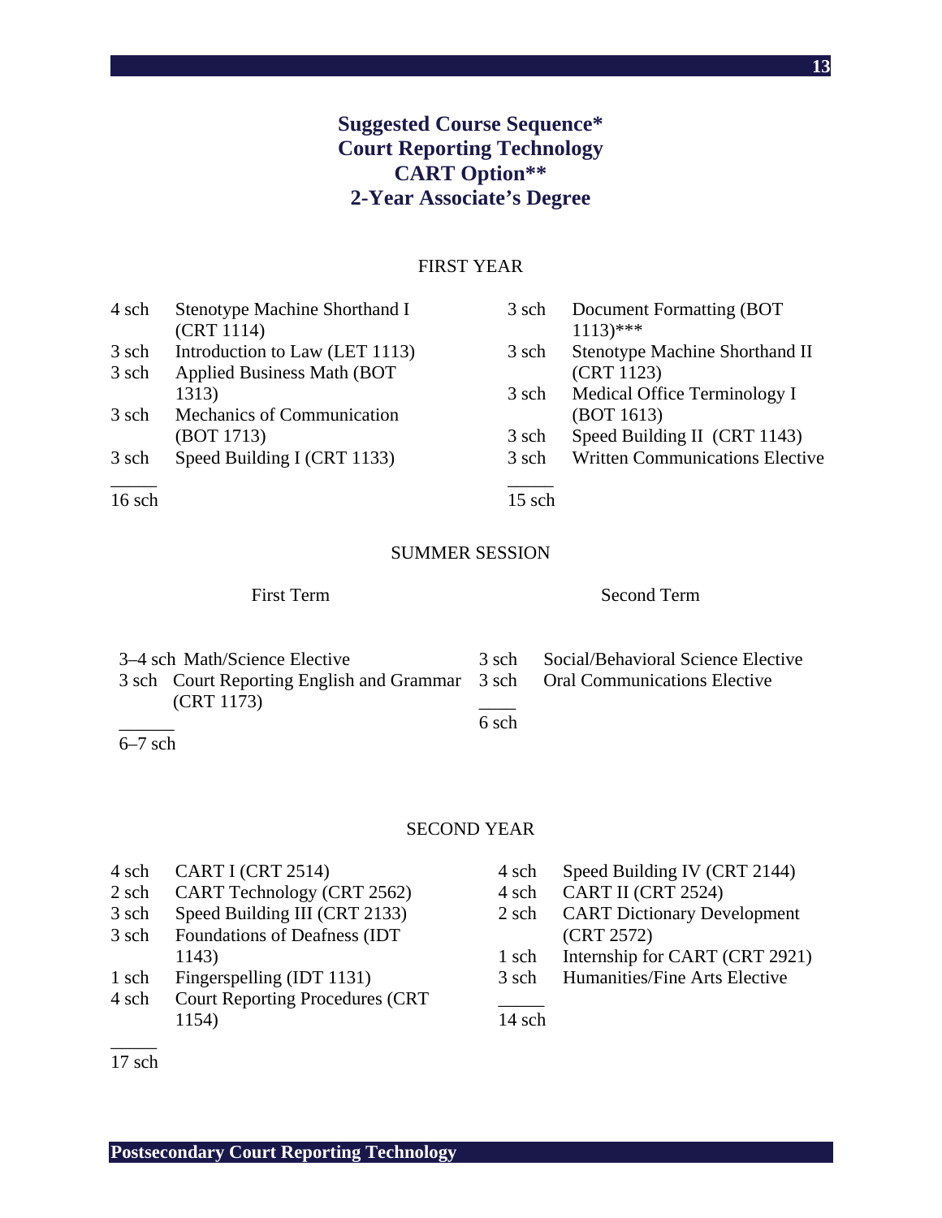## Suggested Course Sequence*
## Court Reporting Technology
## CART Option**
## 2-Year Associate's Degree

### FIRST YEAR

| | | | |
|---|---|---|---|
| 4 sch | Stenotype Machine Shorthand I (CRT 1114) | 3 sch | Document Formatting (BOT 1113)*** |
| 3 sch | Introduction to Law (LET 1113) | 3 sch | Stenotype Machine Shorthand II (CRT 1123) |
| 3 sch | Applied Business Math (BOT 1313) | 3 sch | Medical Office Terminology I (BOT 1613) |
| 3 sch | Mechanics of Communication (BOT 1713) | 3 sch | Speed Building II (CRT 1143) |
| 3 sch | Speed Building I (CRT 1133) | 3 sch | Written Communications Elective |
| 16 sch | | 15 sch | |

### SUMMER SESSION

| First Term | | Second Term | |
|---|---|---|---|
| 3–4 sch | Math/Science Elective | 3 sch | Social/Behavioral Science Elective |
| 3 sch | Court Reporting English and Grammar (CRT 1173) | 3 sch | Oral Communications Elective |
| 6–7 sch | | 6 sch | |

### SECOND YEAR

| | | | |
|---|---|---|---|
| 4 sch | CART I (CRT 2514) | 4 sch | Speed Building IV (CRT 2144) |
| 2 sch | CART Technology (CRT 2562) | 4 sch | CART II (CRT 2524) |
| 3 sch | Speed Building III (CRT 2133) | 2 sch | CART Dictionary Development (CRT 2572) |
| 3 sch | Foundations of Deafness (IDT 1143) | 1 sch | Internship for CART (CRT 2921) |
| 1 sch | Fingerspelling (IDT 1131) | 3 sch | Humanities/Fine Arts Elective |
| 4 sch | Court Reporting Procedures (CRT 1154) | 14 sch | |
| 17 sch | | | |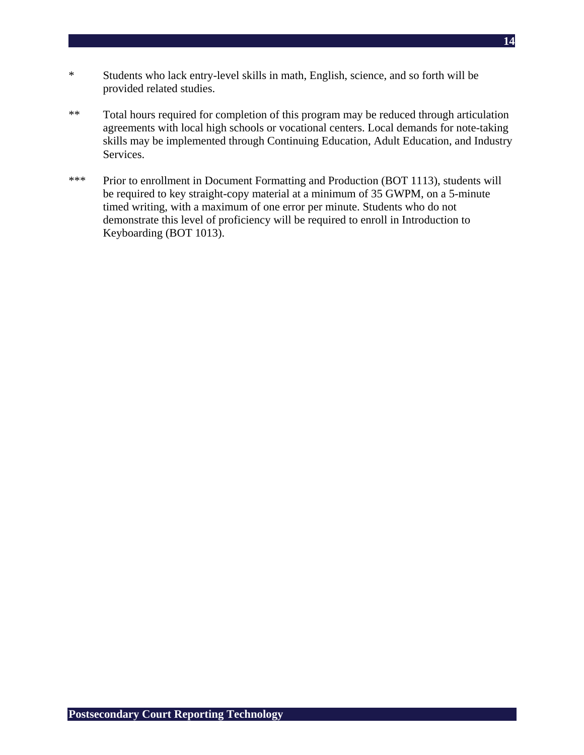*	Students who lack entry-level skills in math, English, science, and so forth will be provided related studies.

**	Total hours required for completion of this program may be reduced through articulation agreements with local high schools or vocational centers. Local demands for note-taking skills may be implemented through Continuing Education, Adult Education, and Industry Services.

***	Prior to enrollment in Document Formatting and Production (BOT 1113), students will be required to key straight-copy material at a minimum of 35 GWPM, on a 5-minute timed writing, with a maximum of one error per minute. Students who do not demonstrate this level of proficiency will be required to enroll in Introduction to Keyboarding (BOT 1013).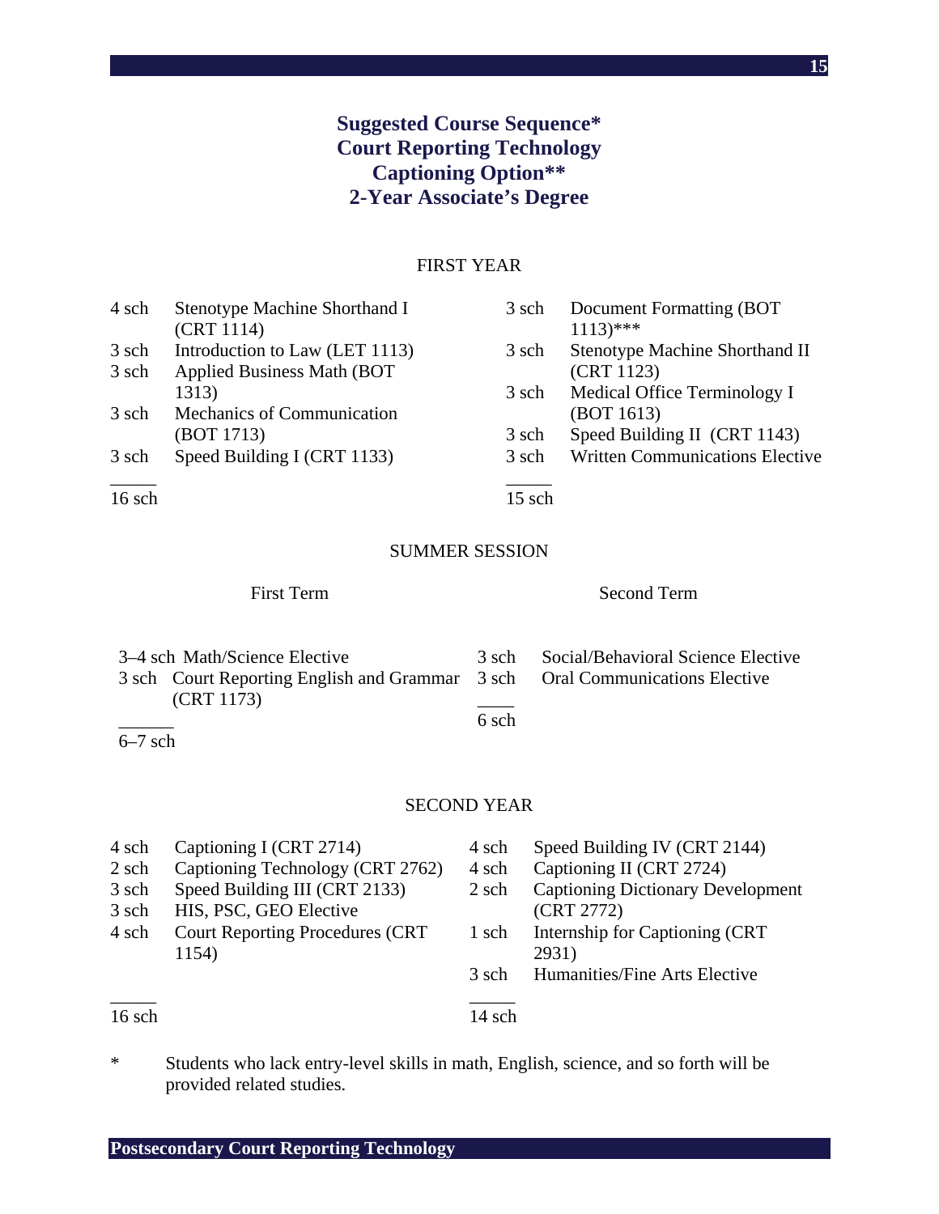## Suggested Course Sequence*
## Court Reporting Technology
## Captioning Option**
## 2-Year Associate's Degree

### FIRST YEAR

| | | | |
|---|---|---|---|
| 4 sch | Stenotype Machine Shorthand I (CRT 1114) | 3 sch | Document Formatting (BOT 1113)*** |
| 3 sch | Introduction to Law (LET 1113) | 3 sch | Stenotype Machine Shorthand II (CRT 1123) |
| 3 sch | Applied Business Math (BOT 1313) | 3 sch | Medical Office Terminology I (BOT 1613) |
| 3 sch | Mechanics of Communication (BOT 1713) | 3 sch | Speed Building II (CRT 1143) |
| 3 sch | Speed Building I (CRT 1133) | 3 sch | Written Communications Elective |
| 16 sch | | 15 sch | |

### SUMMER SESSION

| First Term | | Second Term | |
|---|---|---|---|
| 3–4 sch | Math/Science Elective | 3 sch | Social/Behavioral Science Elective |
| 3 sch | Court Reporting English and Grammar (CRT 1173) | 3 sch | Oral Communications Elective |
| 6–7 sch | | 6 sch | |

### SECOND YEAR

| | | | |
|---|---|---|---|
| 4 sch | Captioning I (CRT 2714) | 4 sch | Speed Building IV (CRT 2144) |
| 2 sch | Captioning Technology (CRT 2762) | 4 sch | Captioning II (CRT 2724) |
| 3 sch | Speed Building III (CRT 2133) | 2 sch | Captioning Dictionary Development (CRT 2772) |
| 3 sch | HIS, PSC, GEO Elective | 1 sch | Internship for Captioning (CRT 2931) |
| 4 sch | Court Reporting Procedures (CRT 1154) | 3 sch | Humanities/Fine Arts Elective |
| 16 sch | | 14 sch | |

\* Students who lack entry-level skills in math, English, science, and so forth will be provided related studies.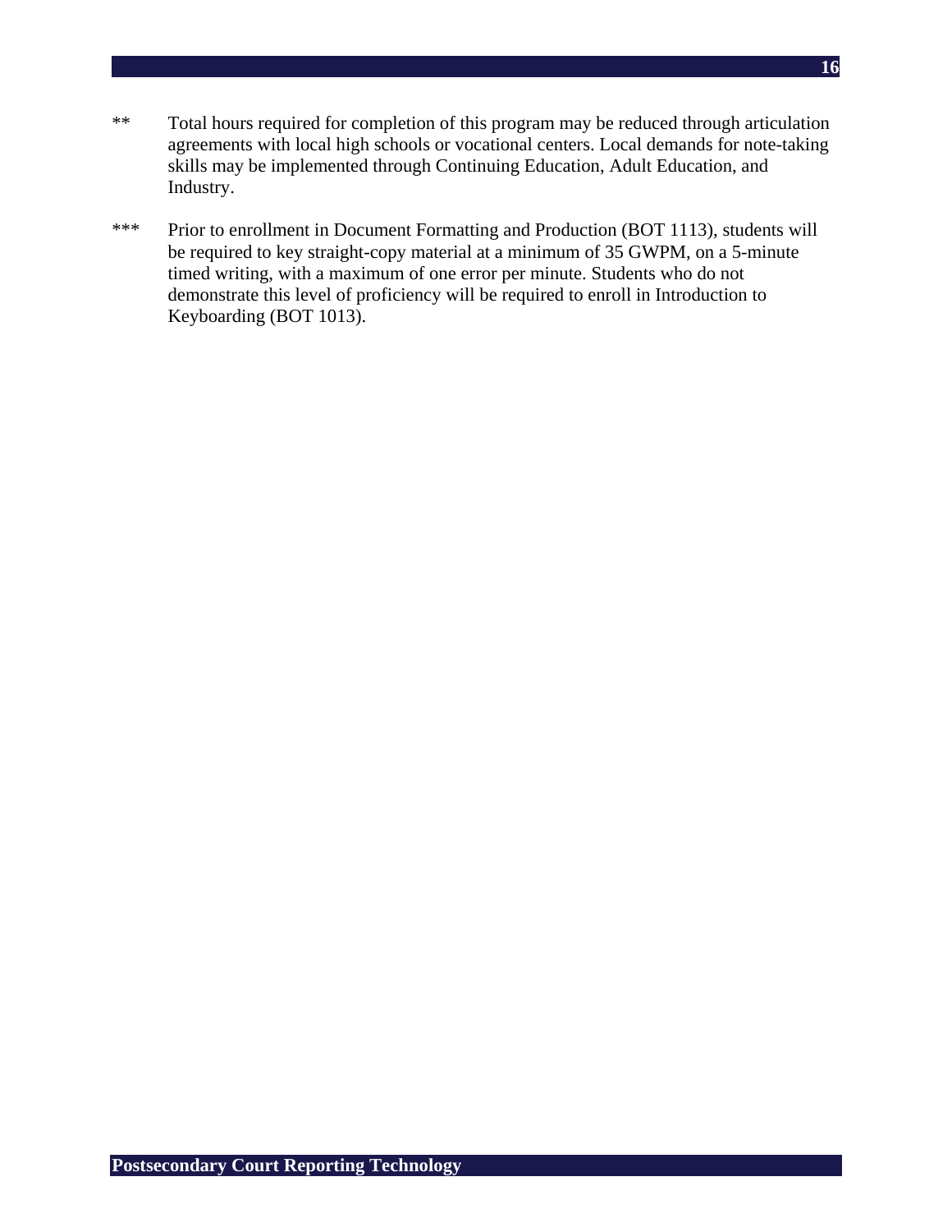** Total hours required for completion of this program may be reduced through articulation agreements with local high schools or vocational centers. Local demands for note-taking skills may be implemented through Continuing Education, Adult Education, and Industry.

*** Prior to enrollment in Document Formatting and Production (BOT 1113), students will be required to key straight-copy material at a minimum of 35 GWPM, on a 5-minute timed writing, with a maximum of one error per minute. Students who do not demonstrate this level of proficiency will be required to enroll in Introduction to Keyboarding (BOT 1013).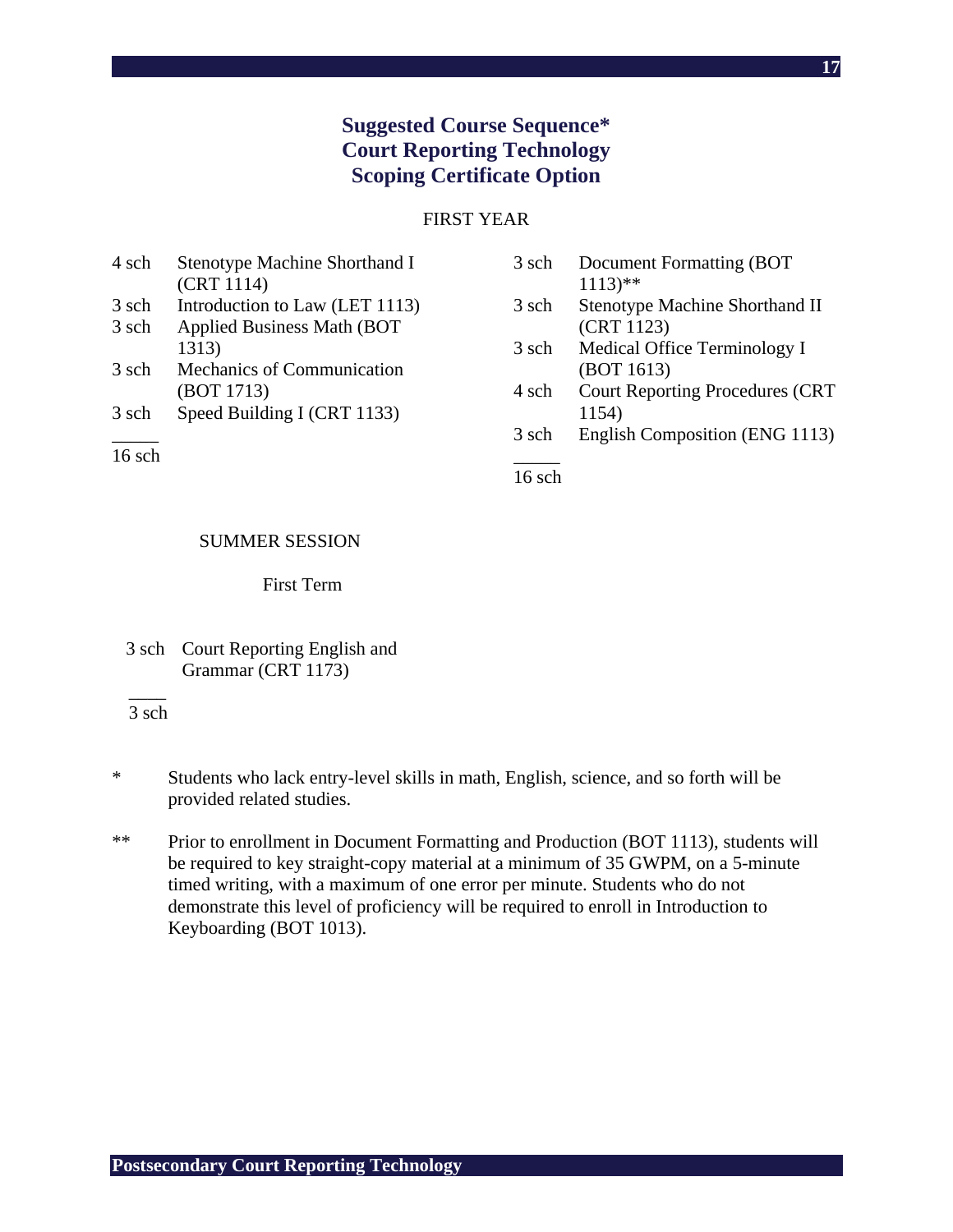# Suggested Course Sequence*
# Court Reporting Technology
# Scoping Certificate Option

FIRST YEAR

| | | | |
|---|---|---|---|
| 4 sch | Stenotype Machine Shorthand I (CRT 1114) | 3 sch | Document Formatting (BOT 1113)** |
| 3 sch | Introduction to Law (LET 1113) | 3 sch | Stenotype Machine Shorthand II (CRT 1123) |
| 3 sch | Applied Business Math (BOT 1313) | 3 sch | Medical Office Terminology I (BOT 1613) |
| 3 sch | Mechanics of Communication (BOT 1713) | 4 sch | Court Reporting Procedures (CRT 1154) |
| 3 sch | Speed Building I (CRT 1133) | 3 sch | English Composition (ENG 1113) |
| 16 sch | | 16 sch | |

SUMMER SESSION

First Term

| | |
|---|---|
| 3 sch | Court Reporting English and Grammar (CRT 1173) |
| 3 sch | |

\* Students who lack entry-level skills in math, English, science, and so forth will be provided related studies.

\*\* Prior to enrollment in Document Formatting and Production (BOT 1113), students will be required to key straight-copy material at a minimum of 35 GWPM, on a 5-minute timed writing, with a maximum of one error per minute. Students who do not demonstrate this level of proficiency will be required to enroll in Introduction to Keyboarding (BOT 1013).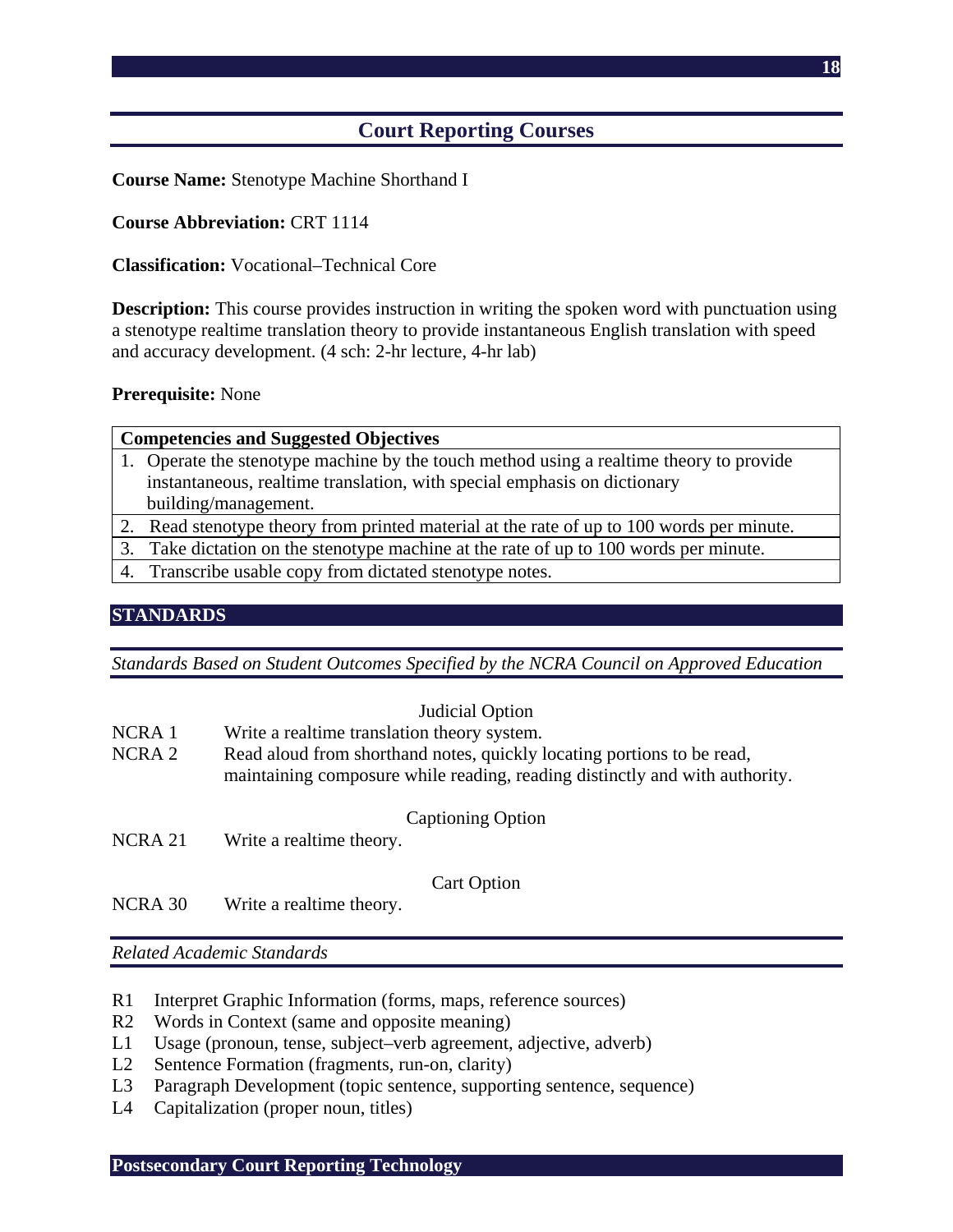## Court Reporting Courses

**Course Name:** Stenotype Machine Shorthand I

**Course Abbreviation:** CRT 1114

**Classification:** Vocational–Technical Core

**Description:** This course provides instruction in writing the spoken word with punctuation using a stenotype realtime translation theory to provide instantaneous English translation with speed and accuracy development. (4 sch: 2-hr lecture, 4-hr lab)

**Prerequisite:** None

| Competencies and Suggested Objectives |
|---|
| 1. Operate the stenotype machine by the touch method using a realtime theory to provide instantaneous, realtime translation, with special emphasis on dictionary building/management. |
| 2. Read stenotype theory from printed material at the rate of up to 100 words per minute. |
| 3. Take dictation on the stenotype machine at the rate of up to 100 words per minute. |
| 4. Transcribe usable copy from dictated stenotype notes. |

### STANDARDS

*Standards Based on Student Outcomes Specified by the NCRA Council on Approved Education*

Judicial Option

NCRA 1 Write a realtime translation theory system.
NCRA 2 Read aloud from shorthand notes, quickly locating portions to be read, maintaining composure while reading, reading distinctly and with authority.

Captioning Option

NCRA 21 Write a realtime theory.

Cart Option

NCRA 30 Write a realtime theory.

*Related Academic Standards*

- R1 Interpret Graphic Information (forms, maps, reference sources)
- R2 Words in Context (same and opposite meaning)
- L1 Usage (pronoun, tense, subject–verb agreement, adjective, adverb)
- L2 Sentence Formation (fragments, run-on, clarity)
- L3 Paragraph Development (topic sentence, supporting sentence, sequence)
- L4 Capitalization (proper noun, titles)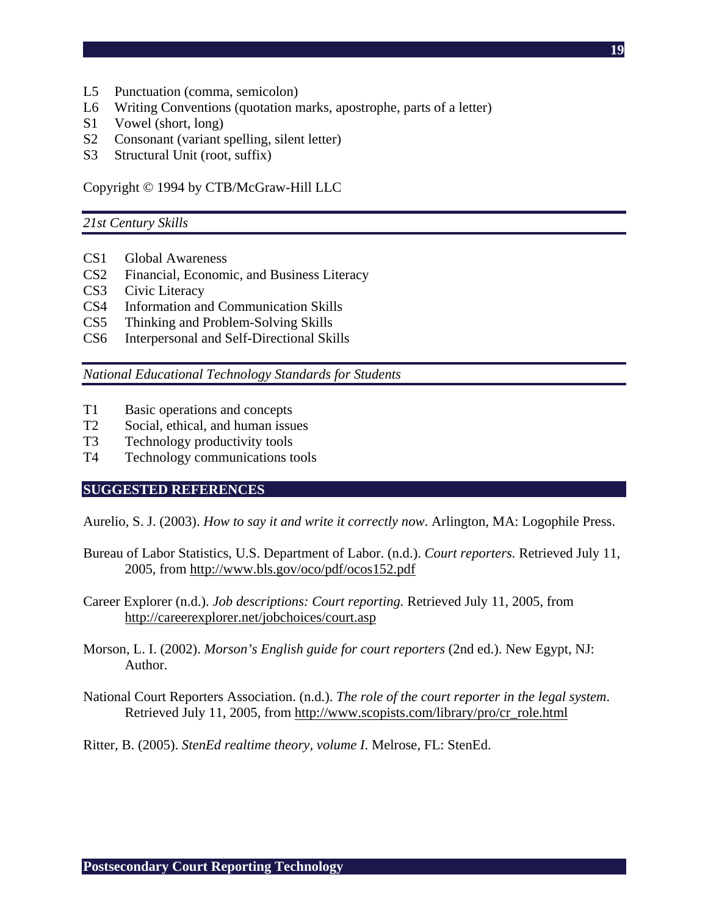L5 Punctuation (comma, semicolon)
L6 Writing Conventions (quotation marks, apostrophe, parts of a letter)
S1 Vowel (short, long)
S2 Consonant (variant spelling, silent letter)
S3 Structural Unit (root, suffix)

Copyright © 1994 by CTB/McGraw-Hill LLC

*21st Century Skills*

CS1 Global Awareness
CS2 Financial, Economic, and Business Literacy
CS3 Civic Literacy
CS4 Information and Communication Skills
CS5 Thinking and Problem-Solving Skills
CS6 Interpersonal and Self-Directional Skills

*National Educational Technology Standards for Students*

T1 Basic operations and concepts
T2 Social, ethical, and human issues
T3 Technology productivity tools
T4 Technology communications tools

## SUGGESTED REFERENCES

Aurelio, S. J. (2003). *How to say it and write it correctly now*. Arlington, MA: Logophile Press.

Bureau of Labor Statistics, U.S. Department of Labor. (n.d.). *Court reporters.* Retrieved July 11, 2005, from http://www.bls.gov/oco/pdf/ocos152.pdf

Career Explorer (n.d.). *Job descriptions: Court reporting.* Retrieved July 11, 2005, from http://careerexplorer.net/jobchoices/court.asp

Morson, L. I. (2002). *Morson's English guide for court reporters* (2nd ed.). New Egypt, NJ: Author.

National Court Reporters Association. (n.d.). *The role of the court reporter in the legal system*. Retrieved July 11, 2005, from http://www.scopists.com/library/pro/cr_role.html

Ritter, B. (2005). *StenEd realtime theory, volume I*. Melrose, FL: StenEd.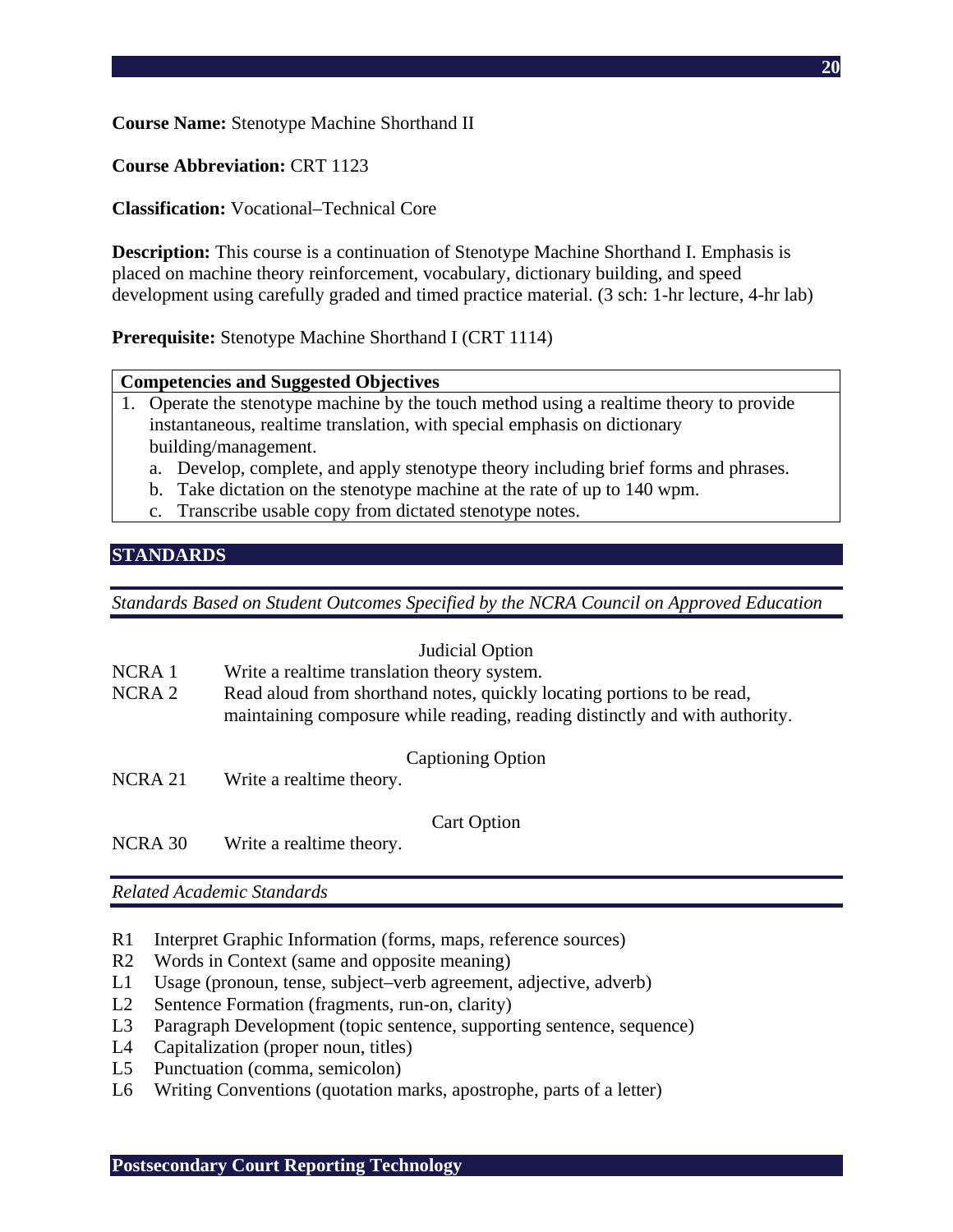**Course Name:** Stenotype Machine Shorthand II

**Course Abbreviation:** CRT 1123

**Classification:** Vocational–Technical Core

**Description:** This course is a continuation of Stenotype Machine Shorthand I. Emphasis is placed on machine theory reinforcement, vocabulary, dictionary building, and speed development using carefully graded and timed practice material. (3 sch: 1-hr lecture, 4-hr lab)

**Prerequisite:** Stenotype Machine Shorthand I (CRT 1114)

| **Competencies and Suggested Objectives** |
|---|
| 1. Operate the stenotype machine by the touch method using a realtime theory to provide instantaneous, realtime translation, with special emphasis on dictionary building/management.<br>a. Develop, complete, and apply stenotype theory including brief forms and phrases.<br>b. Take dictation on the stenotype machine at the rate of up to 140 wpm.<br>c. Transcribe usable copy from dictated stenotype notes. |

## STANDARDS

*Standards Based on Student Outcomes Specified by the NCRA Council on Approved Education*

Judicial Option

- NCRA 1 Write a realtime translation theory system.
- NCRA 2 Read aloud from shorthand notes, quickly locating portions to be read, maintaining composure while reading, reading distinctly and with authority.

Captioning Option

- NCRA 21 Write a realtime theory.

Cart Option

- NCRA 30 Write a realtime theory.

*Related Academic Standards*

- R1 Interpret Graphic Information (forms, maps, reference sources)
- R2 Words in Context (same and opposite meaning)
- L1 Usage (pronoun, tense, subject–verb agreement, adjective, adverb)
- L2 Sentence Formation (fragments, run-on, clarity)
- L3 Paragraph Development (topic sentence, supporting sentence, sequence)
- L4 Capitalization (proper noun, titles)
- L5 Punctuation (comma, semicolon)
- L6 Writing Conventions (quotation marks, apostrophe, parts of a letter)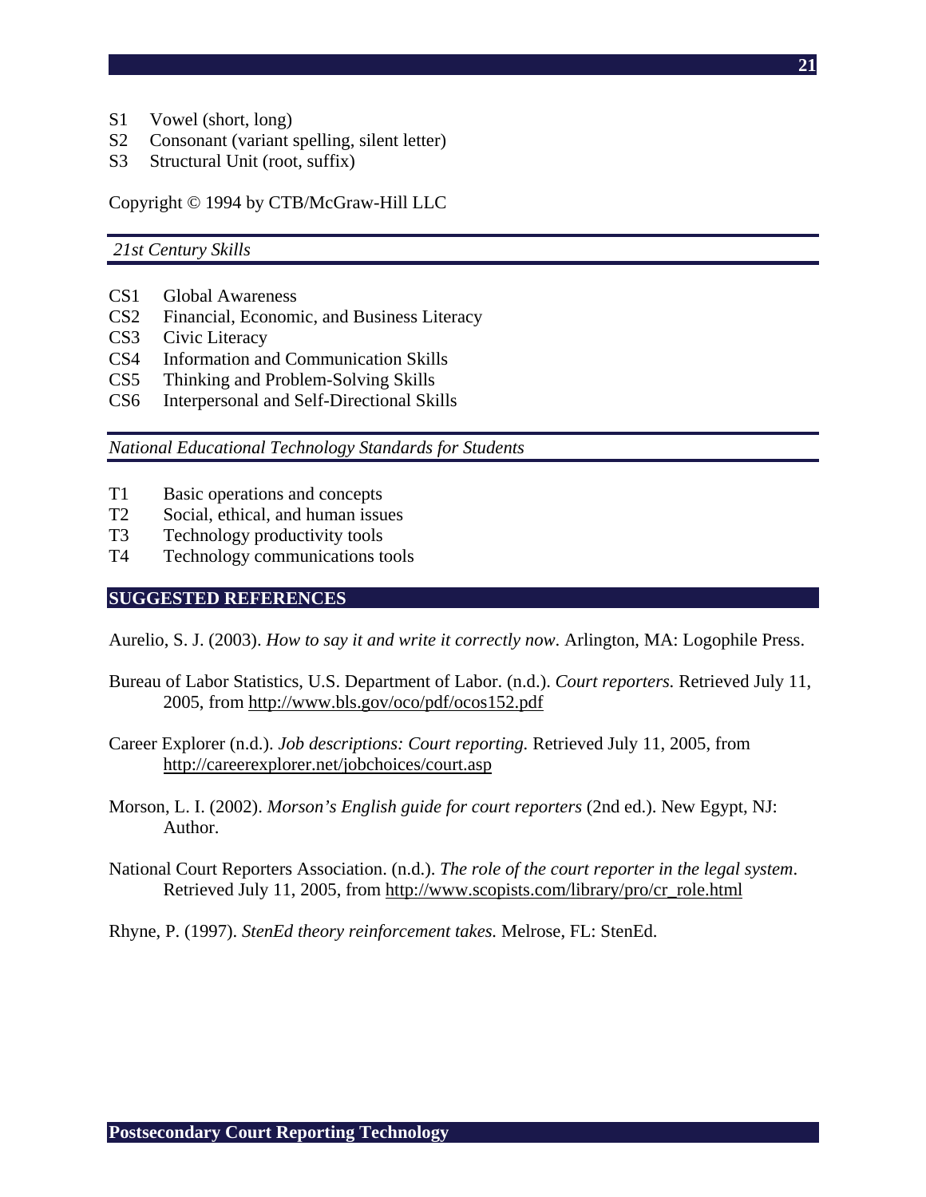S1 Vowel (short, long)
S2 Consonant (variant spelling, silent letter)
S3 Structural Unit (root, suffix)

Copyright © 1994 by CTB/McGraw-Hill LLC

### *21st Century Skills*

CS1 Global Awareness
CS2 Financial, Economic, and Business Literacy
CS3 Civic Literacy
CS4 Information and Communication Skills
CS5 Thinking and Problem-Solving Skills
CS6 Interpersonal and Self-Directional Skills

### *National Educational Technology Standards for Students*

T1 Basic operations and concepts
T2 Social, ethical, and human issues
T3 Technology productivity tools
T4 Technology communications tools

## SUGGESTED REFERENCES

Aurelio, S. J. (2003). *How to say it and write it correctly now*. Arlington, MA: Logophile Press.

Bureau of Labor Statistics, U.S. Department of Labor. (n.d.). *Court reporters.* Retrieved July 11, 2005, from http://www.bls.gov/oco/pdf/ocos152.pdf

Career Explorer (n.d.). *Job descriptions: Court reporting.* Retrieved July 11, 2005, from http://careerexplorer.net/jobchoices/court.asp

Morson, L. I. (2002). *Morson's English guide for court reporters* (2nd ed.). New Egypt, NJ: Author.

National Court Reporters Association. (n.d.). *The role of the court reporter in the legal system*. Retrieved July 11, 2005, from http://www.scopists.com/library/pro/cr_role.html

Rhyne, P. (1997). *StenEd theory reinforcement takes.* Melrose, FL: StenEd.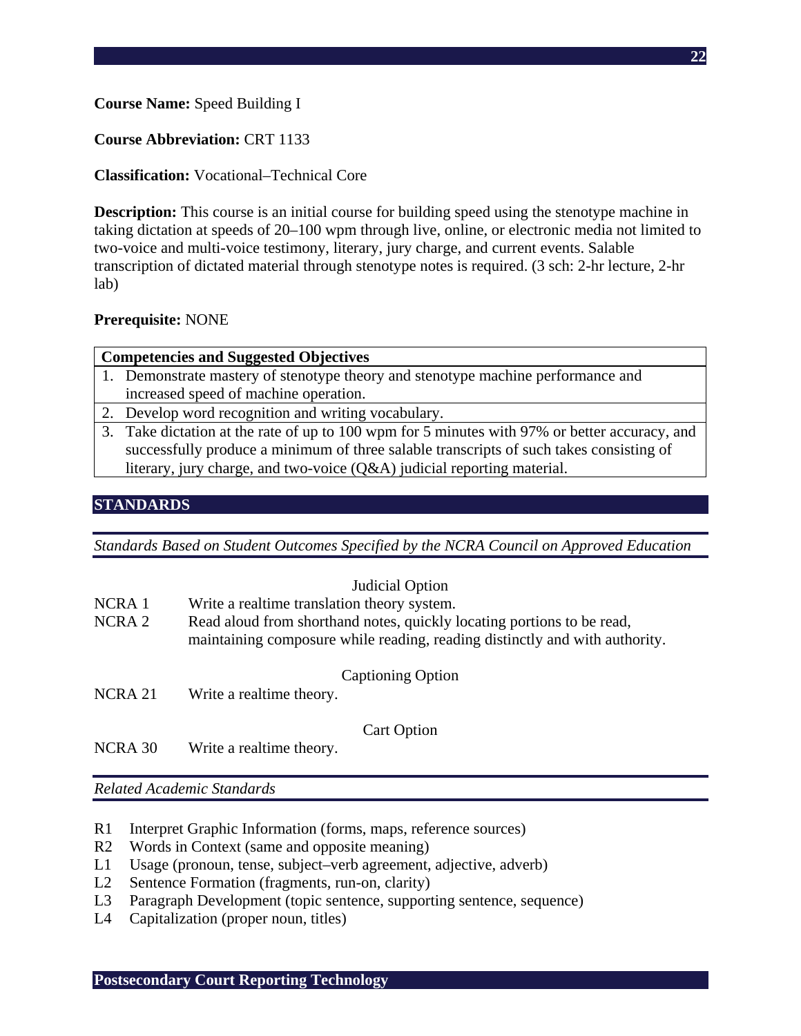**Course Name:** Speed Building I

**Course Abbreviation:** CRT 1133

**Classification:** Vocational–Technical Core

**Description:** This course is an initial course for building speed using the stenotype machine in taking dictation at speeds of 20–100 wpm through live, online, or electronic media not limited to two-voice and multi-voice testimony, literary, jury charge, and current events. Salable transcription of dictated material through stenotype notes is required. (3 sch: 2-hr lecture, 2-hr lab)

**Prerequisite:** NONE

| Competencies and Suggested Objectives |
|---|
| 1. Demonstrate mastery of stenotype theory and stenotype machine performance and increased speed of machine operation. |
| 2. Develop word recognition and writing vocabulary. |
| 3. Take dictation at the rate of up to 100 wpm for 5 minutes with 97% or better accuracy, and successfully produce a minimum of three salable transcripts of such takes consisting of literary, jury charge, and two-voice (Q&A) judicial reporting material. |

## STANDARDS

*Standards Based on Student Outcomes Specified by the NCRA Council on Approved Education*

Judicial Option

NCRA 1 Write a realtime translation theory system.

NCRA 2 Read aloud from shorthand notes, quickly locating portions to be read, maintaining composure while reading, reading distinctly and with authority.

Captioning Option

NCRA 21 Write a realtime theory.

Cart Option

NCRA 30 Write a realtime theory.

*Related Academic Standards*

R1 Interpret Graphic Information (forms, maps, reference sources)

R2 Words in Context (same and opposite meaning)

L1 Usage (pronoun, tense, subject–verb agreement, adjective, adverb)

L2 Sentence Formation (fragments, run-on, clarity)

L3 Paragraph Development (topic sentence, supporting sentence, sequence)

L4 Capitalization (proper noun, titles)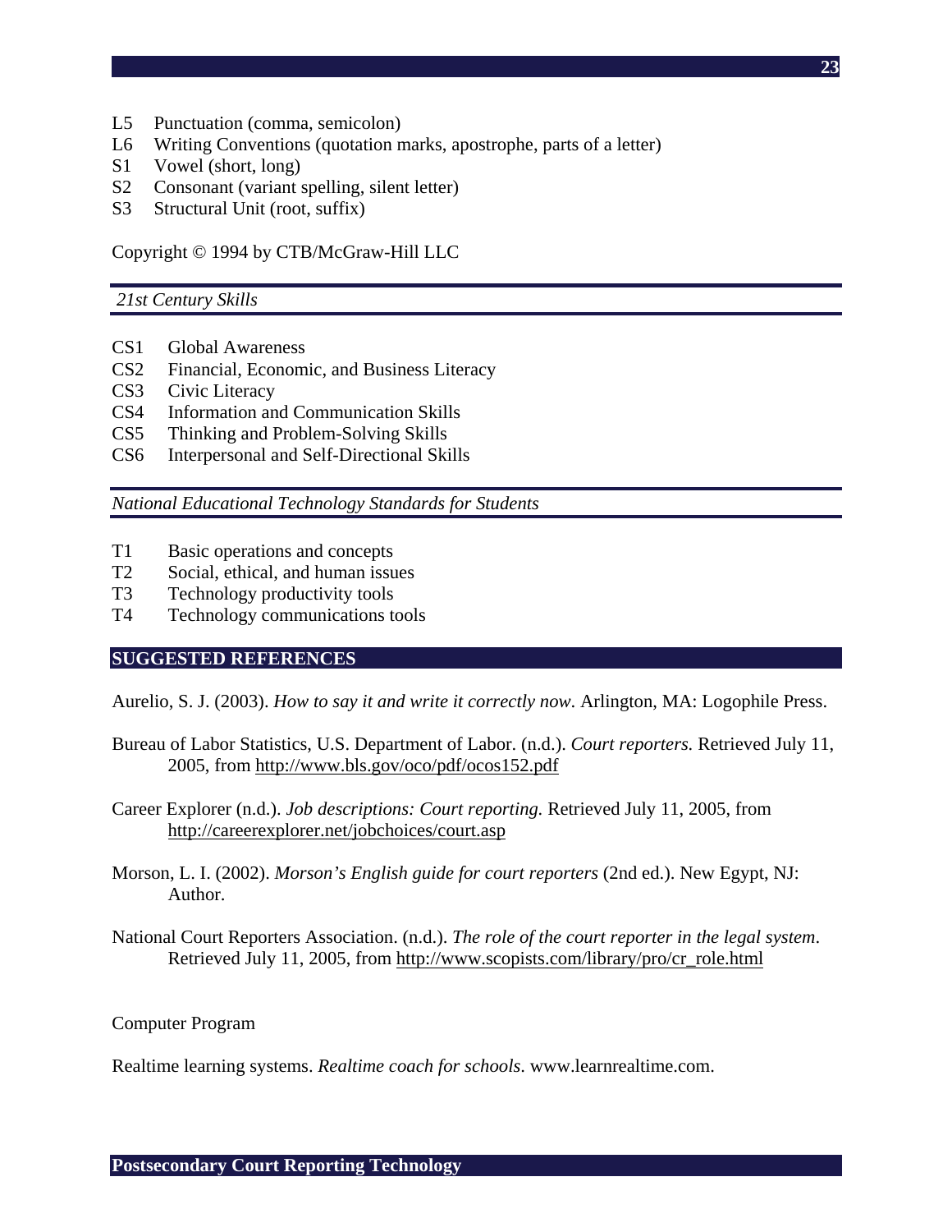L5 Punctuation (comma, semicolon)
L6 Writing Conventions (quotation marks, apostrophe, parts of a letter)
S1 Vowel (short, long)
S2 Consonant (variant spelling, silent letter)
S3 Structural Unit (root, suffix)

Copyright © 1994 by CTB/McGraw-Hill LLC

*21st Century Skills*

CS1 Global Awareness
CS2 Financial, Economic, and Business Literacy
CS3 Civic Literacy
CS4 Information and Communication Skills
CS5 Thinking and Problem-Solving Skills
CS6 Interpersonal and Self-Directional Skills

*National Educational Technology Standards for Students*

T1 Basic operations and concepts
T2 Social, ethical, and human issues
T3 Technology productivity tools
T4 Technology communications tools

## SUGGESTED REFERENCES

Aurelio, S. J. (2003). *How to say it and write it correctly now*. Arlington, MA: Logophile Press.

Bureau of Labor Statistics, U.S. Department of Labor. (n.d.). *Court reporters.* Retrieved July 11, 2005, from http://www.bls.gov/oco/pdf/ocos152.pdf

Career Explorer (n.d.). *Job descriptions: Court reporting.* Retrieved July 11, 2005, from http://careerexplorer.net/jobchoices/court.asp

Morson, L. I. (2002). *Morson's English guide for court reporters* (2nd ed.). New Egypt, NJ: Author.

National Court Reporters Association. (n.d.). *The role of the court reporter in the legal system*. Retrieved July 11, 2005, from http://www.scopists.com/library/pro/cr_role.html

Computer Program

Realtime learning systems. *Realtime coach for schools*. www.learnrealtime.com.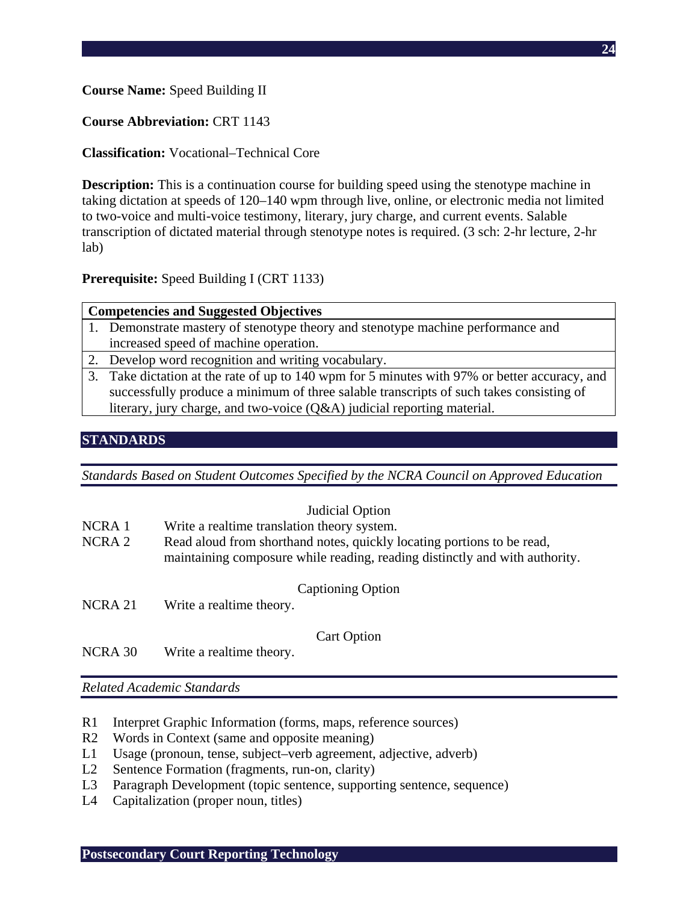**Course Name:** Speed Building II

**Course Abbreviation:** CRT 1143

**Classification:** Vocational–Technical Core

**Description:** This is a continuation course for building speed using the stenotype machine in taking dictation at speeds of 120–140 wpm through live, online, or electronic media not limited to two-voice and multi-voice testimony, literary, jury charge, and current events. Salable transcription of dictated material through stenotype notes is required. (3 sch: 2-hr lecture, 2-hr lab)

**Prerequisite:** Speed Building I (CRT 1133)

| **Competencies and Suggested Objectives** |
|---|
| 1. Demonstrate mastery of stenotype theory and stenotype machine performance and increased speed of machine operation. |
| 2. Develop word recognition and writing vocabulary. |
| 3. Take dictation at the rate of up to 140 wpm for 5 minutes with 97% or better accuracy, and successfully produce a minimum of three salable transcripts of such takes consisting of literary, jury charge, and two-voice (Q&A) judicial reporting material. |

## STANDARDS

*Standards Based on Student Outcomes Specified by the NCRA Council on Approved Education*

Judicial Option

NCRA 1 Write a realtime translation theory system.

NCRA 2 Read aloud from shorthand notes, quickly locating portions to be read, maintaining composure while reading, reading distinctly and with authority.

Captioning Option

NCRA 21 Write a realtime theory.

Cart Option

NCRA 30 Write a realtime theory.

*Related Academic Standards*

- R1 Interpret Graphic Information (forms, maps, reference sources)
- R2 Words in Context (same and opposite meaning)
- L1 Usage (pronoun, tense, subject–verb agreement, adjective, adverb)
- L2 Sentence Formation (fragments, run-on, clarity)
- L3 Paragraph Development (topic sentence, supporting sentence, sequence)
- L4 Capitalization (proper noun, titles)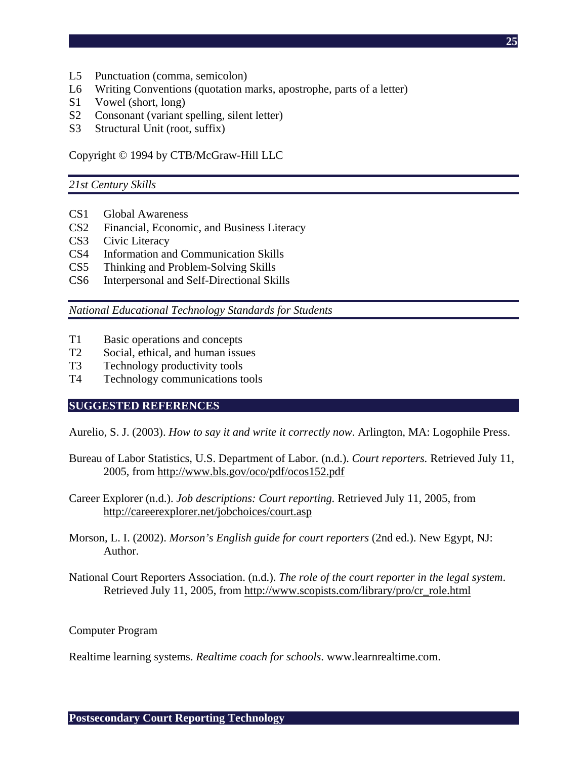L5 Punctuation (comma, semicolon)
L6 Writing Conventions (quotation marks, apostrophe, parts of a letter)
S1 Vowel (short, long)
S2 Consonant (variant spelling, silent letter)
S3 Structural Unit (root, suffix)

Copyright © 1994 by CTB/McGraw-Hill LLC

*21st Century Skills*

CS1 Global Awareness
CS2 Financial, Economic, and Business Literacy
CS3 Civic Literacy
CS4 Information and Communication Skills
CS5 Thinking and Problem-Solving Skills
CS6 Interpersonal and Self-Directional Skills

*National Educational Technology Standards for Students*

T1 Basic operations and concepts
T2 Social, ethical, and human issues
T3 Technology productivity tools
T4 Technology communications tools

## SUGGESTED REFERENCES

Aurelio, S. J. (2003). *How to say it and write it correctly now*. Arlington, MA: Logophile Press.

Bureau of Labor Statistics, U.S. Department of Labor. (n.d.). *Court reporters.* Retrieved July 11, 2005, from http://www.bls.gov/oco/pdf/ocos152.pdf

Career Explorer (n.d.). *Job descriptions: Court reporting.* Retrieved July 11, 2005, from http://careerexplorer.net/jobchoices/court.asp

Morson, L. I. (2002). *Morson's English guide for court reporters* (2nd ed.). New Egypt, NJ: Author.

National Court Reporters Association. (n.d.). *The role of the court reporter in the legal system*. Retrieved July 11, 2005, from http://www.scopists.com/library/pro/cr_role.html

Computer Program

Realtime learning systems. *Realtime coach for schools*. www.learnrealtime.com.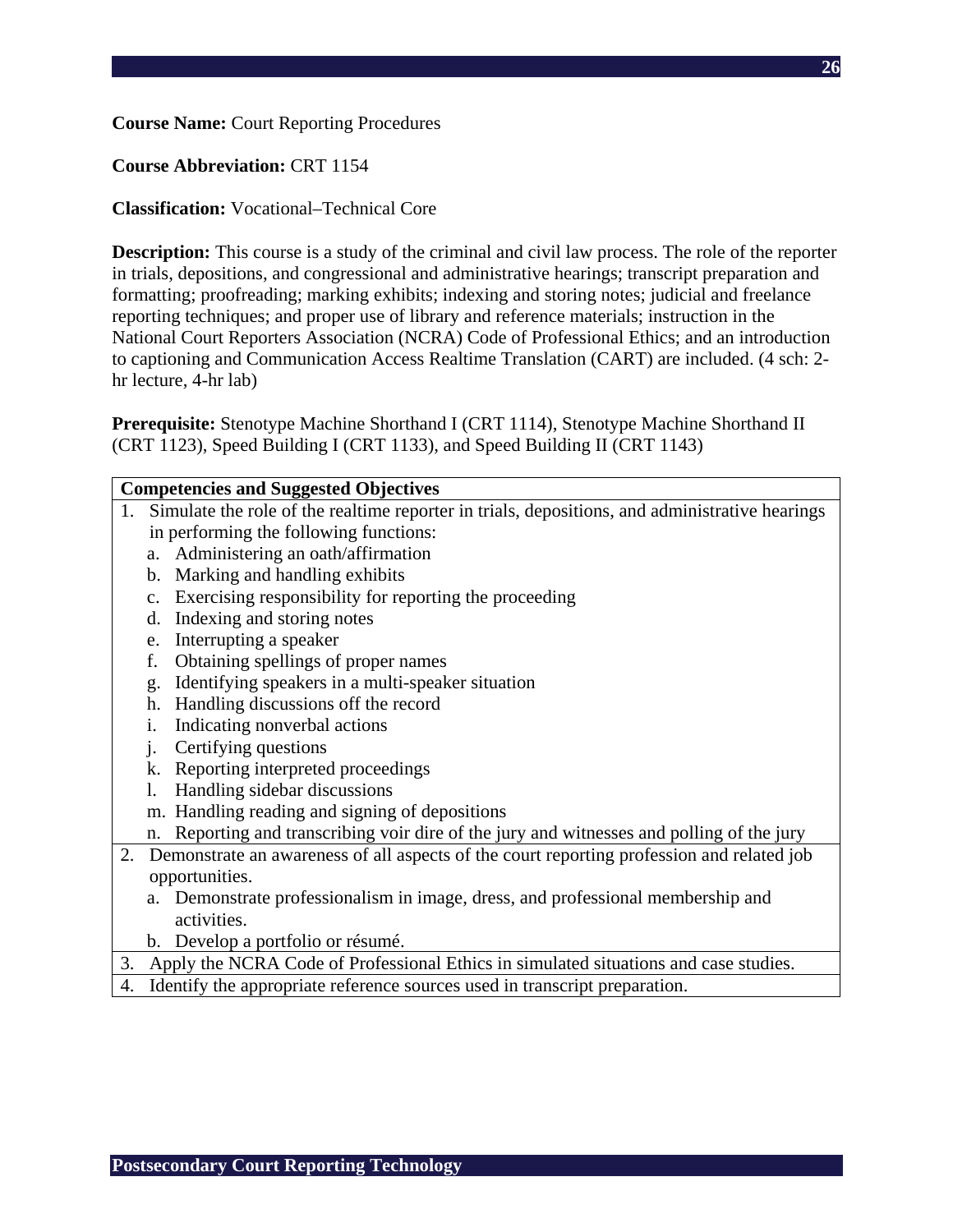**Course Name:** Court Reporting Procedures

**Course Abbreviation:** CRT 1154

**Classification:** Vocational–Technical Core

**Description:** This course is a study of the criminal and civil law process. The role of the reporter in trials, depositions, and congressional and administrative hearings; transcript preparation and formatting; proofreading; marking exhibits; indexing and storing notes; judicial and freelance reporting techniques; and proper use of library and reference materials; instruction in the National Court Reporters Association (NCRA) Code of Professional Ethics; and an introduction to captioning and Communication Access Realtime Translation (CART) are included. (4 sch: 2-hr lecture, 4-hr lab)

**Prerequisite:** Stenotype Machine Shorthand I (CRT 1114), Stenotype Machine Shorthand II (CRT 1123), Speed Building I (CRT 1133), and Speed Building II (CRT 1143)

| **Competencies and Suggested Objectives** |
|---|
| 1. Simulate the role of the realtime reporter in trials, depositions, and administrative hearings in performing the following functions:<br>a. Administering an oath/affirmation<br>b. Marking and handling exhibits<br>c. Exercising responsibility for reporting the proceeding<br>d. Indexing and storing notes<br>e. Interrupting a speaker<br>f. Obtaining spellings of proper names<br>g. Identifying speakers in a multi-speaker situation<br>h. Handling discussions off the record<br>i. Indicating nonverbal actions<br>j. Certifying questions<br>k. Reporting interpreted proceedings<br>l. Handling sidebar discussions<br>m. Handling reading and signing of depositions<br>n. Reporting and transcribing voir dire of the jury and witnesses and polling of the jury |
| 2. Demonstrate an awareness of all aspects of the court reporting profession and related job opportunities.<br>a. Demonstrate professionalism in image, dress, and professional membership and activities.<br>b. Develop a portfolio or résumé. |
| 3. Apply the NCRA Code of Professional Ethics in simulated situations and case studies. |
| 4. Identify the appropriate reference sources used in transcript preparation. |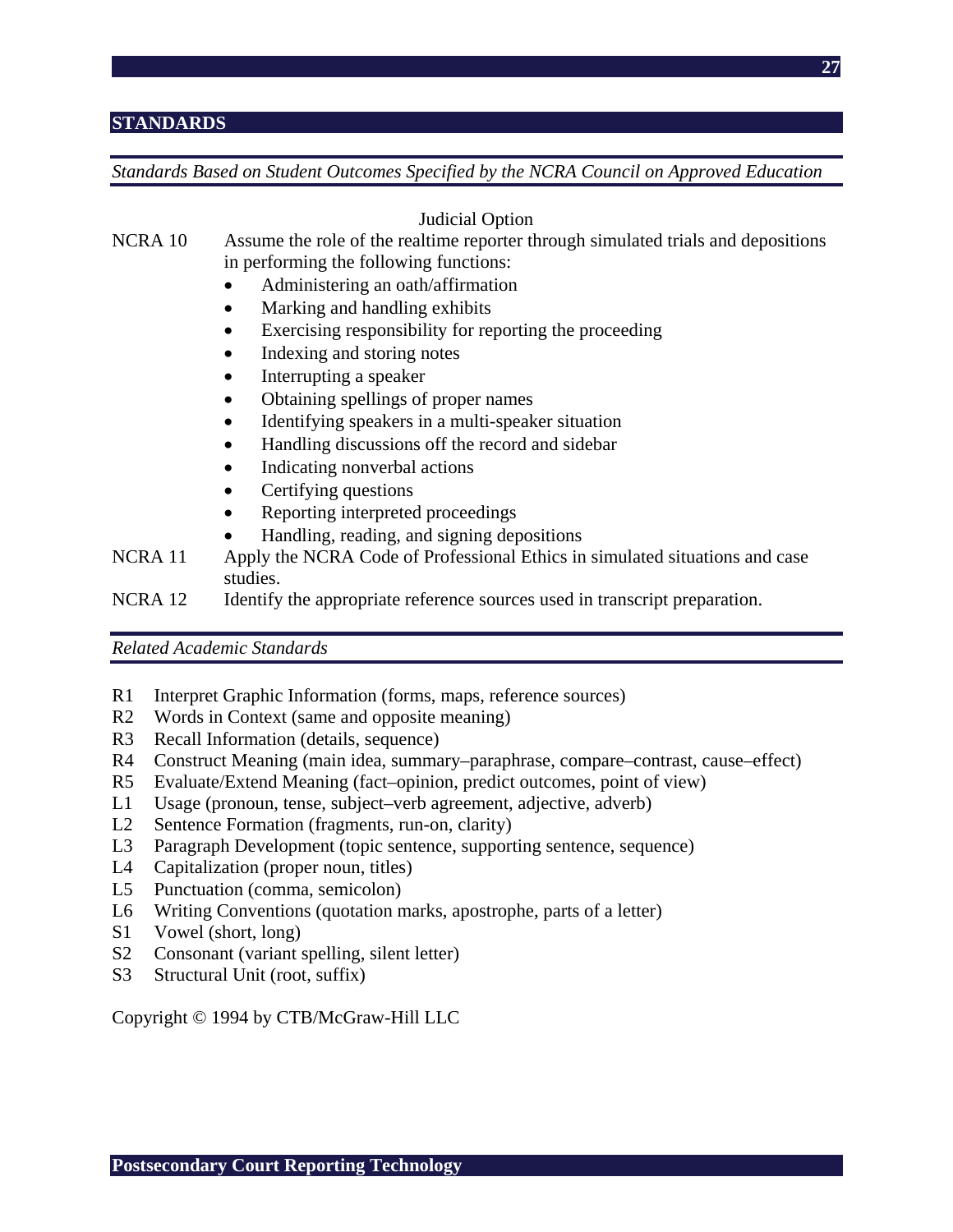## STANDARDS

*Standards Based on Student Outcomes Specified by the NCRA Council on Approved Education*

Judicial Option

NCRA 10 Assume the role of the realtime reporter through simulated trials and depositions in performing the following functions:

- Administering an oath/affirmation
- Marking and handling exhibits
- Exercising responsibility for reporting the proceeding
- Indexing and storing notes
- Interrupting a speaker
- Obtaining spellings of proper names
- Identifying speakers in a multi-speaker situation
- Handling discussions off the record and sidebar
- Indicating nonverbal actions
- Certifying questions
- Reporting interpreted proceedings
- Handling, reading, and signing depositions

NCRA 11 Apply the NCRA Code of Professional Ethics in simulated situations and case studies.

NCRA 12 Identify the appropriate reference sources used in transcript preparation.

*Related Academic Standards*

R1 Interpret Graphic Information (forms, maps, reference sources)
R2 Words in Context (same and opposite meaning)
R3 Recall Information (details, sequence)
R4 Construct Meaning (main idea, summary–paraphrase, compare–contrast, cause–effect)
R5 Evaluate/Extend Meaning (fact–opinion, predict outcomes, point of view)
L1 Usage (pronoun, tense, subject–verb agreement, adjective, adverb)
L2 Sentence Formation (fragments, run-on, clarity)
L3 Paragraph Development (topic sentence, supporting sentence, sequence)
L4 Capitalization (proper noun, titles)
L5 Punctuation (comma, semicolon)
L6 Writing Conventions (quotation marks, apostrophe, parts of a letter)
S1 Vowel (short, long)
S2 Consonant (variant spelling, silent letter)
S3 Structural Unit (root, suffix)

Copyright © 1994 by CTB/McGraw-Hill LLC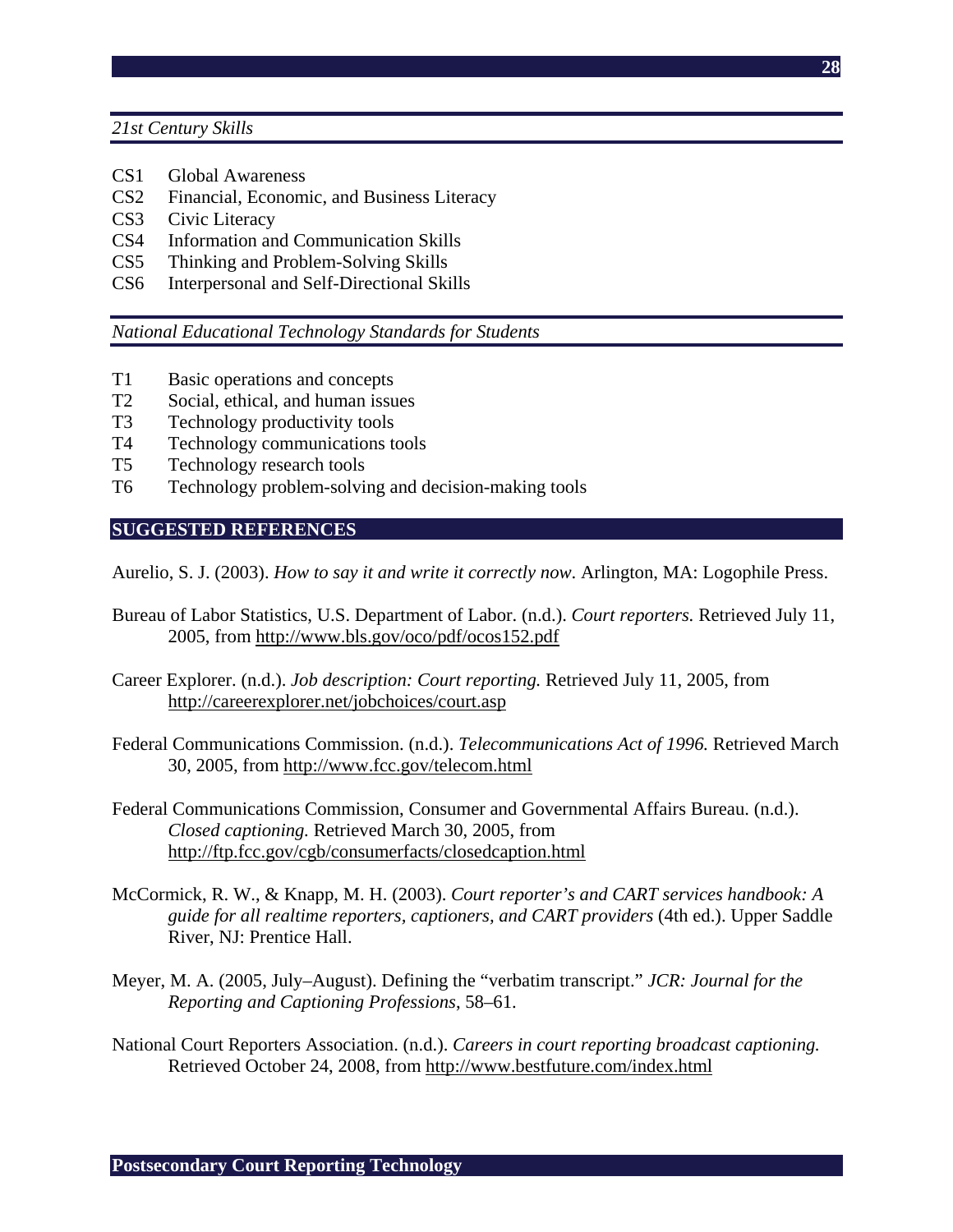*21st Century Skills*

CS1 Global Awareness
CS2 Financial, Economic, and Business Literacy
CS3 Civic Literacy
CS4 Information and Communication Skills
CS5 Thinking and Problem-Solving Skills
CS6 Interpersonal and Self-Directional Skills

*National Educational Technology Standards for Students*

T1 Basic operations and concepts
T2 Social, ethical, and human issues
T3 Technology productivity tools
T4 Technology communications tools
T5 Technology research tools
T6 Technology problem-solving and decision-making tools

## SUGGESTED REFERENCES

Aurelio, S. J. (2003). *How to say it and write it correctly now*. Arlington, MA: Logophile Press.

Bureau of Labor Statistics, U.S. Department of Labor. (n.d.). *Court reporters.* Retrieved July 11, 2005, from http://www.bls.gov/oco/pdf/ocos152.pdf

Career Explorer. (n.d.). *Job description: Court reporting.* Retrieved July 11, 2005, from http://careerexplorer.net/jobchoices/court.asp

Federal Communications Commission. (n.d.). *Telecommunications Act of 1996.* Retrieved March 30, 2005, from http://www.fcc.gov/telecom.html

Federal Communications Commission, Consumer and Governmental Affairs Bureau. (n.d.). *Closed captioning.* Retrieved March 30, 2005, from http://ftp.fcc.gov/cgb/consumerfacts/closedcaption.html

McCormick, R. W., & Knapp, M. H. (2003). *Court reporter's and CART services handbook: A guide for all realtime reporters, captioners, and CART providers* (4th ed.). Upper Saddle River, NJ: Prentice Hall.

Meyer, M. A. (2005, July–August). Defining the "verbatim transcript." *JCR: Journal for the Reporting and Captioning Professions*, 58–61.

National Court Reporters Association. (n.d.). *Careers in court reporting broadcast captioning.* Retrieved October 24, 2008, from http://www.bestfuture.com/index.html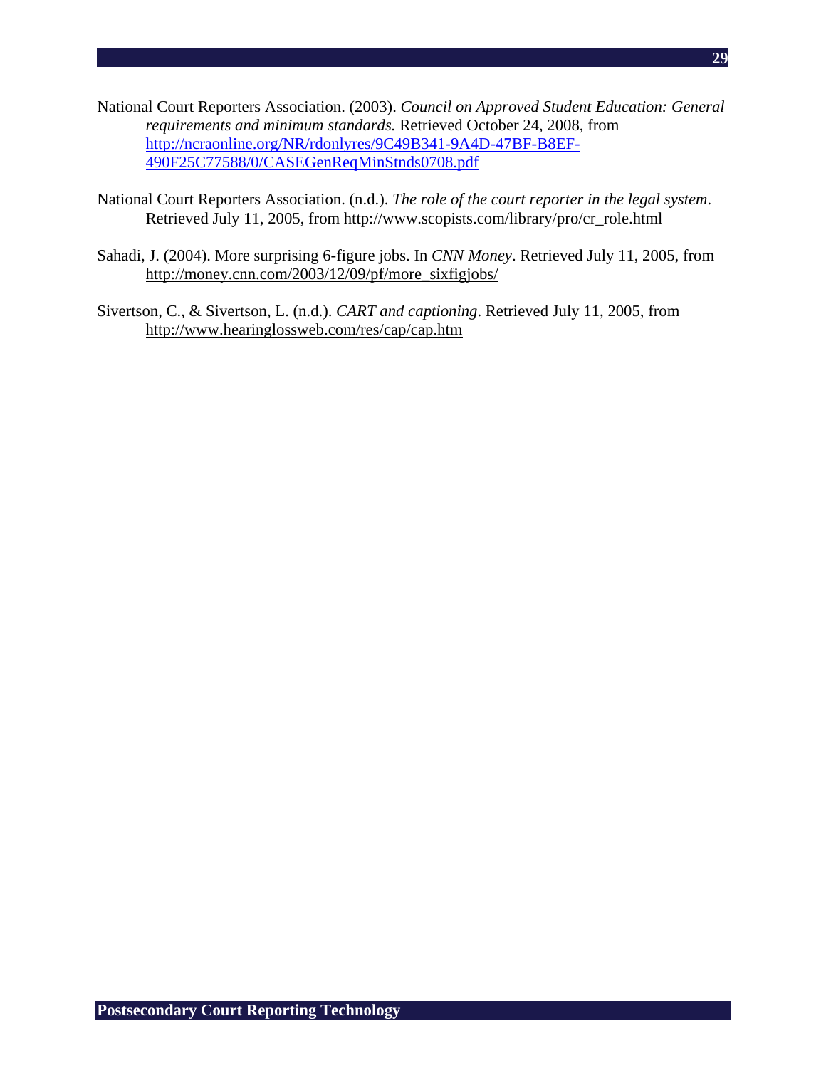National Court Reporters Association. (2003). *Council on Approved Student Education: General requirements and minimum standards.* Retrieved October 24, 2008, from http://ncraonline.org/NR/rdonlyres/9C49B341-9A4D-47BF-B8EF-490F25C77588/0/CASEGenReqMinStnds0708.pdf

National Court Reporters Association. (n.d.). *The role of the court reporter in the legal system*. Retrieved July 11, 2005, from http://www.scopists.com/library/pro/cr_role.html

Sahadi, J. (2004). More surprising 6-figure jobs. In *CNN Money*. Retrieved July 11, 2005, from http://money.cnn.com/2003/12/09/pf/more_sixfigjobs/

Sivertson, C., & Sivertson, L. (n.d.). *CART and captioning*. Retrieved July 11, 2005, from http://www.hearinglossweb.com/res/cap/cap.htm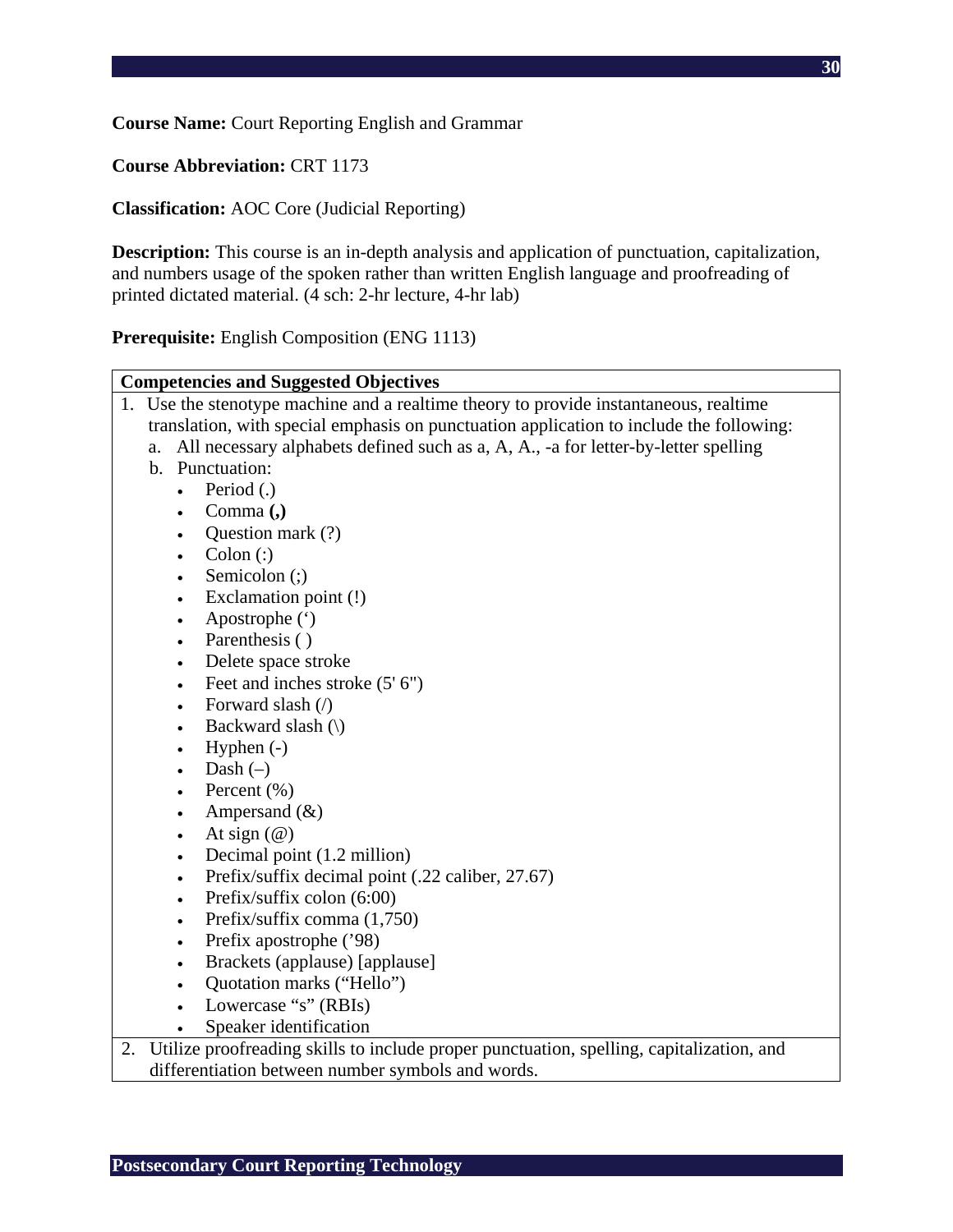**Course Name:** Court Reporting English and Grammar

**Course Abbreviation:** CRT 1173

**Classification:** AOC Core (Judicial Reporting)

**Description:** This course is an in-depth analysis and application of punctuation, capitalization, and numbers usage of the spoken rather than written English language and proofreading of printed dictated material. (4 sch: 2-hr lecture, 4-hr lab)

**Prerequisite:** English Composition (ENG 1113)

| Competencies and Suggested Objectives |
|---|
| 1. Use the stenotype machine and a realtime theory to provide instantaneous, realtime translation, with special emphasis on punctuation application to include the following:<br>a. All necessary alphabets defined such as a, A, A., -a for letter-by-letter spelling<br>b. Punctuation:<br>• Period (.)<br>• Comma **(,)**<br>• Question mark (?)<br>• Colon (:)<br>• Semicolon (;)<br>• Exclamation point (!)<br>• Apostrophe (‘)<br>• Parenthesis ( )<br>• Delete space stroke<br>• Feet and inches stroke (5' 6")<br>• Forward slash (/)<br>• Backward slash (\)<br>• Hyphen (-)<br>• Dash (–)<br>• Percent (%)<br>• Ampersand (&)<br>• At sign (@)<br>• Decimal point (1.2 million)<br>• Prefix/suffix decimal point (.22 caliber, 27.67)<br>• Prefix/suffix colon (6:00)<br>• Prefix/suffix comma (1,750)<br>• Prefix apostrophe (’98)<br>• Brackets (applause) [applause]<br>• Quotation marks (“Hello”)<br>• Lowercase “s” (RBIs)<br>• Speaker identification |
| 2. Utilize proofreading skills to include proper punctuation, spelling, capitalization, and differentiation between number symbols and words. |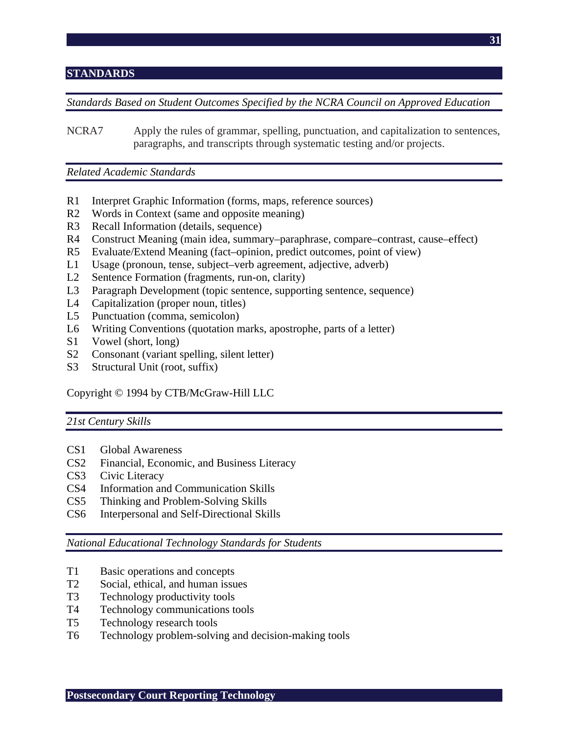## STANDARDS

*Standards Based on Student Outcomes Specified by the NCRA Council on Approved Education*

NCRA7 Apply the rules of grammar, spelling, punctuation, and capitalization to sentences, paragraphs, and transcripts through systematic testing and/or projects.

*Related Academic Standards*

- R1 Interpret Graphic Information (forms, maps, reference sources)
- R2 Words in Context (same and opposite meaning)
- R3 Recall Information (details, sequence)
- R4 Construct Meaning (main idea, summary–paraphrase, compare–contrast, cause–effect)
- R5 Evaluate/Extend Meaning (fact–opinion, predict outcomes, point of view)
- L1 Usage (pronoun, tense, subject–verb agreement, adjective, adverb)
- L2 Sentence Formation (fragments, run-on, clarity)
- L3 Paragraph Development (topic sentence, supporting sentence, sequence)
- L4 Capitalization (proper noun, titles)
- L5 Punctuation (comma, semicolon)
- L6 Writing Conventions (quotation marks, apostrophe, parts of a letter)
- S1 Vowel (short, long)
- S2 Consonant (variant spelling, silent letter)
- S3 Structural Unit (root, suffix)

Copyright © 1994 by CTB/McGraw-Hill LLC

*21st Century Skills*

- CS1 Global Awareness
- CS2 Financial, Economic, and Business Literacy
- CS3 Civic Literacy
- CS4 Information and Communication Skills
- CS5 Thinking and Problem-Solving Skills
- CS6 Interpersonal and Self-Directional Skills

*National Educational Technology Standards for Students*

- T1 Basic operations and concepts
- T2 Social, ethical, and human issues
- T3 Technology productivity tools
- T4 Technology communications tools
- T5 Technology research tools
- T6 Technology problem-solving and decision-making tools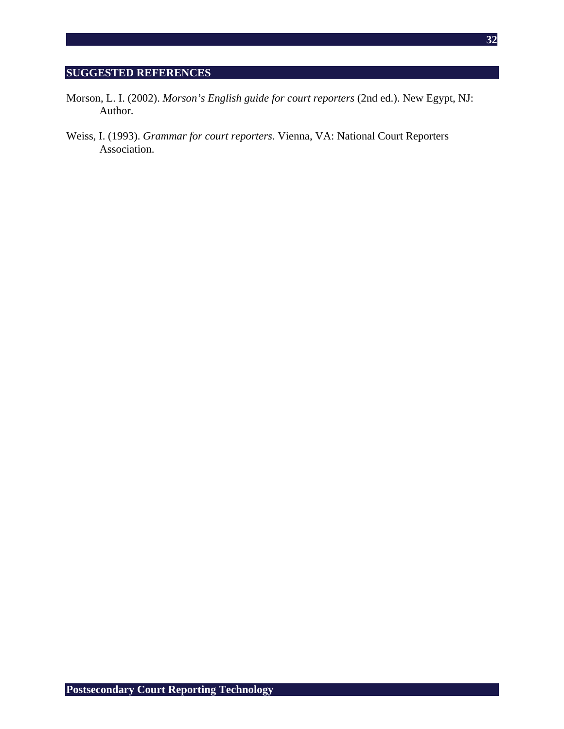## SUGGESTED REFERENCES

Morson, L. I. (2002). *Morson's English guide for court reporters* (2nd ed.). New Egypt, NJ: Author.

Weiss, I. (1993). *Grammar for court reporters.* Vienna, VA: National Court Reporters Association.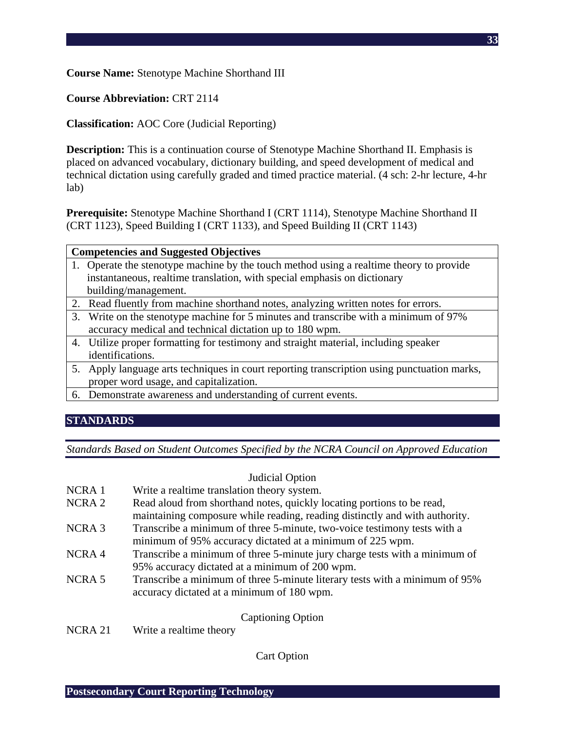**Course Name:** Stenotype Machine Shorthand III

**Course Abbreviation:** CRT 2114

**Classification:** AOC Core (Judicial Reporting)

**Description:** This is a continuation course of Stenotype Machine Shorthand II. Emphasis is placed on advanced vocabulary, dictionary building, and speed development of medical and technical dictation using carefully graded and timed practice material. (4 sch: 2-hr lecture, 4-hr lab)

**Prerequisite:** Stenotype Machine Shorthand I (CRT 1114), Stenotype Machine Shorthand II (CRT 1123), Speed Building I (CRT 1133), and Speed Building II (CRT 1143)

| Competencies and Suggested Objectives |
|---|
| 1. Operate the stenotype machine by the touch method using a realtime theory to provide instantaneous, realtime translation, with special emphasis on dictionary building/management. |
| 2. Read fluently from machine shorthand notes, analyzing written notes for errors. |
| 3. Write on the stenotype machine for 5 minutes and transcribe with a minimum of 97% accuracy medical and technical dictation up to 180 wpm. |
| 4. Utilize proper formatting for testimony and straight material, including speaker identifications. |
| 5. Apply language arts techniques in court reporting transcription using punctuation marks, proper word usage, and capitalization. |
| 6. Demonstrate awareness and understanding of current events. |

## STANDARDS

*Standards Based on Student Outcomes Specified by the NCRA Council on Approved Education*

Judicial Option

| | |
|---|---|
| NCRA 1 | Write a realtime translation theory system. |
| NCRA 2 | Read aloud from shorthand notes, quickly locating portions to be read, maintaining composure while reading, reading distinctly and with authority. |
| NCRA 3 | Transcribe a minimum of three 5-minute, two-voice testimony tests with a minimum of 95% accuracy dictated at a minimum of 225 wpm. |
| NCRA 4 | Transcribe a minimum of three 5-minute jury charge tests with a minimum of 95% accuracy dictated at a minimum of 200 wpm. |
| NCRA 5 | Transcribe a minimum of three 5-minute literary tests with a minimum of 95% accuracy dictated at a minimum of 180 wpm. |

Captioning Option

| | |
|---|---|
| NCRA 21 | Write a realtime theory |

Cart Option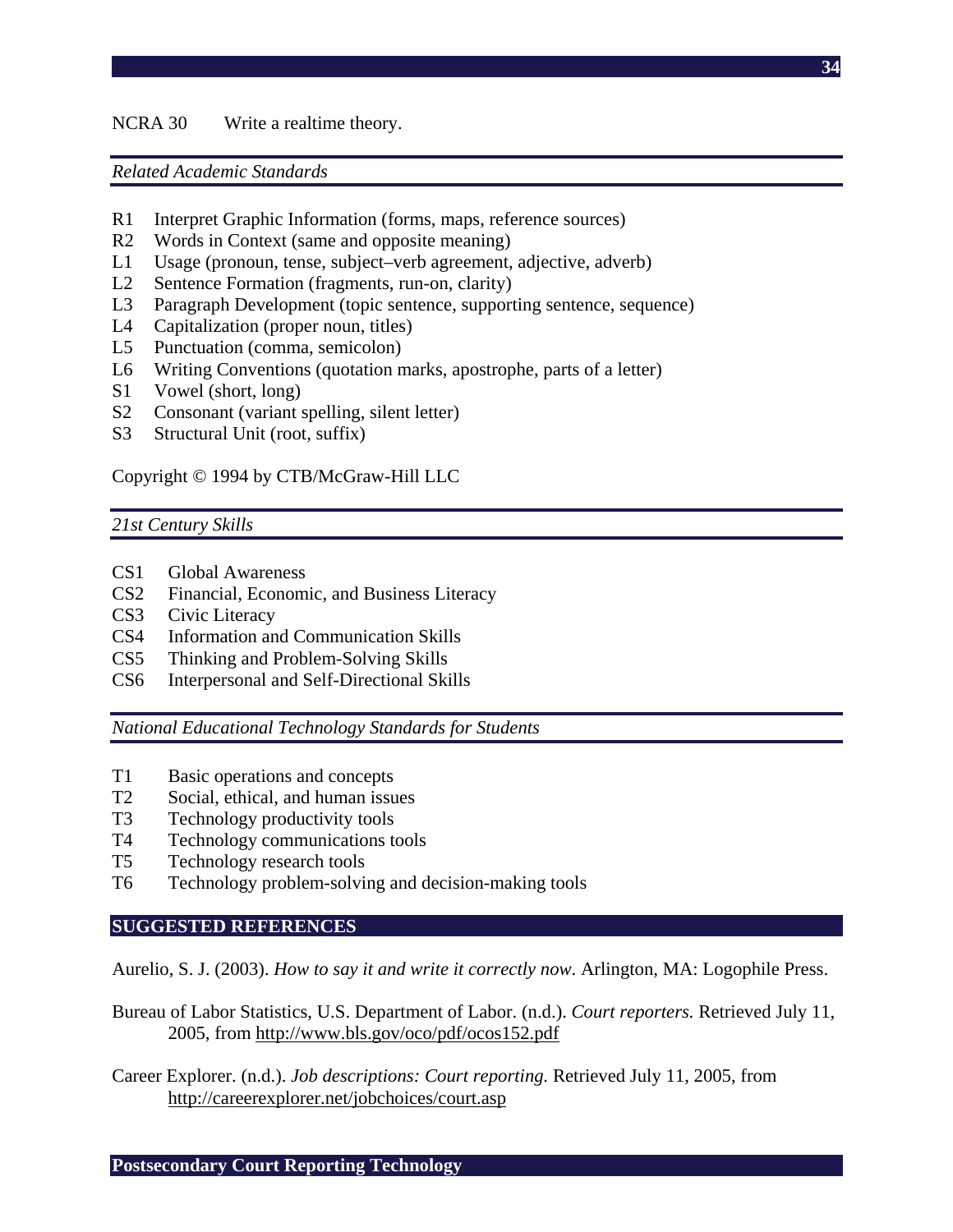NCRA 30 Write a realtime theory.

*Related Academic Standards*

- R1 Interpret Graphic Information (forms, maps, reference sources)
- R2 Words in Context (same and opposite meaning)
- L1 Usage (pronoun, tense, subject–verb agreement, adjective, adverb)
- L2 Sentence Formation (fragments, run-on, clarity)
- L3 Paragraph Development (topic sentence, supporting sentence, sequence)
- L4 Capitalization (proper noun, titles)
- L5 Punctuation (comma, semicolon)
- L6 Writing Conventions (quotation marks, apostrophe, parts of a letter)
- S1 Vowel (short, long)
- S2 Consonant (variant spelling, silent letter)
- S3 Structural Unit (root, suffix)

Copyright © 1994 by CTB/McGraw-Hill LLC

*21st Century Skills*

- CS1 Global Awareness
- CS2 Financial, Economic, and Business Literacy
- CS3 Civic Literacy
- CS4 Information and Communication Skills
- CS5 Thinking and Problem-Solving Skills
- CS6 Interpersonal and Self-Directional Skills

*National Educational Technology Standards for Students*

- T1 Basic operations and concepts
- T2 Social, ethical, and human issues
- T3 Technology productivity tools
- T4 Technology communications tools
- T5 Technology research tools
- T6 Technology problem-solving and decision-making tools

## SUGGESTED REFERENCES

Aurelio, S. J. (2003). *How to say it and write it correctly now*. Arlington, MA: Logophile Press.

Bureau of Labor Statistics, U.S. Department of Labor. (n.d.). *Court reporters.* Retrieved July 11, 2005, from http://www.bls.gov/oco/pdf/ocos152.pdf

Career Explorer. (n.d.). *Job descriptions: Court reporting.* Retrieved July 11, 2005, from http://careerexplorer.net/jobchoices/court.asp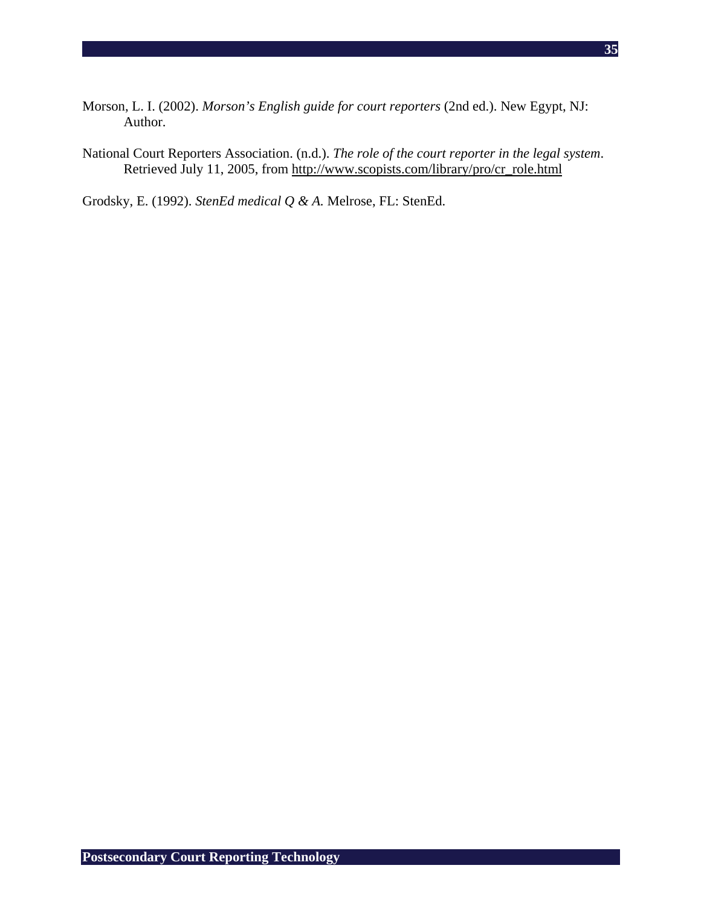Morson, L. I. (2002). *Morson's English guide for court reporters* (2nd ed.). New Egypt, NJ: Author.

National Court Reporters Association. (n.d.). *The role of the court reporter in the legal system*. Retrieved July 11, 2005, from http://www.scopists.com/library/pro/cr_role.html

Grodsky, E. (1992). *StenEd medical Q & A.* Melrose, FL: StenEd.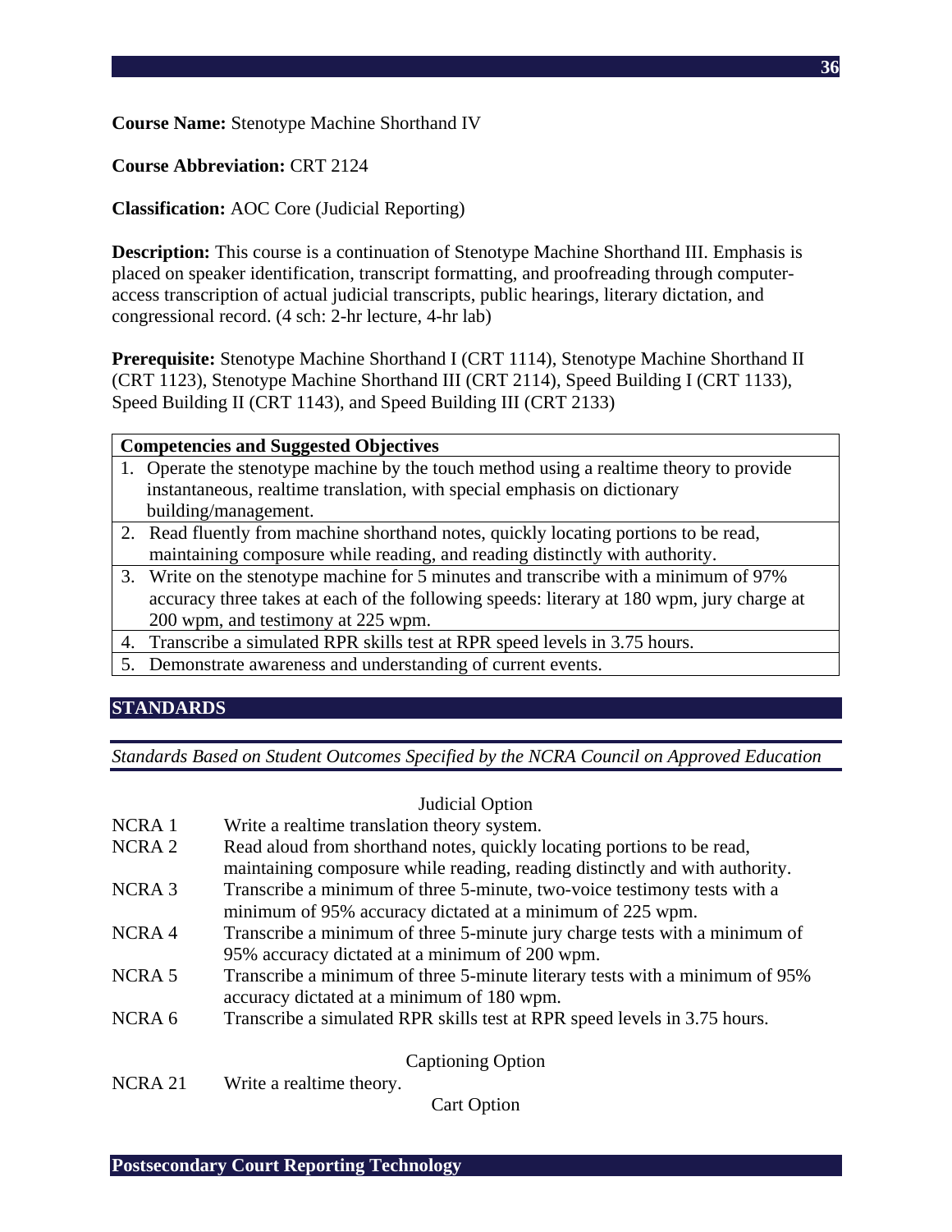**Course Name:** Stenotype Machine Shorthand IV

**Course Abbreviation:** CRT 2124

**Classification:** AOC Core (Judicial Reporting)

**Description:** This course is a continuation of Stenotype Machine Shorthand III. Emphasis is placed on speaker identification, transcript formatting, and proofreading through computer-access transcription of actual judicial transcripts, public hearings, literary dictation, and congressional record. (4 sch: 2-hr lecture, 4-hr lab)

**Prerequisite:** Stenotype Machine Shorthand I (CRT 1114), Stenotype Machine Shorthand II (CRT 1123), Stenotype Machine Shorthand III (CRT 2114), Speed Building I (CRT 1133), Speed Building II (CRT 1143), and Speed Building III (CRT 2133)

| **Competencies and Suggested Objectives** |
|---|
| 1. Operate the stenotype machine by the touch method using a realtime theory to provide instantaneous, realtime translation, with special emphasis on dictionary building/management. |
| 2. Read fluently from machine shorthand notes, quickly locating portions to be read, maintaining composure while reading, and reading distinctly with authority. |
| 3. Write on the stenotype machine for 5 minutes and transcribe with a minimum of 97% accuracy three takes at each of the following speeds: literary at 180 wpm, jury charge at 200 wpm, and testimony at 225 wpm. |
| 4. Transcribe a simulated RPR skills test at RPR speed levels in 3.75 hours. |
| 5. Demonstrate awareness and understanding of current events. |

## STANDARDS

*Standards Based on Student Outcomes Specified by the NCRA Council on Approved Education*

Judicial Option

| | |
|---|---|
| NCRA 1 | Write a realtime translation theory system. |
| NCRA 2 | Read aloud from shorthand notes, quickly locating portions to be read, maintaining composure while reading, reading distinctly and with authority. |
| NCRA 3 | Transcribe a minimum of three 5-minute, two-voice testimony tests with a minimum of 95% accuracy dictated at a minimum of 225 wpm. |
| NCRA 4 | Transcribe a minimum of three 5-minute jury charge tests with a minimum of 95% accuracy dictated at a minimum of 200 wpm. |
| NCRA 5 | Transcribe a minimum of three 5-minute literary tests with a minimum of 95% accuracy dictated at a minimum of 180 wpm. |
| NCRA 6 | Transcribe a simulated RPR skills test at RPR speed levels in 3.75 hours. |

Captioning Option

| | |
|---|---|
| NCRA 21 | Write a realtime theory. |

Cart Option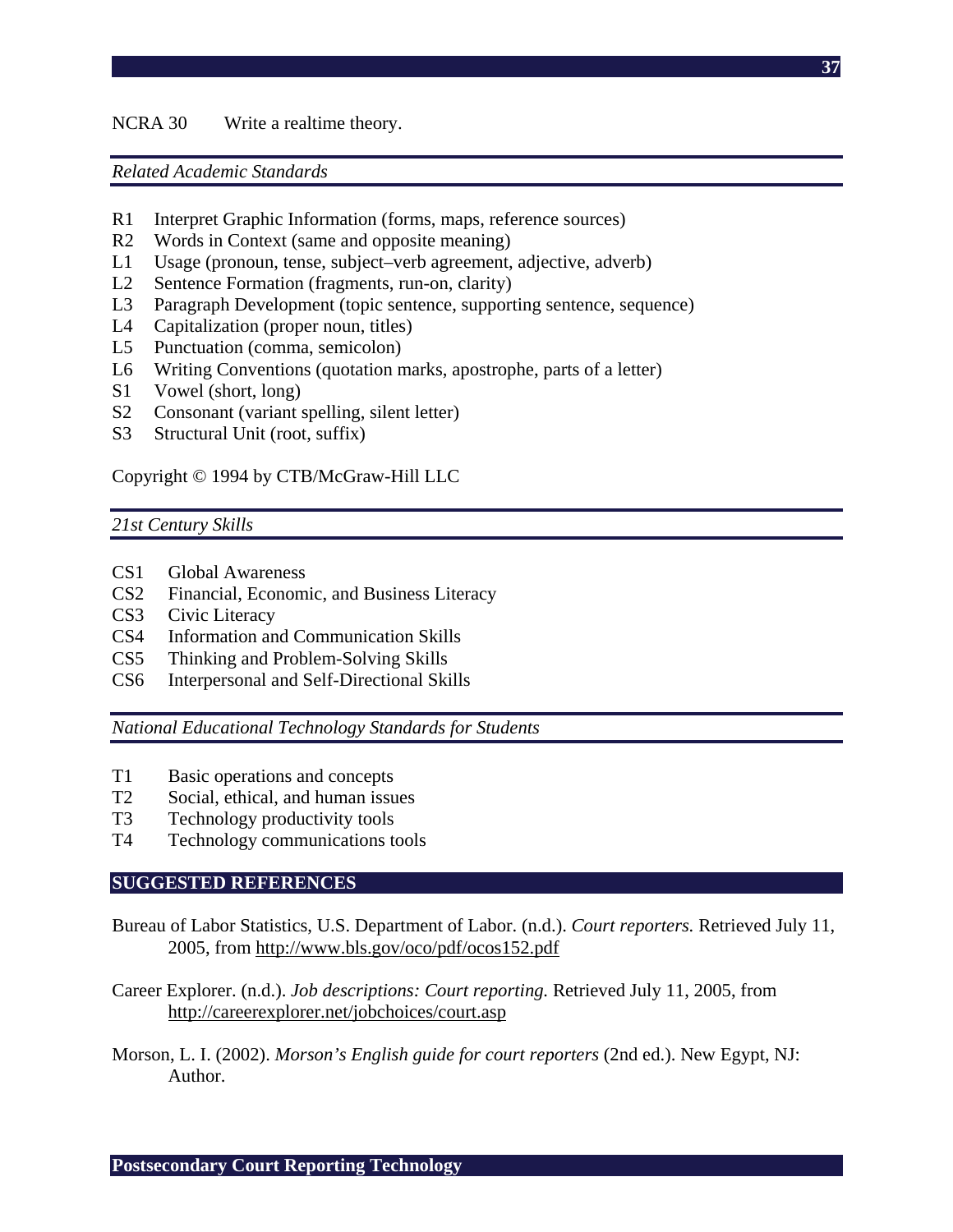NCRA 30 Write a realtime theory.

*Related Academic Standards*

- R1 Interpret Graphic Information (forms, maps, reference sources)
- R2 Words in Context (same and opposite meaning)
- L1 Usage (pronoun, tense, subject–verb agreement, adjective, adverb)
- L2 Sentence Formation (fragments, run-on, clarity)
- L3 Paragraph Development (topic sentence, supporting sentence, sequence)
- L4 Capitalization (proper noun, titles)
- L5 Punctuation (comma, semicolon)
- L6 Writing Conventions (quotation marks, apostrophe, parts of a letter)
- S1 Vowel (short, long)
- S2 Consonant (variant spelling, silent letter)
- S3 Structural Unit (root, suffix)

Copyright © 1994 by CTB/McGraw-Hill LLC

*21st Century Skills*

- CS1 Global Awareness
- CS2 Financial, Economic, and Business Literacy
- CS3 Civic Literacy
- CS4 Information and Communication Skills
- CS5 Thinking and Problem-Solving Skills
- CS6 Interpersonal and Self-Directional Skills

*National Educational Technology Standards for Students*

- T1 Basic operations and concepts
- T2 Social, ethical, and human issues
- T3 Technology productivity tools
- T4 Technology communications tools

## SUGGESTED REFERENCES

Bureau of Labor Statistics, U.S. Department of Labor. (n.d.). *Court reporters.* Retrieved July 11, 2005, from http://www.bls.gov/oco/pdf/ocos152.pdf

Career Explorer. (n.d.). *Job descriptions: Court reporting.* Retrieved July 11, 2005, from http://careerexplorer.net/jobchoices/court.asp

Morson, L. I. (2002). *Morson's English guide for court reporters* (2nd ed.). New Egypt, NJ: Author.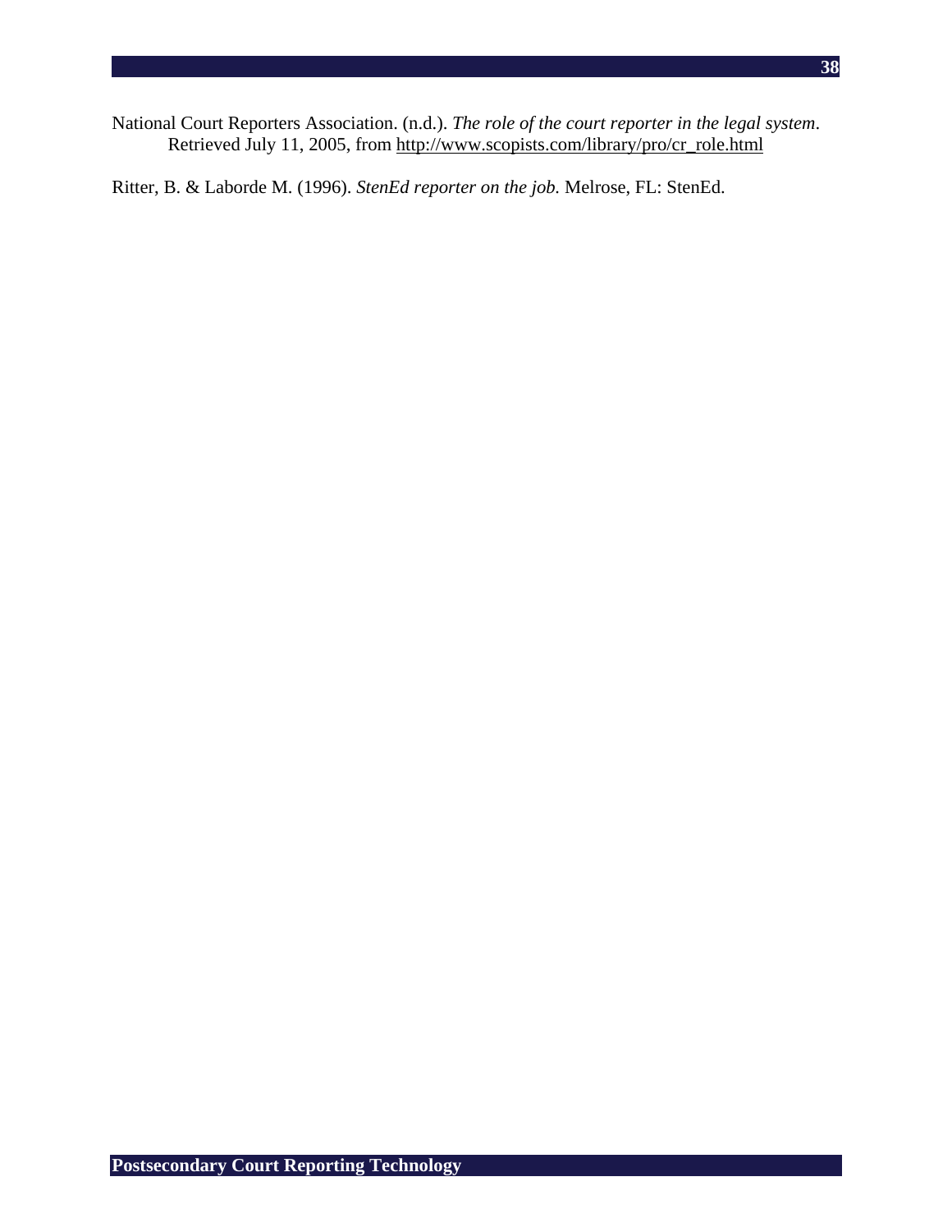National Court Reporters Association. (n.d.). *The role of the court reporter in the legal system*. Retrieved July 11, 2005, from http://www.scopists.com/library/pro/cr_role.html

Ritter, B. & Laborde M. (1996). *StenEd reporter on the job.* Melrose, FL: StenEd.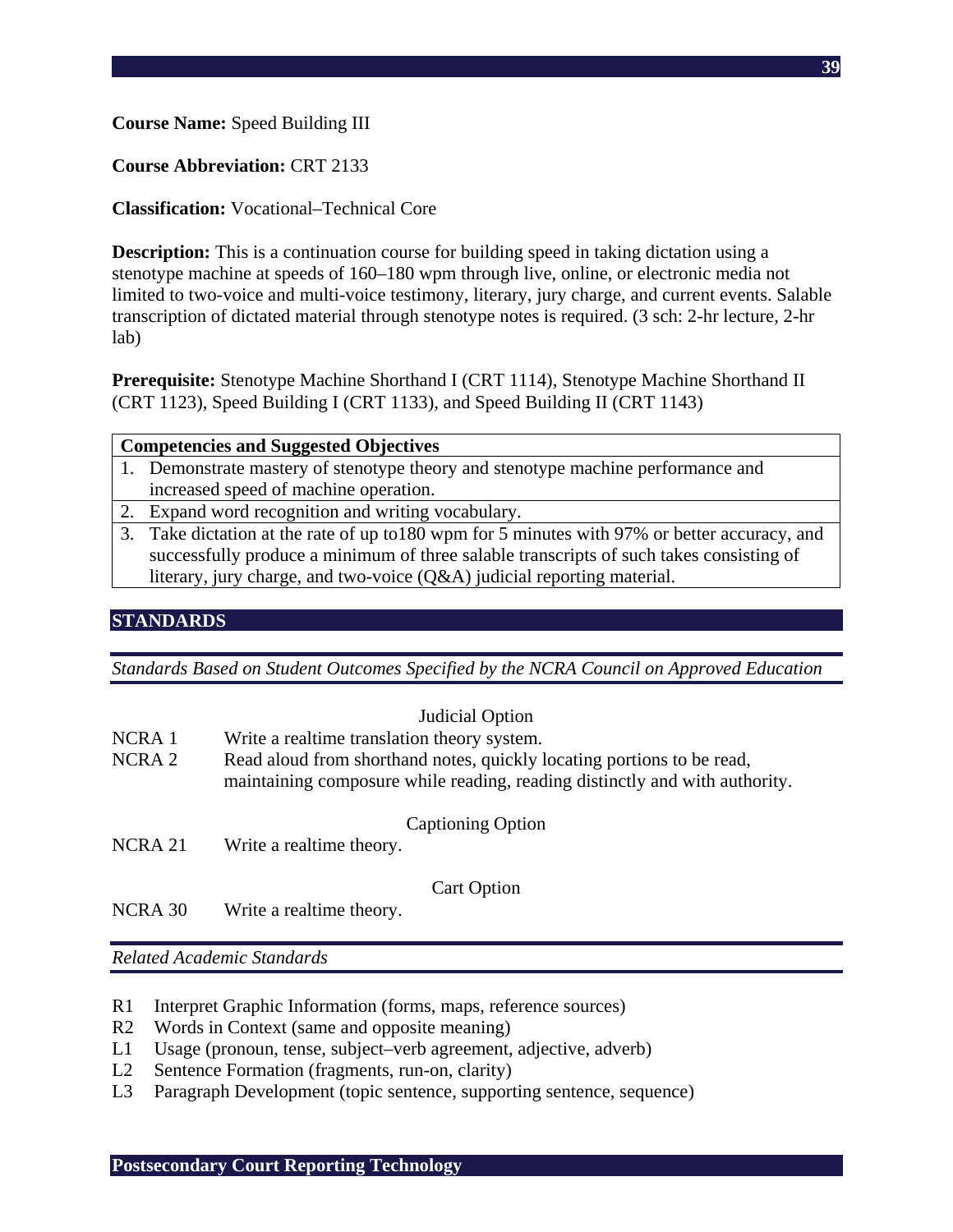**Course Name:** Speed Building III

**Course Abbreviation:** CRT 2133

**Classification:** Vocational–Technical Core

**Description:** This is a continuation course for building speed in taking dictation using a stenotype machine at speeds of 160–180 wpm through live, online, or electronic media not limited to two-voice and multi-voice testimony, literary, jury charge, and current events. Salable transcription of dictated material through stenotype notes is required. (3 sch: 2-hr lecture, 2-hr lab)

**Prerequisite:** Stenotype Machine Shorthand I (CRT 1114), Stenotype Machine Shorthand II (CRT 1123), Speed Building I (CRT 1133), and Speed Building II (CRT 1143)

| **Competencies and Suggested Objectives** |
| --- |
| 1. Demonstrate mastery of stenotype theory and stenotype machine performance and increased speed of machine operation. |
| 2. Expand word recognition and writing vocabulary. |
| 3. Take dictation at the rate of up to180 wpm for 5 minutes with 97% or better accuracy, and successfully produce a minimum of three salable transcripts of such takes consisting of literary, jury charge, and two-voice (Q&A) judicial reporting material. |

## STANDARDS

*Standards Based on Student Outcomes Specified by the NCRA Council on Approved Education*

Judicial Option

NCRA 1 Write a realtime translation theory system.

NCRA 2 Read aloud from shorthand notes, quickly locating portions to be read, maintaining composure while reading, reading distinctly and with authority.

Captioning Option

NCRA 21 Write a realtime theory.

Cart Option

NCRA 30 Write a realtime theory.

*Related Academic Standards*

R1 Interpret Graphic Information (forms, maps, reference sources)

R2 Words in Context (same and opposite meaning)

L1 Usage (pronoun, tense, subject–verb agreement, adjective, adverb)

L2 Sentence Formation (fragments, run-on, clarity)

L3 Paragraph Development (topic sentence, supporting sentence, sequence)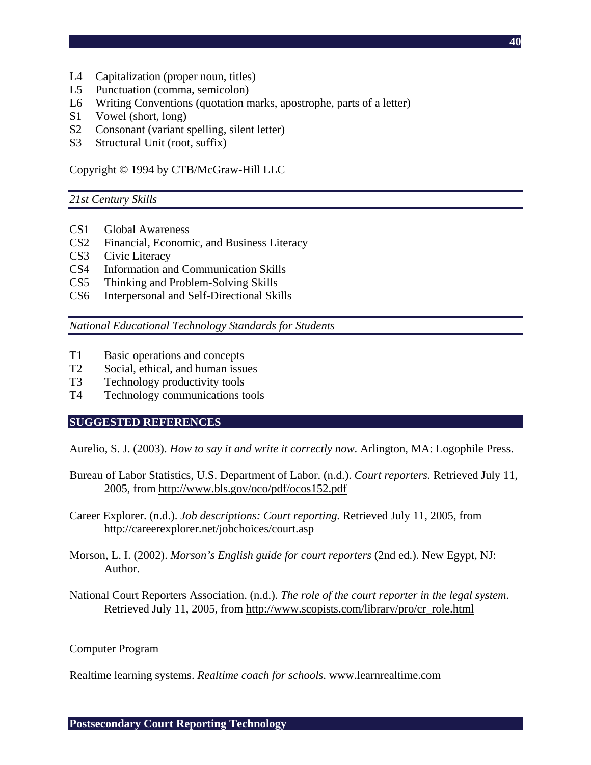L4 Capitalization (proper noun, titles)
L5 Punctuation (comma, semicolon)
L6 Writing Conventions (quotation marks, apostrophe, parts of a letter)
S1 Vowel (short, long)
S2 Consonant (variant spelling, silent letter)
S3 Structural Unit (root, suffix)

Copyright © 1994 by CTB/McGraw-Hill LLC

*21st Century Skills*

CS1 Global Awareness
CS2 Financial, Economic, and Business Literacy
CS3 Civic Literacy
CS4 Information and Communication Skills
CS5 Thinking and Problem-Solving Skills
CS6 Interpersonal and Self-Directional Skills

*National Educational Technology Standards for Students*

T1 Basic operations and concepts
T2 Social, ethical, and human issues
T3 Technology productivity tools
T4 Technology communications tools

## SUGGESTED REFERENCES

Aurelio, S. J. (2003). *How to say it and write it correctly now*. Arlington, MA: Logophile Press.

Bureau of Labor Statistics, U.S. Department of Labor. (n.d.). *Court reporters.* Retrieved July 11, 2005, from http://www.bls.gov/oco/pdf/ocos152.pdf

Career Explorer. (n.d.). *Job descriptions: Court reporting.* Retrieved July 11, 2005, from http://careerexplorer.net/jobchoices/court.asp

Morson, L. I. (2002). *Morson's English guide for court reporters* (2nd ed.). New Egypt, NJ: Author.

National Court Reporters Association. (n.d.). *The role of the court reporter in the legal system*. Retrieved July 11, 2005, from http://www.scopists.com/library/pro/cr_role.html

Computer Program

Realtime learning systems. *Realtime coach for schools*. www.learnrealtime.com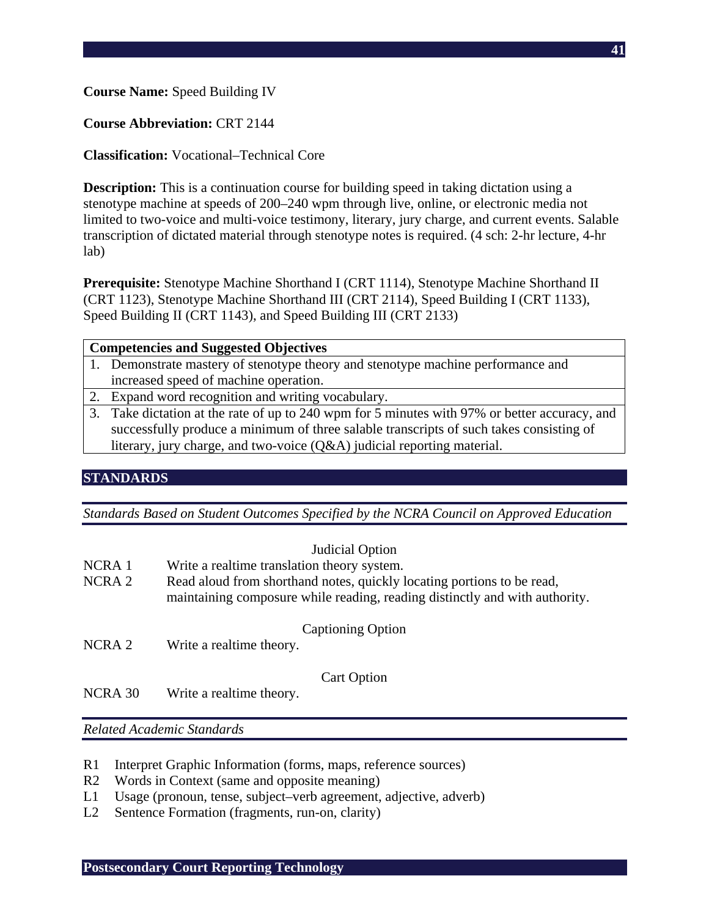**Course Name:** Speed Building IV

**Course Abbreviation:** CRT 2144

**Classification:** Vocational–Technical Core

**Description:** This is a continuation course for building speed in taking dictation using a stenotype machine at speeds of 200–240 wpm through live, online, or electronic media not limited to two-voice and multi-voice testimony, literary, jury charge, and current events. Salable transcription of dictated material through stenotype notes is required. (4 sch: 2-hr lecture, 4-hr lab)

**Prerequisite:** Stenotype Machine Shorthand I (CRT 1114), Stenotype Machine Shorthand II (CRT 1123), Stenotype Machine Shorthand III (CRT 2114), Speed Building I (CRT 1133), Speed Building II (CRT 1143), and Speed Building III (CRT 2133)

| Competencies and Suggested Objectives |
|---|
| 1. Demonstrate mastery of stenotype theory and stenotype machine performance and increased speed of machine operation. |
| 2. Expand word recognition and writing vocabulary. |
| 3. Take dictation at the rate of up to 240 wpm for 5 minutes with 97% or better accuracy, and successfully produce a minimum of three salable transcripts of such takes consisting of literary, jury charge, and two-voice (Q&A) judicial reporting material. |

## STANDARDS

*Standards Based on Student Outcomes Specified by the NCRA Council on Approved Education*

Judicial Option

NCRA 1 Write a realtime translation theory system.

NCRA 2 Read aloud from shorthand notes, quickly locating portions to be read, maintaining composure while reading, reading distinctly and with authority.

Captioning Option

NCRA 2 Write a realtime theory.

Cart Option

NCRA 30 Write a realtime theory.

*Related Academic Standards*

R1 Interpret Graphic Information (forms, maps, reference sources)

R2 Words in Context (same and opposite meaning)

L1 Usage (pronoun, tense, subject–verb agreement, adjective, adverb)

L2 Sentence Formation (fragments, run-on, clarity)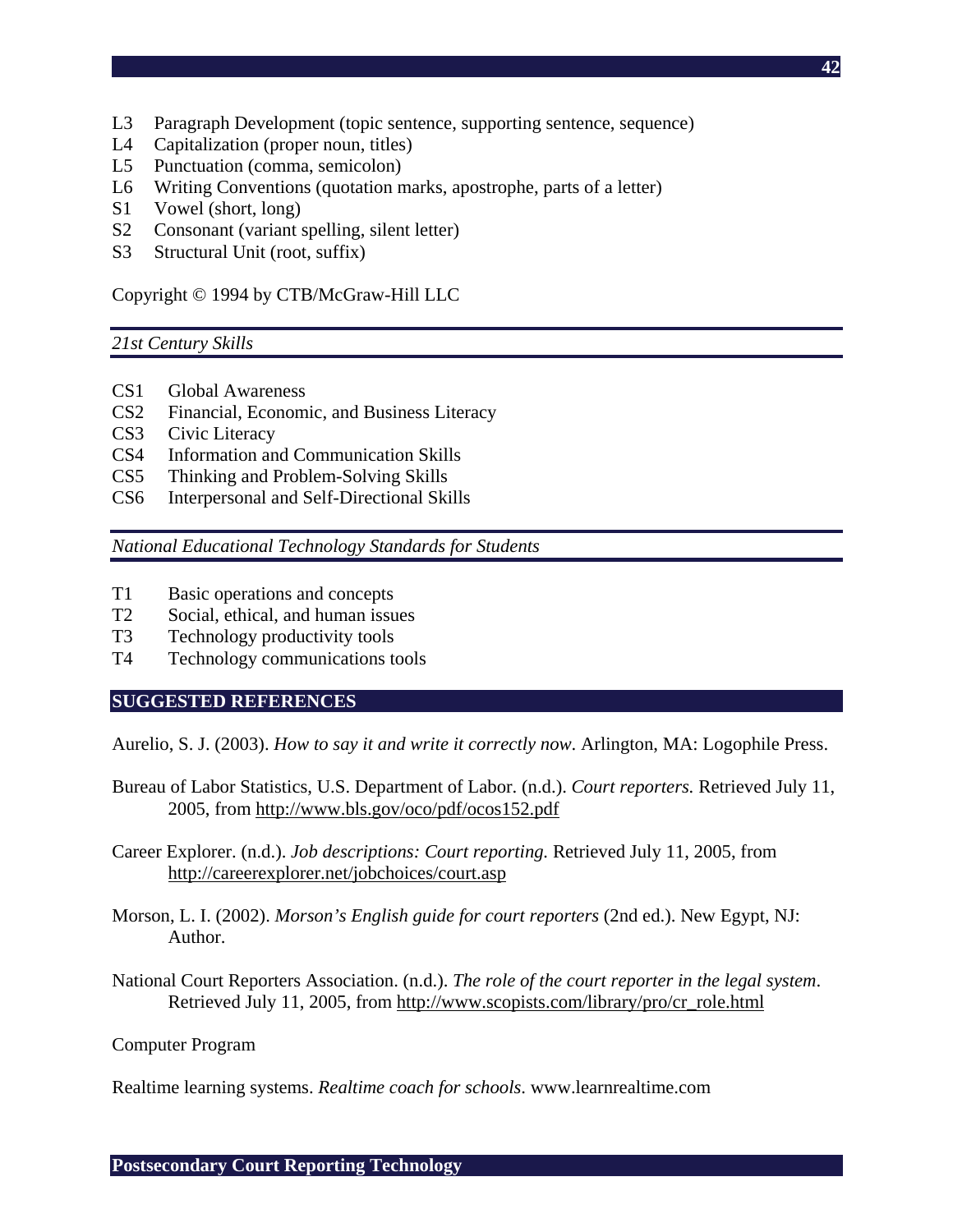L3 Paragraph Development (topic sentence, supporting sentence, sequence)
L4 Capitalization (proper noun, titles)
L5 Punctuation (comma, semicolon)
L6 Writing Conventions (quotation marks, apostrophe, parts of a letter)
S1 Vowel (short, long)
S2 Consonant (variant spelling, silent letter)
S3 Structural Unit (root, suffix)

Copyright © 1994 by CTB/McGraw-Hill LLC

*21st Century Skills*

CS1 Global Awareness
CS2 Financial, Economic, and Business Literacy
CS3 Civic Literacy
CS4 Information and Communication Skills
CS5 Thinking and Problem-Solving Skills
CS6 Interpersonal and Self-Directional Skills

*National Educational Technology Standards for Students*

T1 Basic operations and concepts
T2 Social, ethical, and human issues
T3 Technology productivity tools
T4 Technology communications tools

## SUGGESTED REFERENCES

Aurelio, S. J. (2003). *How to say it and write it correctly now*. Arlington, MA: Logophile Press.

Bureau of Labor Statistics, U.S. Department of Labor. (n.d.). *Court reporters.* Retrieved July 11, 2005, from http://www.bls.gov/oco/pdf/ocos152.pdf

Career Explorer. (n.d.). *Job descriptions: Court reporting.* Retrieved July 11, 2005, from http://careerexplorer.net/jobchoices/court.asp

Morson, L. I. (2002). *Morson's English guide for court reporters* (2nd ed.). New Egypt, NJ: Author.

National Court Reporters Association. (n.d.). *The role of the court reporter in the legal system*. Retrieved July 11, 2005, from http://www.scopists.com/library/pro/cr_role.html

Computer Program

Realtime learning systems. *Realtime coach for schools.* www.learnrealtime.com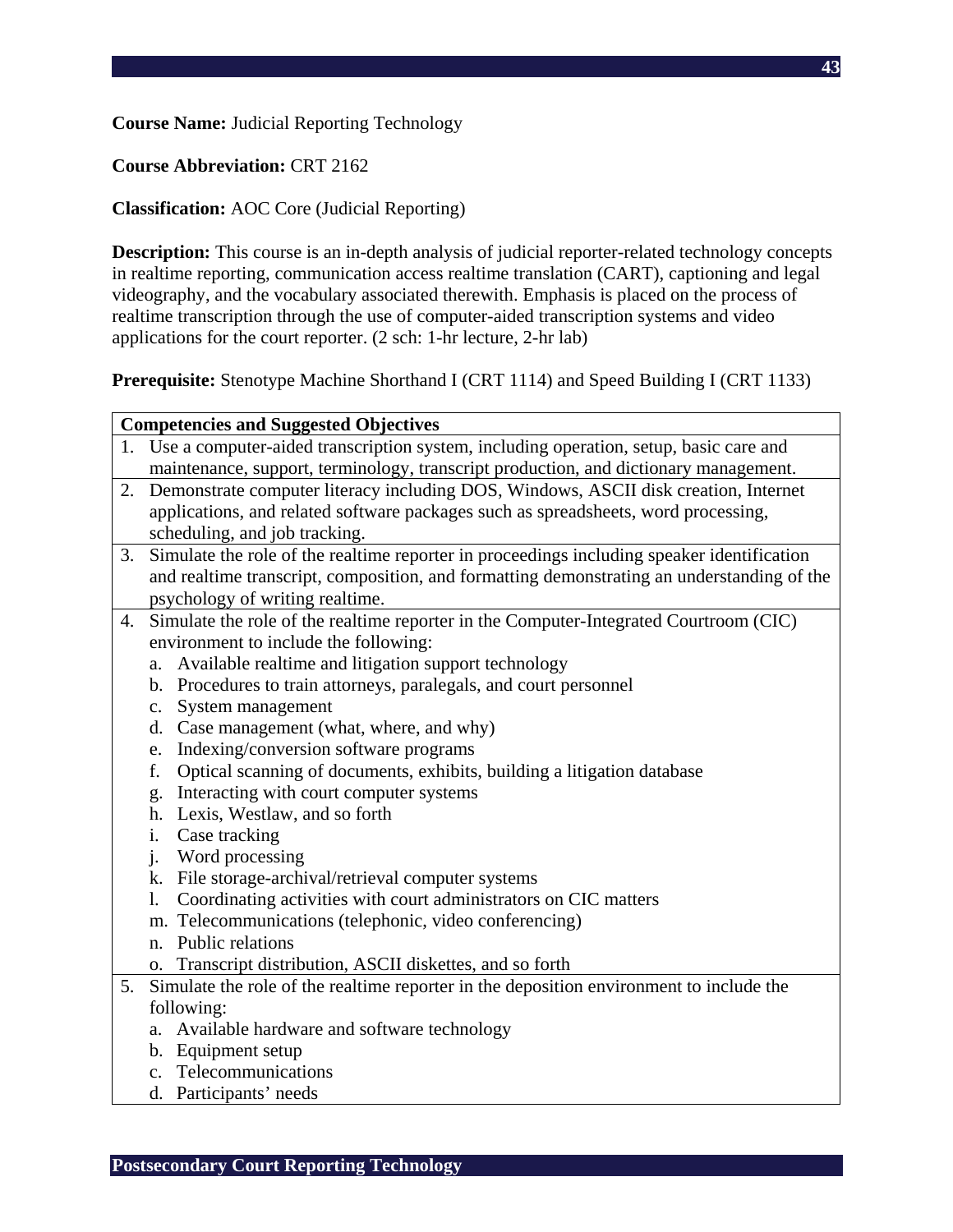**Course Name:** Judicial Reporting Technology

**Course Abbreviation:** CRT 2162

**Classification:** AOC Core (Judicial Reporting)

**Description:** This course is an in-depth analysis of judicial reporter-related technology concepts in realtime reporting, communication access realtime translation (CART), captioning and legal videography, and the vocabulary associated therewith. Emphasis is placed on the process of realtime transcription through the use of computer-aided transcription systems and video applications for the court reporter. (2 sch: 1-hr lecture, 2-hr lab)

**Prerequisite:** Stenotype Machine Shorthand I (CRT 1114) and Speed Building I (CRT 1133)

| Competencies and Suggested Objectives |
|---|
| 1. Use a computer-aided transcription system, including operation, setup, basic care and maintenance, support, terminology, transcript production, and dictionary management. |
| 2. Demonstrate computer literacy including DOS, Windows, ASCII disk creation, Internet applications, and related software packages such as spreadsheets, word processing, scheduling, and job tracking. |
| 3. Simulate the role of the realtime reporter in proceedings including speaker identification and realtime transcript, composition, and formatting demonstrating an understanding of the psychology of writing realtime. |
| 4. Simulate the role of the realtime reporter in the Computer-Integrated Courtroom (CIC) environment to include the following:<br>a. Available realtime and litigation support technology<br>b. Procedures to train attorneys, paralegals, and court personnel<br>c. System management<br>d. Case management (what, where, and why)<br>e. Indexing/conversion software programs<br>f. Optical scanning of documents, exhibits, building a litigation database<br>g. Interacting with court computer systems<br>h. Lexis, Westlaw, and so forth<br>i. Case tracking<br>j. Word processing<br>k. File storage-archival/retrieval computer systems<br>l. Coordinating activities with court administrators on CIC matters<br>m. Telecommunications (telephonic, video conferencing)<br>n. Public relations<br>o. Transcript distribution, ASCII diskettes, and so forth |
| 5. Simulate the role of the realtime reporter in the deposition environment to include the following:<br>a. Available hardware and software technology<br>b. Equipment setup<br>c. Telecommunications<br>d. Participants' needs |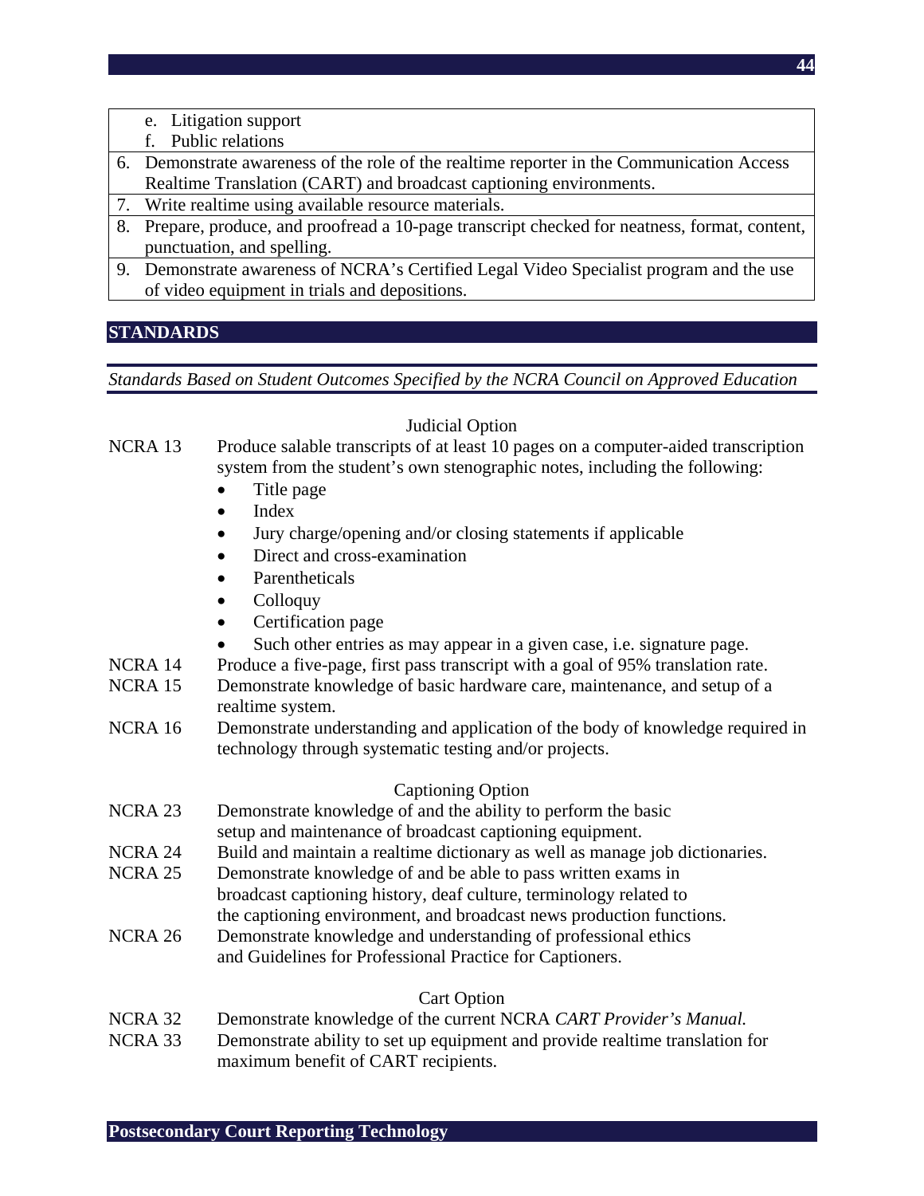e. Litigation support
f. Public relations

6. Demonstrate awareness of the role of the realtime reporter in the Communication Access Realtime Translation (CART) and broadcast captioning environments.
7. Write realtime using available resource materials.
8. Prepare, produce, and proofread a 10-page transcript checked for neatness, format, content, punctuation, and spelling.
9. Demonstrate awareness of NCRA's Certified Legal Video Specialist program and the use of video equipment in trials and depositions.

## STANDARDS

*Standards Based on Student Outcomes Specified by the NCRA Council on Approved Education*

Judicial Option

NCRA 13 Produce salable transcripts of at least 10 pages on a computer-aided transcription system from the student's own stenographic notes, including the following:

- Title page
- Index
- Jury charge/opening and/or closing statements if applicable
- Direct and cross-examination
- Parentheticals
- Colloquy
- Certification page
- Such other entries as may appear in a given case, i.e. signature page.

NCRA 14 Produce a five-page, first pass transcript with a goal of 95% translation rate.

NCRA 15 Demonstrate knowledge of basic hardware care, maintenance, and setup of a realtime system.

NCRA 16 Demonstrate understanding and application of the body of knowledge required in technology through systematic testing and/or projects.

Captioning Option

NCRA 23 Demonstrate knowledge of and the ability to perform the basic setup and maintenance of broadcast captioning equipment.

NCRA 24 Build and maintain a realtime dictionary as well as manage job dictionaries.

NCRA 25 Demonstrate knowledge of and be able to pass written exams in broadcast captioning history, deaf culture, terminology related to the captioning environment, and broadcast news production functions.

NCRA 26 Demonstrate knowledge and understanding of professional ethics and Guidelines for Professional Practice for Captioners.

Cart Option

NCRA 32 Demonstrate knowledge of the current NCRA *CART Provider's Manual.*

NCRA 33 Demonstrate ability to set up equipment and provide realtime translation for maximum benefit of CART recipients.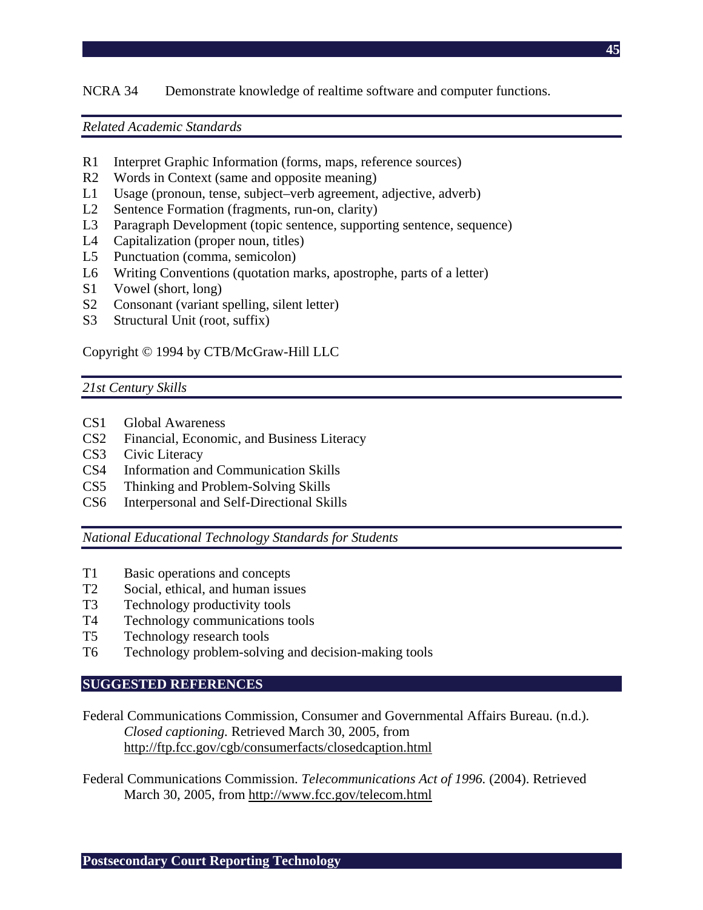NCRA 34 Demonstrate knowledge of realtime software and computer functions.

*Related Academic Standards*

- R1 Interpret Graphic Information (forms, maps, reference sources)
- R2 Words in Context (same and opposite meaning)
- L1 Usage (pronoun, tense, subject–verb agreement, adjective, adverb)
- L2 Sentence Formation (fragments, run-on, clarity)
- L3 Paragraph Development (topic sentence, supporting sentence, sequence)
- L4 Capitalization (proper noun, titles)
- L5 Punctuation (comma, semicolon)
- L6 Writing Conventions (quotation marks, apostrophe, parts of a letter)
- S1 Vowel (short, long)
- S2 Consonant (variant spelling, silent letter)
- S3 Structural Unit (root, suffix)

Copyright © 1994 by CTB/McGraw-Hill LLC

*21st Century Skills*

- CS1 Global Awareness
- CS2 Financial, Economic, and Business Literacy
- CS3 Civic Literacy
- CS4 Information and Communication Skills
- CS5 Thinking and Problem-Solving Skills
- CS6 Interpersonal and Self-Directional Skills

*National Educational Technology Standards for Students*

- T1 Basic operations and concepts
- T2 Social, ethical, and human issues
- T3 Technology productivity tools
- T4 Technology communications tools
- T5 Technology research tools
- T6 Technology problem-solving and decision-making tools

## SUGGESTED REFERENCES

Federal Communications Commission, Consumer and Governmental Affairs Bureau. (n.d.). *Closed captioning.* Retrieved March 30, 2005, from http://ftp.fcc.gov/cgb/consumerfacts/closedcaption.html

Federal Communications Commission. *Telecommunications Act of 1996.* (2004). Retrieved March 30, 2005, from http://www.fcc.gov/telecom.html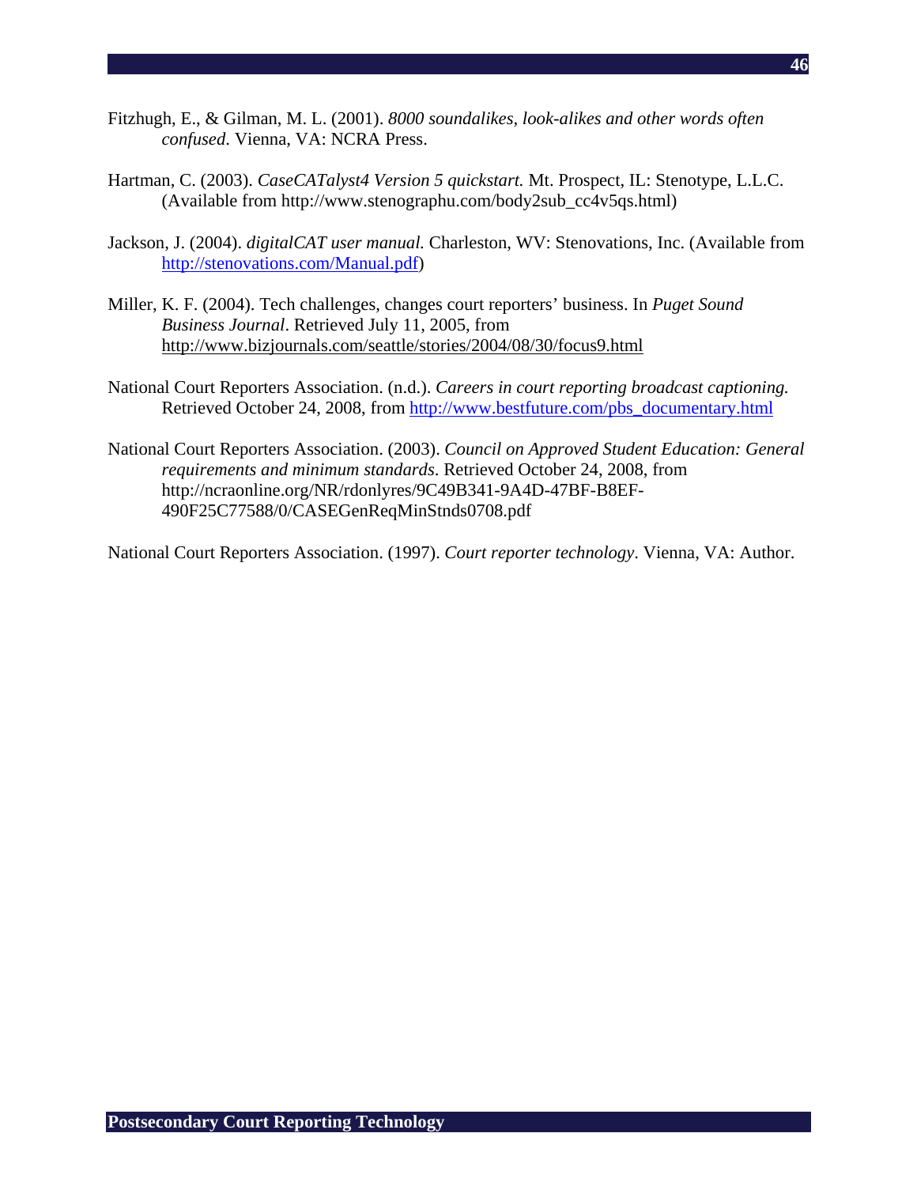Fitzhugh, E., & Gilman, M. L. (2001). *8000 soundalikes, look-alikes and other words often confused*. Vienna, VA: NCRA Press.

Hartman, C. (2003). *CaseCATalyst4 Version 5 quickstart.* Mt. Prospect, IL: Stenotype, L.L.C. (Available from http://www.stenographu.com/body2sub_cc4v5qs.html)

Jackson, J. (2004). *digitalCAT user manual.* Charleston, WV: Stenovations, Inc. (Available from http://stenovations.com/Manual.pdf)

Miller, K. F. (2004). Tech challenges, changes court reporters' business. In *Puget Sound Business Journal*. Retrieved July 11, 2005, from http://www.bizjournals.com/seattle/stories/2004/08/30/focus9.html

National Court Reporters Association. (n.d.). *Careers in court reporting broadcast captioning.* Retrieved October 24, 2008, from http://www.bestfuture.com/pbs_documentary.html

National Court Reporters Association. (2003). *Council on Approved Student Education: General requirements and minimum standards*. Retrieved October 24, 2008, from http://ncraonline.org/NR/rdonlyres/9C49B341-9A4D-47BF-B8EF-490F25C77588/0/CASEGenReqMinStnds0708.pdf

National Court Reporters Association. (1997). *Court reporter technology*. Vienna, VA: Author.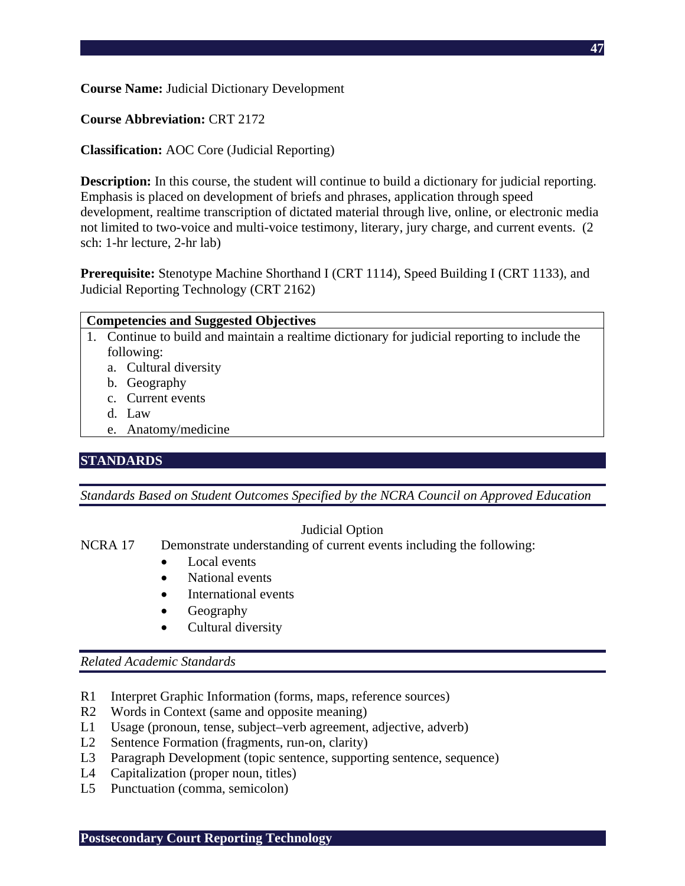**Course Name:** Judicial Dictionary Development

**Course Abbreviation:** CRT 2172

**Classification:** AOC Core (Judicial Reporting)

**Description:** In this course, the student will continue to build a dictionary for judicial reporting. Emphasis is placed on development of briefs and phrases, application through speed development, realtime transcription of dictated material through live, online, or electronic media not limited to two-voice and multi-voice testimony, literary, jury charge, and current events. (2 sch: 1-hr lecture, 2-hr lab)

**Prerequisite:** Stenotype Machine Shorthand I (CRT 1114), Speed Building I (CRT 1133), and Judicial Reporting Technology (CRT 2162)

| **Competencies and Suggested Objectives** |
|---|
| 1. Continue to build and maintain a realtime dictionary for judicial reporting to include the following:<br>a. Cultural diversity<br>b. Geography<br>c. Current events<br>d. Law<br>e. Anatomy/medicine |

## STANDARDS

*Standards Based on Student Outcomes Specified by the NCRA Council on Approved Education*

Judicial Option

NCRA 17 Demonstrate understanding of current events including the following:

- Local events
- National events
- International events
- Geography
- Cultural diversity

*Related Academic Standards*

- R1 Interpret Graphic Information (forms, maps, reference sources)
- R2 Words in Context (same and opposite meaning)
- L1 Usage (pronoun, tense, subject–verb agreement, adjective, adverb)
- L2 Sentence Formation (fragments, run-on, clarity)
- L3 Paragraph Development (topic sentence, supporting sentence, sequence)
- L4 Capitalization (proper noun, titles)
- L5 Punctuation (comma, semicolon)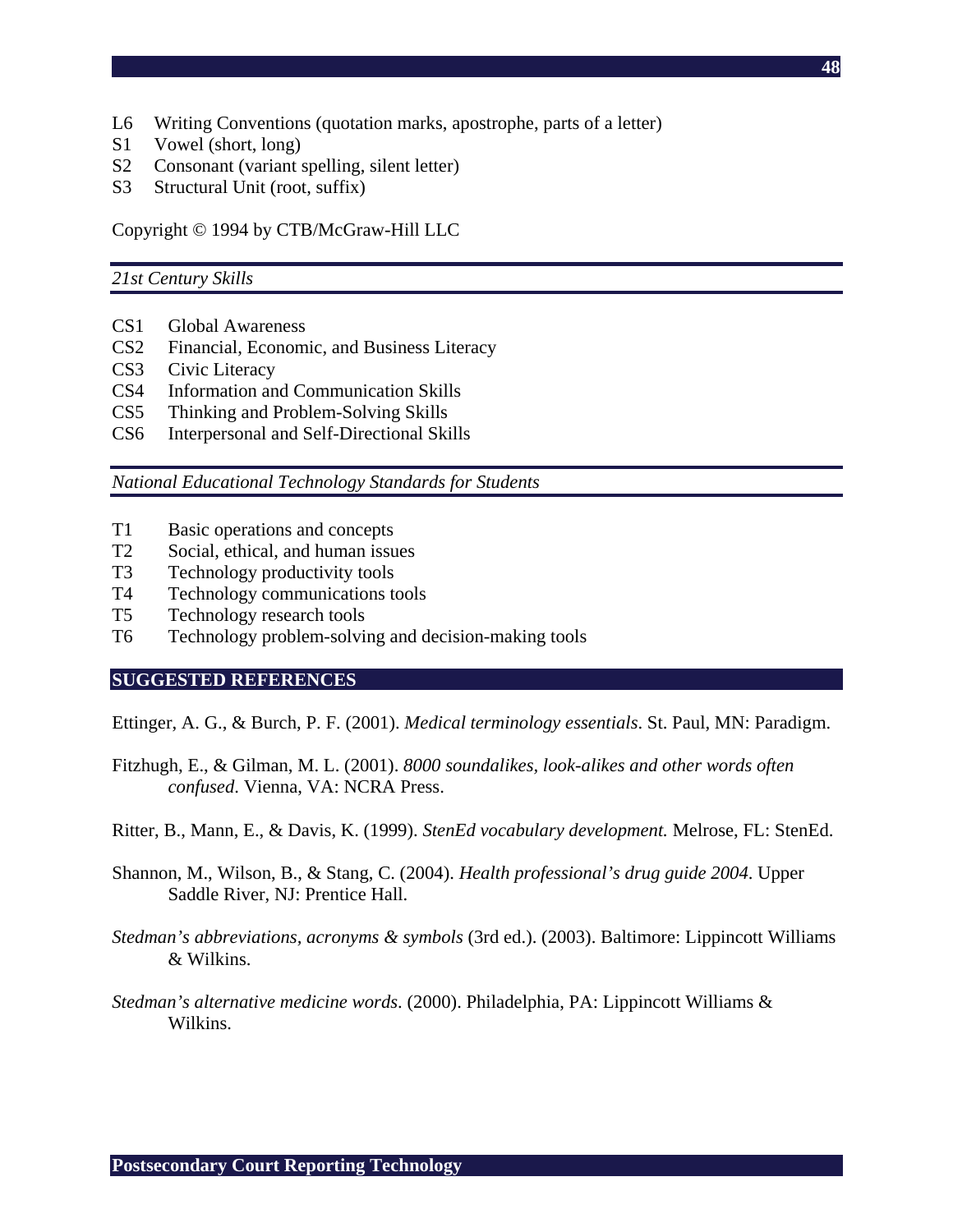L6 Writing Conventions (quotation marks, apostrophe, parts of a letter)
S1 Vowel (short, long)
S2 Consonant (variant spelling, silent letter)
S3 Structural Unit (root, suffix)

Copyright © 1994 by CTB/McGraw-Hill LLC

*21st Century Skills*

CS1 Global Awareness
CS2 Financial, Economic, and Business Literacy
CS3 Civic Literacy
CS4 Information and Communication Skills
CS5 Thinking and Problem-Solving Skills
CS6 Interpersonal and Self-Directional Skills

*National Educational Technology Standards for Students*

T1 Basic operations and concepts
T2 Social, ethical, and human issues
T3 Technology productivity tools
T4 Technology communications tools
T5 Technology research tools
T6 Technology problem-solving and decision-making tools

## SUGGESTED REFERENCES

Ettinger, A. G., & Burch, P. F. (2001). *Medical terminology essentials*. St. Paul, MN: Paradigm.

Fitzhugh, E., & Gilman, M. L. (2001). *8000 soundalikes, look-alikes and other words often confused*. Vienna, VA: NCRA Press.

Ritter, B., Mann, E., & Davis, K. (1999). *StenEd vocabulary development.* Melrose, FL: StenEd.

Shannon, M., Wilson, B., & Stang, C. (2004). *Health professional's drug guide 2004*. Upper Saddle River, NJ: Prentice Hall.

*Stedman's abbreviations, acronyms & symbols* (3rd ed.). (2003). Baltimore: Lippincott Williams & Wilkins.

*Stedman's alternative medicine words*. (2000). Philadelphia, PA: Lippincott Williams & Wilkins.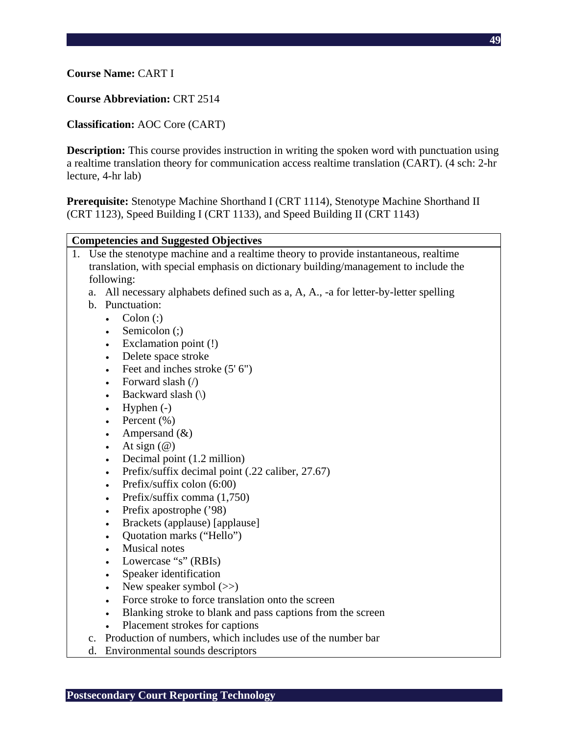**Course Name:** CART I

**Course Abbreviation:** CRT 2514

**Classification:** AOC Core (CART)

**Description:** This course provides instruction in writing the spoken word with punctuation using a realtime translation theory for communication access realtime translation (CART). (4 sch: 2-hr lecture, 4-hr lab)

**Prerequisite:** Stenotype Machine Shorthand I (CRT 1114), Stenotype Machine Shorthand II (CRT 1123), Speed Building I (CRT 1133), and Speed Building II (CRT 1143)

**Competencies and Suggested Objectives**

1. Use the stenotype machine and a realtime theory to provide instantaneous, realtime translation, with special emphasis on dictionary building/management to include the following:
   a. All necessary alphabets defined such as a, A, A., -a for letter-by-letter spelling
   b. Punctuation:
      - Colon (:)
      - Semicolon (;)
      - Exclamation point (!)
      - Delete space stroke
      - Feet and inches stroke (5' 6")
      - Forward slash (/)
      - Backward slash (\)
      - Hyphen (-)
      - Percent (%)
      - Ampersand (&)
      - At sign (@)
      - Decimal point (1.2 million)
      - Prefix/suffix decimal point (.22 caliber, 27.67)
      - Prefix/suffix colon (6:00)
      - Prefix/suffix comma (1,750)
      - Prefix apostrophe ('98)
      - Brackets (applause) [applause]
      - Quotation marks ("Hello")
      - Musical notes
      - Lowercase "s" (RBIs)
      - Speaker identification
      - New speaker symbol (>>)
      - Force stroke to force translation onto the screen
      - Blanking stroke to blank and pass captions from the screen
      - Placement strokes for captions
   c. Production of numbers, which includes use of the number bar
   d. Environmental sounds descriptors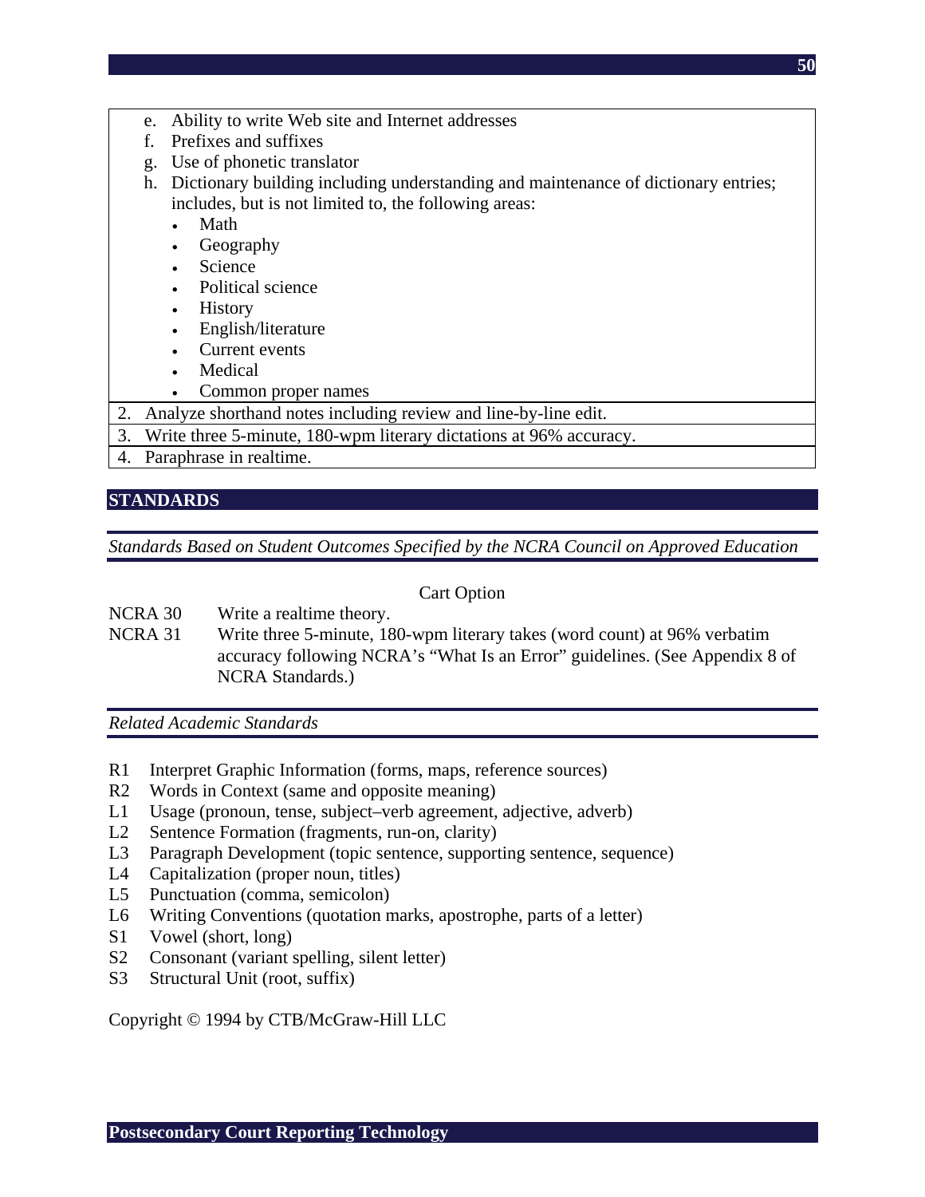e. Ability to write Web site and Internet addresses
   f. Prefixes and suffixes
   g. Use of phonetic translator
   h. Dictionary building including understanding and maintenance of dictionary entries; includes, but is not limited to, the following areas:
      - Math
      - Geography
      - Science
      - Political science
      - History
      - English/literature
      - Current events
      - Medical
      - Common proper names

2. Analyze shorthand notes including review and line-by-line edit.
3. Write three 5-minute, 180-wpm literary dictations at 96% accuracy.
4. Paraphrase in realtime.

## STANDARDS

*Standards Based on Student Outcomes Specified by the NCRA Council on Approved Education*

Cart Option

NCRA 30 Write a realtime theory.

NCRA 31 Write three 5-minute, 180-wpm literary takes (word count) at 96% verbatim accuracy following NCRA's "What Is an Error" guidelines. (See Appendix 8 of NCRA Standards.)

*Related Academic Standards*

R1 Interpret Graphic Information (forms, maps, reference sources)
R2 Words in Context (same and opposite meaning)
L1 Usage (pronoun, tense, subject–verb agreement, adjective, adverb)
L2 Sentence Formation (fragments, run-on, clarity)
L3 Paragraph Development (topic sentence, supporting sentence, sequence)
L4 Capitalization (proper noun, titles)
L5 Punctuation (comma, semicolon)
L6 Writing Conventions (quotation marks, apostrophe, parts of a letter)
S1 Vowel (short, long)
S2 Consonant (variant spelling, silent letter)
S3 Structural Unit (root, suffix)

Copyright © 1994 by CTB/McGraw-Hill LLC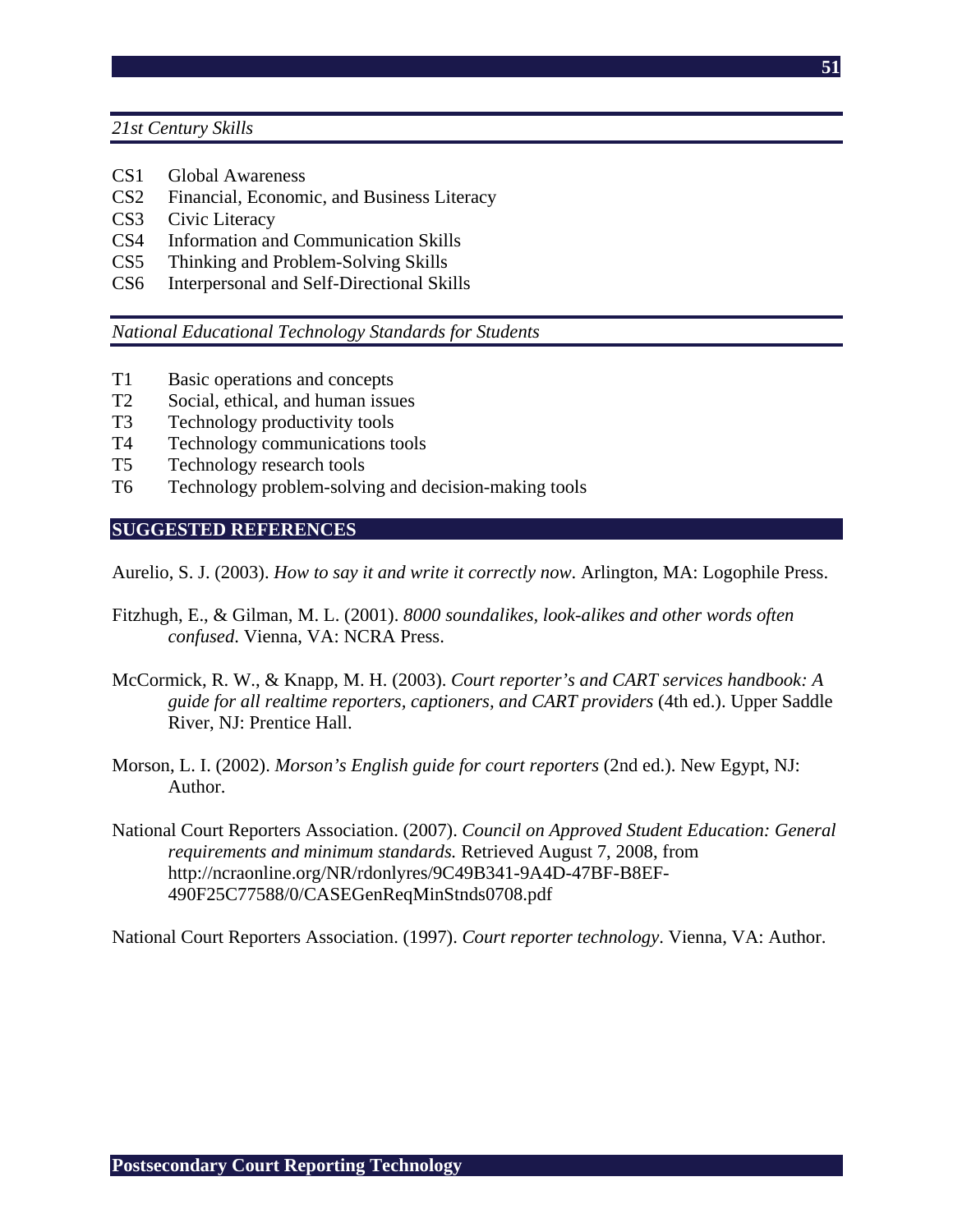*21st Century Skills*

CS1 Global Awareness
CS2 Financial, Economic, and Business Literacy
CS3 Civic Literacy
CS4 Information and Communication Skills
CS5 Thinking and Problem-Solving Skills
CS6 Interpersonal and Self-Directional Skills

*National Educational Technology Standards for Students*

T1 Basic operations and concepts
T2 Social, ethical, and human issues
T3 Technology productivity tools
T4 Technology communications tools
T5 Technology research tools
T6 Technology problem-solving and decision-making tools

## SUGGESTED REFERENCES

Aurelio, S. J. (2003). *How to say it and write it correctly now*. Arlington, MA: Logophile Press.

Fitzhugh, E., & Gilman, M. L. (2001). *8000 soundalikes, look-alikes and other words often confused*. Vienna, VA: NCRA Press.

McCormick, R. W., & Knapp, M. H. (2003). *Court reporter's and CART services handbook: A guide for all realtime reporters, captioners, and CART providers* (4th ed.). Upper Saddle River, NJ: Prentice Hall.

Morson, L. I. (2002). *Morson's English guide for court reporters* (2nd ed.). New Egypt, NJ: Author.

National Court Reporters Association. (2007). *Council on Approved Student Education: General requirements and minimum standards.* Retrieved August 7, 2008, from http://ncraonline.org/NR/rdonlyres/9C49B341-9A4D-47BF-B8EF-490F25C77588/0/CASEGenReqMinStnds0708.pdf

National Court Reporters Association. (1997). *Court reporter technology*. Vienna, VA: Author.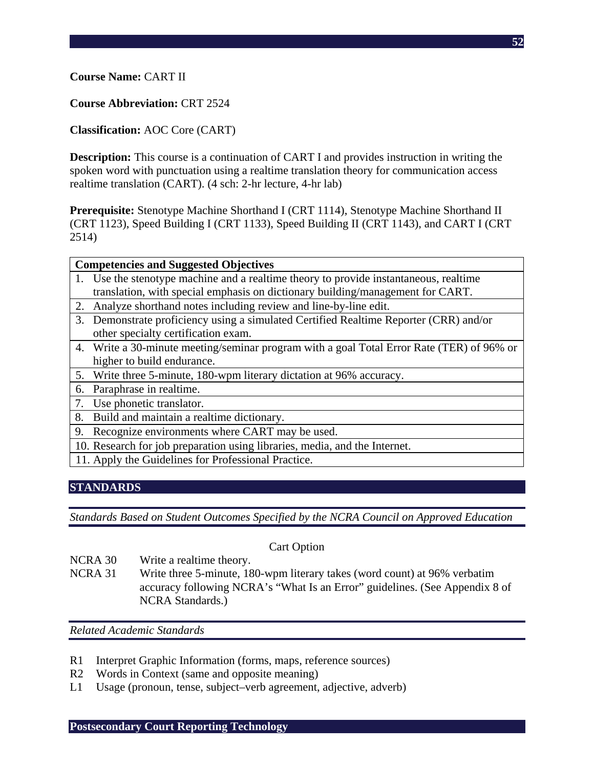**Course Name:** CART II

**Course Abbreviation:** CRT 2524

**Classification:** AOC Core (CART)

**Description:** This course is a continuation of CART I and provides instruction in writing the spoken word with punctuation using a realtime translation theory for communication access realtime translation (CART). (4 sch: 2-hr lecture, 4-hr lab)

**Prerequisite:** Stenotype Machine Shorthand I (CRT 1114), Stenotype Machine Shorthand II (CRT 1123), Speed Building I (CRT 1133), Speed Building II (CRT 1143), and CART I (CRT 2514)

| Competencies and Suggested Objectives |
|---|
| 1. Use the stenotype machine and a realtime theory to provide instantaneous, realtime translation, with special emphasis on dictionary building/management for CART. |
| 2. Analyze shorthand notes including review and line-by-line edit. |
| 3. Demonstrate proficiency using a simulated Certified Realtime Reporter (CRR) and/or other specialty certification exam. |
| 4. Write a 30-minute meeting/seminar program with a goal Total Error Rate (TER) of 96% or higher to build endurance. |
| 5. Write three 5-minute, 180-wpm literary dictation at 96% accuracy. |
| 6. Paraphrase in realtime. |
| 7. Use phonetic translator. |
| 8. Build and maintain a realtime dictionary. |
| 9. Recognize environments where CART may be used. |
| 10. Research for job preparation using libraries, media, and the Internet. |
| 11. Apply the Guidelines for Professional Practice. |

## STANDARDS

*Standards Based on Student Outcomes Specified by the NCRA Council on Approved Education*

Cart Option

NCRA 30 Write a realtime theory.

NCRA 31 Write three 5-minute, 180-wpm literary takes (word count) at 96% verbatim accuracy following NCRA's "What Is an Error" guidelines. (See Appendix 8 of NCRA Standards.)

*Related Academic Standards*

R1 Interpret Graphic Information (forms, maps, reference sources)

R2 Words in Context (same and opposite meaning)

L1 Usage (pronoun, tense, subject–verb agreement, adjective, adverb)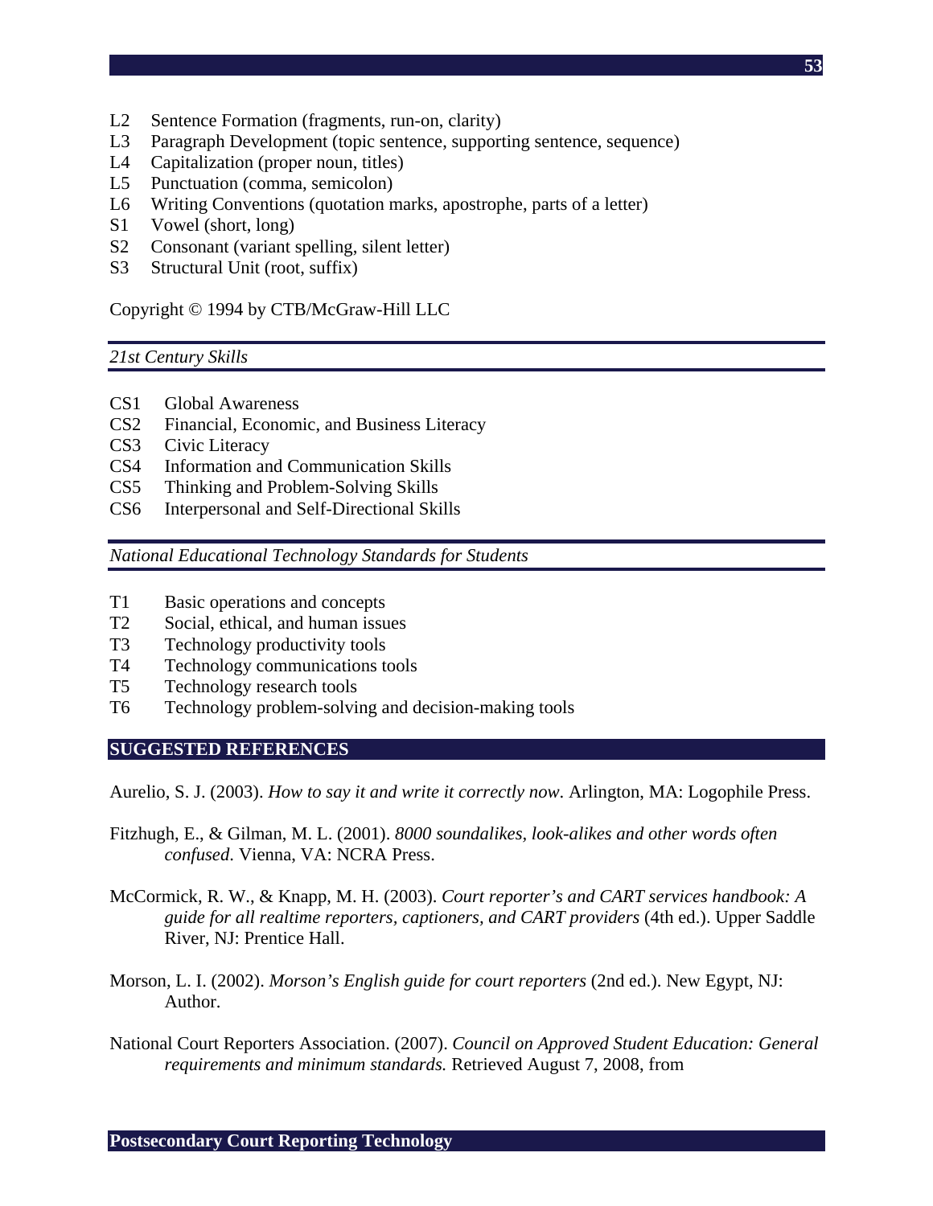L2 Sentence Formation (fragments, run-on, clarity)
L3 Paragraph Development (topic sentence, supporting sentence, sequence)
L4 Capitalization (proper noun, titles)
L5 Punctuation (comma, semicolon)
L6 Writing Conventions (quotation marks, apostrophe, parts of a letter)
S1 Vowel (short, long)
S2 Consonant (variant spelling, silent letter)
S3 Structural Unit (root, suffix)

Copyright © 1994 by CTB/McGraw-Hill LLC

*21st Century Skills*

CS1 Global Awareness
CS2 Financial, Economic, and Business Literacy
CS3 Civic Literacy
CS4 Information and Communication Skills
CS5 Thinking and Problem-Solving Skills
CS6 Interpersonal and Self-Directional Skills

*National Educational Technology Standards for Students*

T1 Basic operations and concepts
T2 Social, ethical, and human issues
T3 Technology productivity tools
T4 Technology communications tools
T5 Technology research tools
T6 Technology problem-solving and decision-making tools

## SUGGESTED REFERENCES

Aurelio, S. J. (2003). *How to say it and write it correctly now*. Arlington, MA: Logophile Press.

Fitzhugh, E., & Gilman, M. L. (2001). *8000 soundalikes, look-alikes and other words often confused*. Vienna, VA: NCRA Press.

McCormick, R. W., & Knapp, M. H. (2003). *Court reporter's and CART services handbook: A guide for all realtime reporters, captioners, and CART providers* (4th ed.). Upper Saddle River, NJ: Prentice Hall.

Morson, L. I. (2002). *Morson's English guide for court reporters* (2nd ed.). New Egypt, NJ: Author.

National Court Reporters Association. (2007). *Council on Approved Student Education: General requirements and minimum standards.* Retrieved August 7, 2008, from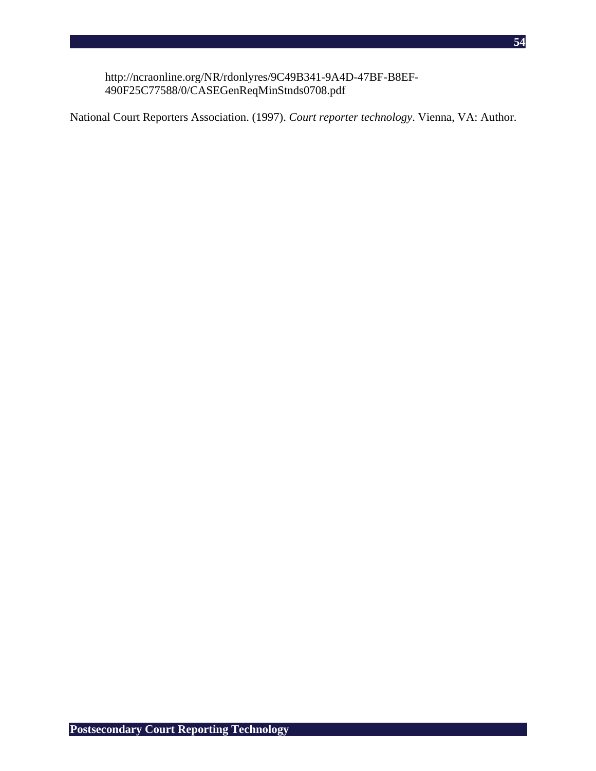http://ncraonline.org/NR/rdonlyres/9C49B341-9A4D-47BF-B8EF-490F25C77588/0/CASEGenReqMinStnds0708.pdf

National Court Reporters Association. (1997). *Court reporter technology*. Vienna, VA: Author.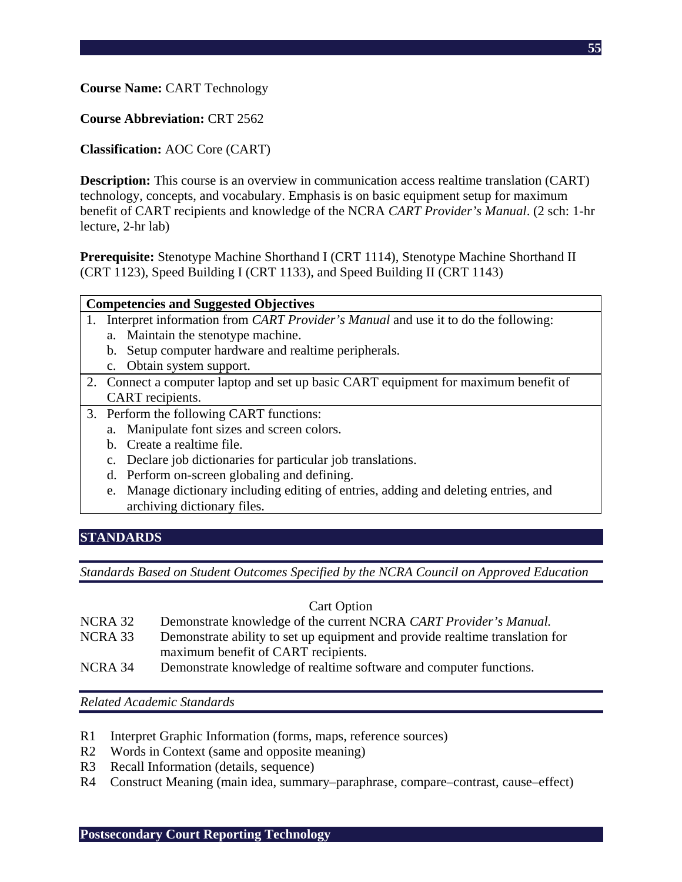**Course Name:** CART Technology

**Course Abbreviation:** CRT 2562

**Classification:** AOC Core (CART)

**Description:** This course is an overview in communication access realtime translation (CART) technology, concepts, and vocabulary. Emphasis is on basic equipment setup for maximum benefit of CART recipients and knowledge of the NCRA *CART Provider's Manual*. (2 sch: 1-hr lecture, 2-hr lab)

**Prerequisite:** Stenotype Machine Shorthand I (CRT 1114), Stenotype Machine Shorthand II (CRT 1123), Speed Building I (CRT 1133), and Speed Building II (CRT 1143)

| Competencies and Suggested Objectives |
|---|
| 1. Interpret information from *CART Provider's Manual* and use it to do the following:<br>a. Maintain the stenotype machine.<br>b. Setup computer hardware and realtime peripherals.<br>c. Obtain system support. |
| 2. Connect a computer laptop and set up basic CART equipment for maximum benefit of CART recipients. |
| 3. Perform the following CART functions:<br>a. Manipulate font sizes and screen colors.<br>b. Create a realtime file.<br>c. Declare job dictionaries for particular job translations.<br>d. Perform on-screen globaling and defining.<br>e. Manage dictionary including editing of entries, adding and deleting entries, and archiving dictionary files. |

## STANDARDS

*Standards Based on Student Outcomes Specified by the NCRA Council on Approved Education*

Cart Option

- NCRA 32 Demonstrate knowledge of the current NCRA *CART Provider's Manual.*
- NCRA 33 Demonstrate ability to set up equipment and provide realtime translation for maximum benefit of CART recipients.
- NCRA 34 Demonstrate knowledge of realtime software and computer functions.

*Related Academic Standards*

- R1 Interpret Graphic Information (forms, maps, reference sources)
- R2 Words in Context (same and opposite meaning)
- R3 Recall Information (details, sequence)
- R4 Construct Meaning (main idea, summary–paraphrase, compare–contrast, cause–effect)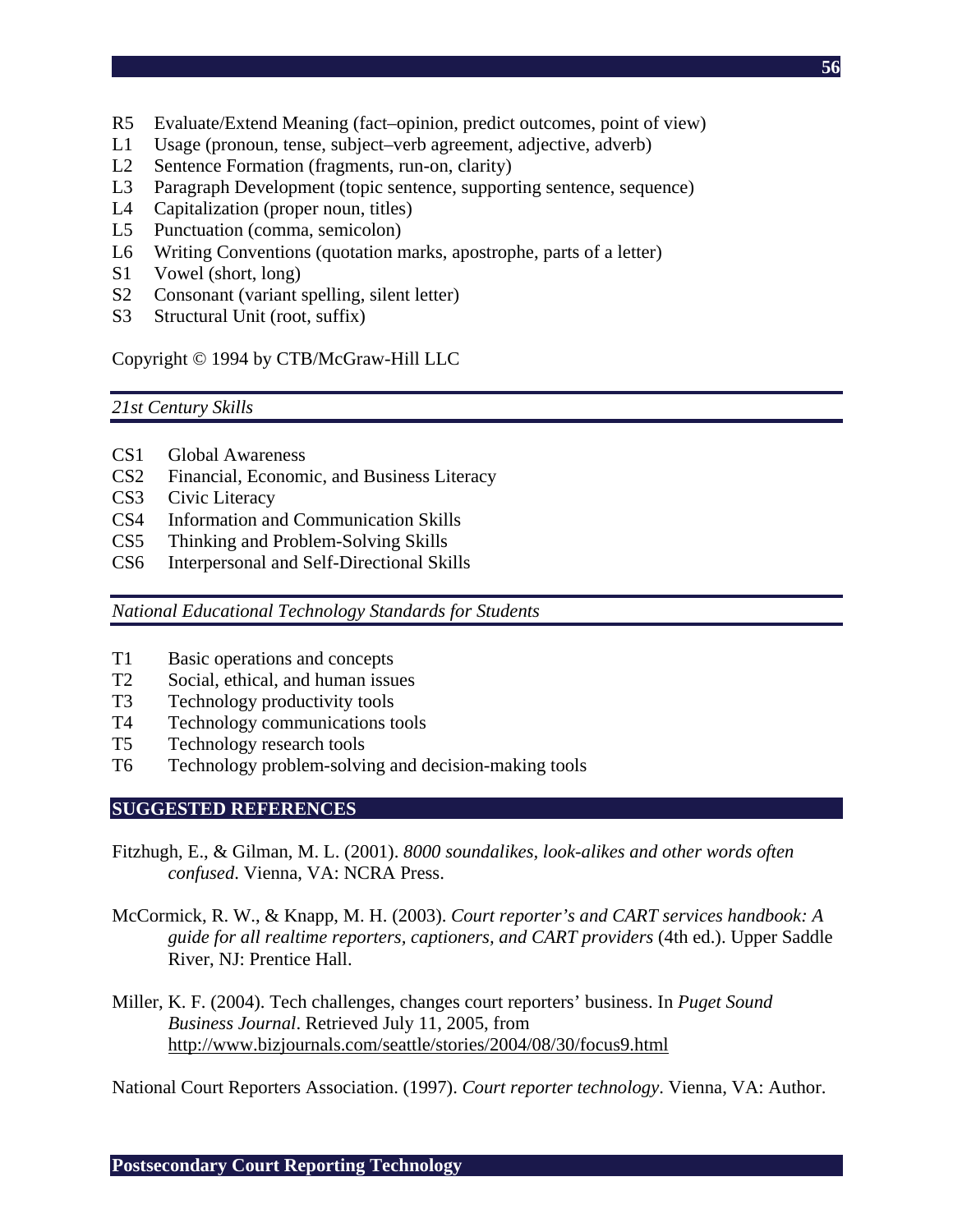R5 Evaluate/Extend Meaning (fact–opinion, predict outcomes, point of view)
L1 Usage (pronoun, tense, subject–verb agreement, adjective, adverb)
L2 Sentence Formation (fragments, run-on, clarity)
L3 Paragraph Development (topic sentence, supporting sentence, sequence)
L4 Capitalization (proper noun, titles)
L5 Punctuation (comma, semicolon)
L6 Writing Conventions (quotation marks, apostrophe, parts of a letter)
S1 Vowel (short, long)
S2 Consonant (variant spelling, silent letter)
S3 Structural Unit (root, suffix)

Copyright © 1994 by CTB/McGraw-Hill LLC

*21st Century Skills*

CS1 Global Awareness
CS2 Financial, Economic, and Business Literacy
CS3 Civic Literacy
CS4 Information and Communication Skills
CS5 Thinking and Problem-Solving Skills
CS6 Interpersonal and Self-Directional Skills

*National Educational Technology Standards for Students*

T1 Basic operations and concepts
T2 Social, ethical, and human issues
T3 Technology productivity tools
T4 Technology communications tools
T5 Technology research tools
T6 Technology problem-solving and decision-making tools

## SUGGESTED REFERENCES

Fitzhugh, E., & Gilman, M. L. (2001). *8000 soundalikes, look-alikes and other words often confused*. Vienna, VA: NCRA Press.

McCormick, R. W., & Knapp, M. H. (2003). *Court reporter's and CART services handbook: A guide for all realtime reporters, captioners, and CART providers* (4th ed.). Upper Saddle River, NJ: Prentice Hall.

Miller, K. F. (2004). Tech challenges, changes court reporters' business. In *Puget Sound Business Journal*. Retrieved July 11, 2005, from http://www.bizjournals.com/seattle/stories/2004/08/30/focus9.html

National Court Reporters Association. (1997). *Court reporter technology*. Vienna, VA: Author.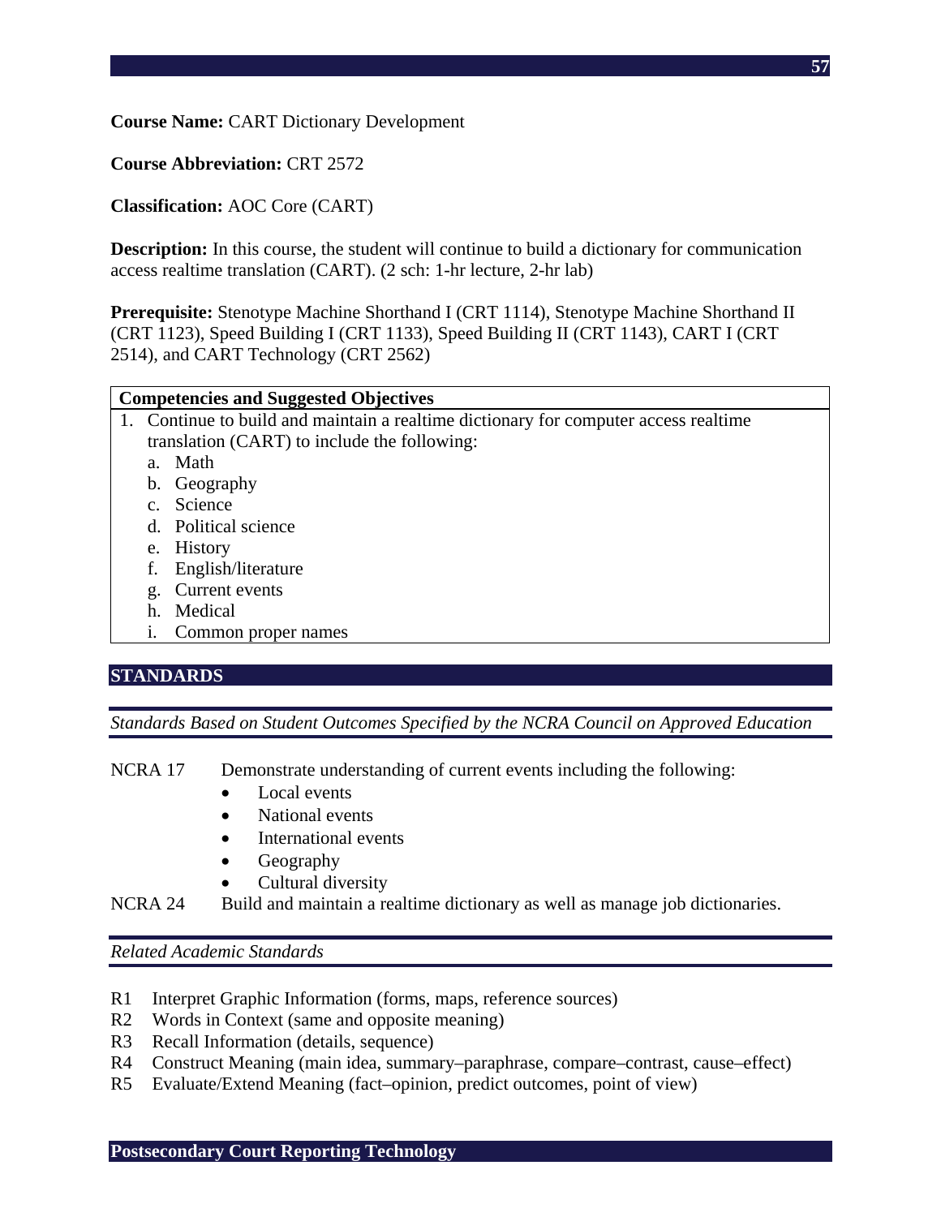**Course Name:** CART Dictionary Development

**Course Abbreviation:** CRT 2572

**Classification:** AOC Core (CART)

**Description:** In this course, the student will continue to build a dictionary for communication access realtime translation (CART). (2 sch: 1-hr lecture, 2-hr lab)

**Prerequisite:** Stenotype Machine Shorthand I (CRT 1114), Stenotype Machine Shorthand II (CRT 1123), Speed Building I (CRT 1133), Speed Building II (CRT 1143), CART I (CRT 2514), and CART Technology (CRT 2562)

| Competencies and Suggested Objectives |
|---|
| 1. Continue to build and maintain a realtime dictionary for computer access realtime translation (CART) to include the following:<br>a. Math<br>b. Geography<br>c. Science<br>d. Political science<br>e. History<br>f. English/literature<br>g. Current events<br>h. Medical<br>i. Common proper names |

## STANDARDS

*Standards Based on Student Outcomes Specified by the NCRA Council on Approved Education*

NCRA 17 Demonstrate understanding of current events including the following:

- Local events
- National events
- International events
- Geography
- Cultural diversity

NCRA 24 Build and maintain a realtime dictionary as well as manage job dictionaries.

*Related Academic Standards*

R1 Interpret Graphic Information (forms, maps, reference sources)
R2 Words in Context (same and opposite meaning)
R3 Recall Information (details, sequence)
R4 Construct Meaning (main idea, summary–paraphrase, compare–contrast, cause–effect)
R5 Evaluate/Extend Meaning (fact–opinion, predict outcomes, point of view)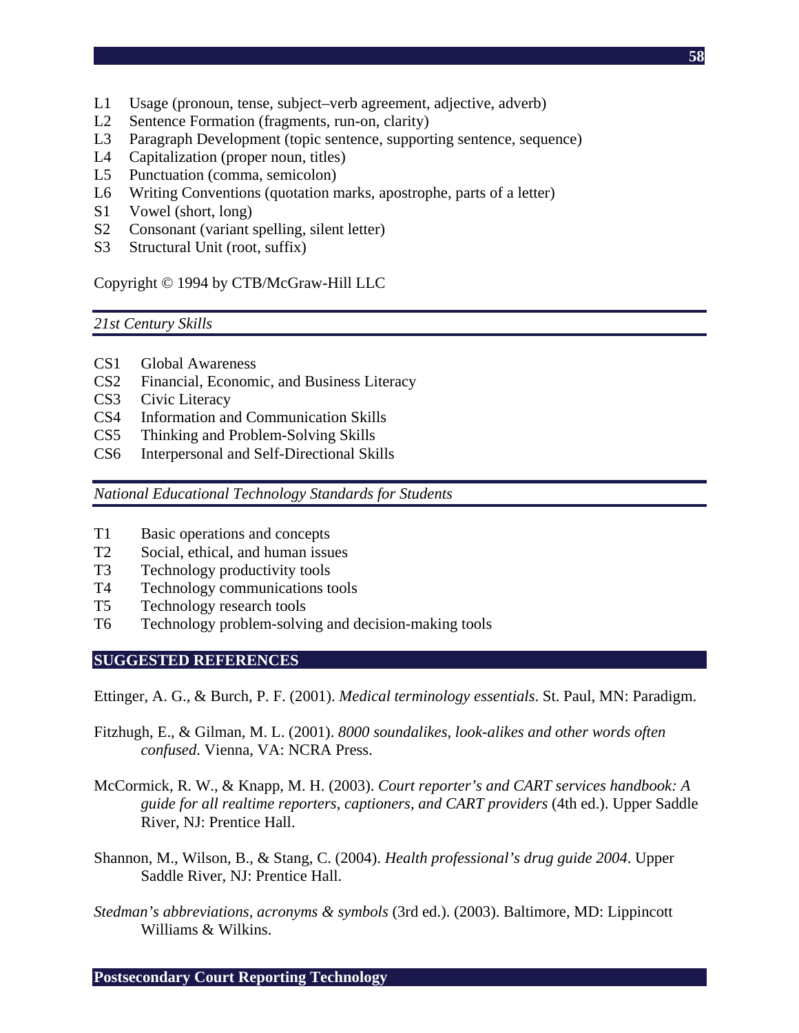L1 Usage (pronoun, tense, subject–verb agreement, adjective, adverb)
L2 Sentence Formation (fragments, run-on, clarity)
L3 Paragraph Development (topic sentence, supporting sentence, sequence)
L4 Capitalization (proper noun, titles)
L5 Punctuation (comma, semicolon)
L6 Writing Conventions (quotation marks, apostrophe, parts of a letter)
S1 Vowel (short, long)
S2 Consonant (variant spelling, silent letter)
S3 Structural Unit (root, suffix)

Copyright © 1994 by CTB/McGraw-Hill LLC

*21st Century Skills*

CS1 Global Awareness
CS2 Financial, Economic, and Business Literacy
CS3 Civic Literacy
CS4 Information and Communication Skills
CS5 Thinking and Problem-Solving Skills
CS6 Interpersonal and Self-Directional Skills

*National Educational Technology Standards for Students*

T1 Basic operations and concepts
T2 Social, ethical, and human issues
T3 Technology productivity tools
T4 Technology communications tools
T5 Technology research tools
T6 Technology problem-solving and decision-making tools

## SUGGESTED REFERENCES

Ettinger, A. G., & Burch, P. F. (2001). *Medical terminology essentials*. St. Paul, MN: Paradigm.

Fitzhugh, E., & Gilman, M. L. (2001). *8000 soundalikes, look-alikes and other words often confused*. Vienna, VA: NCRA Press.

McCormick, R. W., & Knapp, M. H. (2003). *Court reporter's and CART services handbook: A guide for all realtime reporters, captioners, and CART providers* (4th ed.). Upper Saddle River, NJ: Prentice Hall.

Shannon, M., Wilson, B., & Stang, C. (2004). *Health professional's drug guide 2004*. Upper Saddle River, NJ: Prentice Hall.

*Stedman's abbreviations, acronyms & symbols* (3rd ed.). (2003). Baltimore, MD: Lippincott Williams & Wilkins.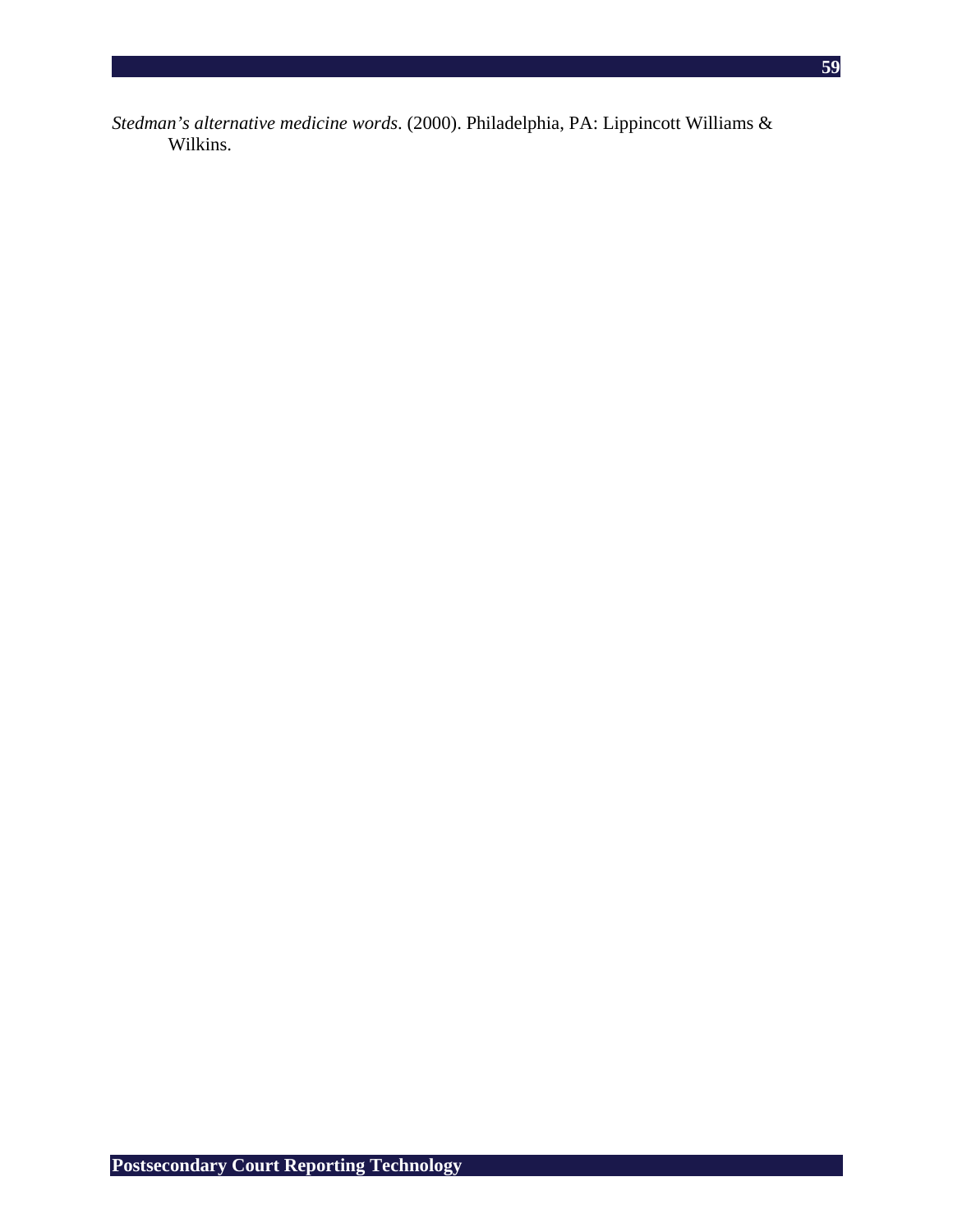*Stedman's alternative medicine words*. (2000). Philadelphia, PA: Lippincott Williams & Wilkins.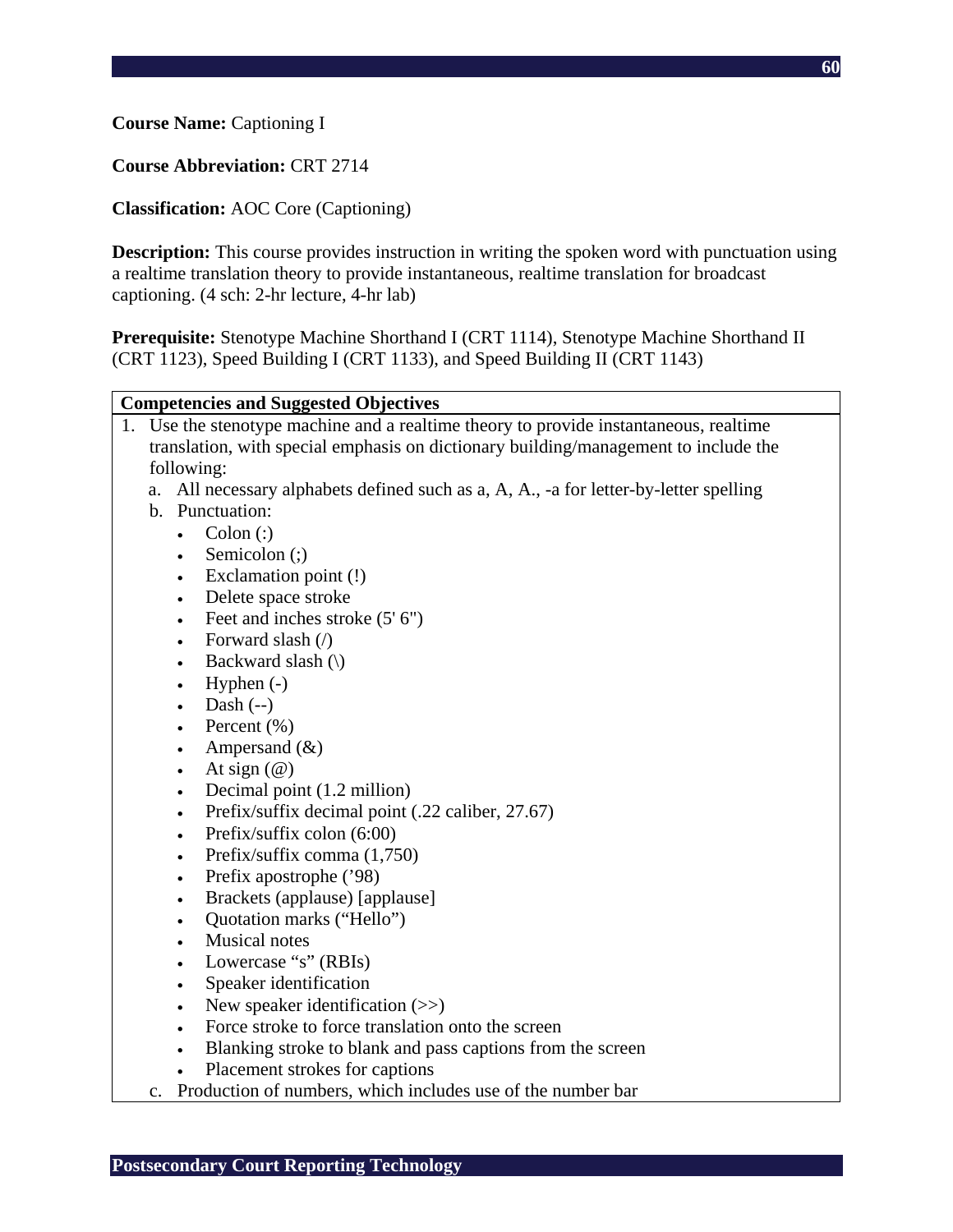**Course Name:** Captioning I

**Course Abbreviation:** CRT 2714

**Classification:** AOC Core (Captioning)

**Description:** This course provides instruction in writing the spoken word with punctuation using a realtime translation theory to provide instantaneous, realtime translation for broadcast captioning. (4 sch: 2-hr lecture, 4-hr lab)

**Prerequisite:** Stenotype Machine Shorthand I (CRT 1114), Stenotype Machine Shorthand II (CRT 1123), Speed Building I (CRT 1133), and Speed Building II (CRT 1143)

| Competencies and Suggested Objectives |
|---|
| 1. Use the stenotype machine and a realtime theory to provide instantaneous, realtime translation, with special emphasis on dictionary building/management to include the following:<br>a. All necessary alphabets defined such as a, A, A., -a for letter-by-letter spelling<br>b. Punctuation:<br>• Colon (:)<br>• Semicolon (;)<br>• Exclamation point (!)<br>• Delete space stroke<br>• Feet and inches stroke (5' 6")<br>• Forward slash (/)<br>• Backward slash (\)<br>• Hyphen (-)<br>• Dash (--)<br>• Percent (%)<br>• Ampersand (&)<br>• At sign (@)<br>• Decimal point (1.2 million)<br>• Prefix/suffix decimal point (.22 caliber, 27.67)<br>• Prefix/suffix colon (6:00)<br>• Prefix/suffix comma (1,750)<br>• Prefix apostrophe (’98)<br>• Brackets (applause) [applause]<br>• Quotation marks (“Hello”)<br>• Musical notes<br>• Lowercase “s” (RBIs)<br>• Speaker identification<br>• New speaker identification (>>)<br>• Force stroke to force translation onto the screen<br>• Blanking stroke to blank and pass captions from the screen<br>• Placement strokes for captions<br>c. Production of numbers, which includes use of the number bar |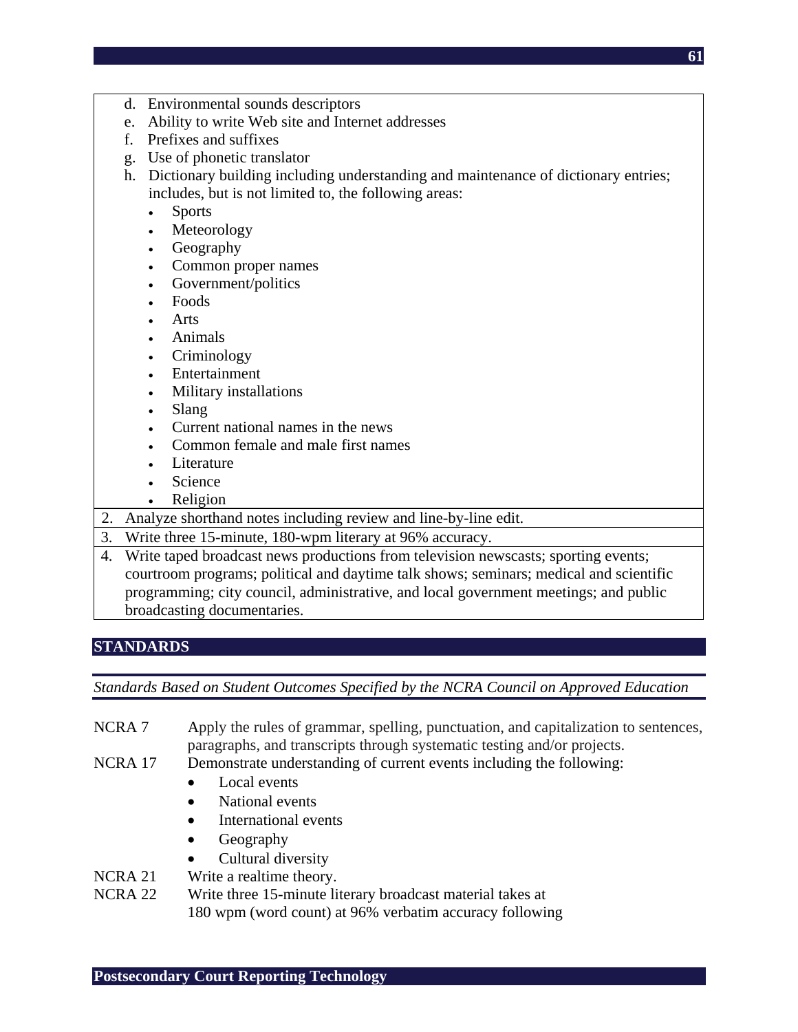d. Environmental sounds descriptors
e. Ability to write Web site and Internet addresses
f. Prefixes and suffixes
g. Use of phonetic translator
h. Dictionary building including understanding and maintenance of dictionary entries; includes, but is not limited to, the following areas:
    - Sports
    - Meteorology
    - Geography
    - Common proper names
    - Government/politics
    - Foods
    - Arts
    - Animals
    - Criminology
    - Entertainment
    - Military installations
    - Slang
    - Current national names in the news
    - Common female and male first names
    - Literature
    - Science
    - Religion

2. Analyze shorthand notes including review and line-by-line edit.
3. Write three 15-minute, 180-wpm literary at 96% accuracy.
4. Write taped broadcast news productions from television newscasts; sporting events; courtroom programs; political and daytime talk shows; seminars; medical and scientific programming; city council, administrative, and local government meetings; and public broadcasting documentaries.

## STANDARDS

*Standards Based on Student Outcomes Specified by the NCRA Council on Approved Education*

NCRA 7 — Apply the rules of grammar, spelling, punctuation, and capitalization to sentences, paragraphs, and transcripts through systematic testing and/or projects.

NCRA 17 — Demonstrate understanding of current events including the following:
- Local events
- National events
- International events
- Geography
- Cultural diversity

NCRA 21 — Write a realtime theory.

NCRA 22 — Write three 15-minute literary broadcast material takes at 180 wpm (word count) at 96% verbatim accuracy following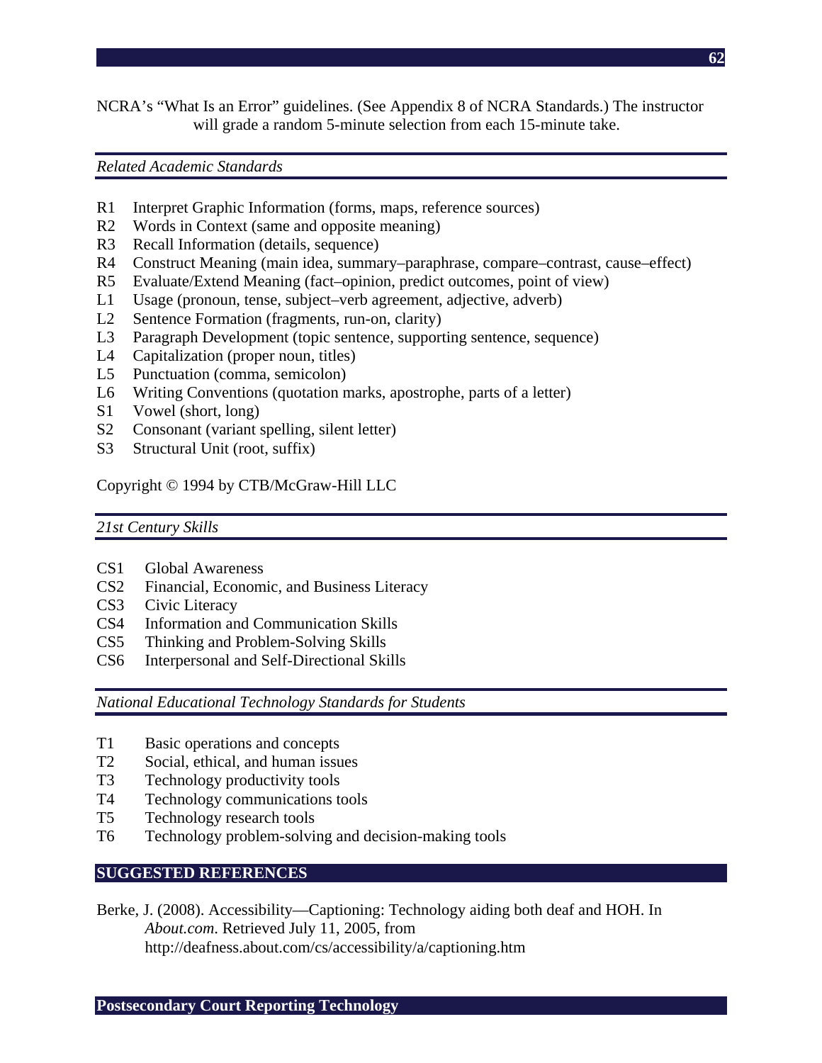NCRA's "What Is an Error" guidelines. (See Appendix 8 of NCRA Standards.) The instructor will grade a random 5-minute selection from each 15-minute take.

*Related Academic Standards*

- R1 Interpret Graphic Information (forms, maps, reference sources)
- R2 Words in Context (same and opposite meaning)
- R3 Recall Information (details, sequence)
- R4 Construct Meaning (main idea, summary–paraphrase, compare–contrast, cause–effect)
- R5 Evaluate/Extend Meaning (fact–opinion, predict outcomes, point of view)
- L1 Usage (pronoun, tense, subject–verb agreement, adjective, adverb)
- L2 Sentence Formation (fragments, run-on, clarity)
- L3 Paragraph Development (topic sentence, supporting sentence, sequence)
- L4 Capitalization (proper noun, titles)
- L5 Punctuation (comma, semicolon)
- L6 Writing Conventions (quotation marks, apostrophe, parts of a letter)
- S1 Vowel (short, long)
- S2 Consonant (variant spelling, silent letter)
- S3 Structural Unit (root, suffix)

Copyright © 1994 by CTB/McGraw-Hill LLC

*21st Century Skills*

- CS1 Global Awareness
- CS2 Financial, Economic, and Business Literacy
- CS3 Civic Literacy
- CS4 Information and Communication Skills
- CS5 Thinking and Problem-Solving Skills
- CS6 Interpersonal and Self-Directional Skills

*National Educational Technology Standards for Students*

- T1 Basic operations and concepts
- T2 Social, ethical, and human issues
- T3 Technology productivity tools
- T4 Technology communications tools
- T5 Technology research tools
- T6 Technology problem-solving and decision-making tools

## SUGGESTED REFERENCES

Berke, J. (2008). Accessibility—Captioning: Technology aiding both deaf and HOH. In *About.com*. Retrieved July 11, 2005, from http://deafness.about.com/cs/accessibility/a/captioning.htm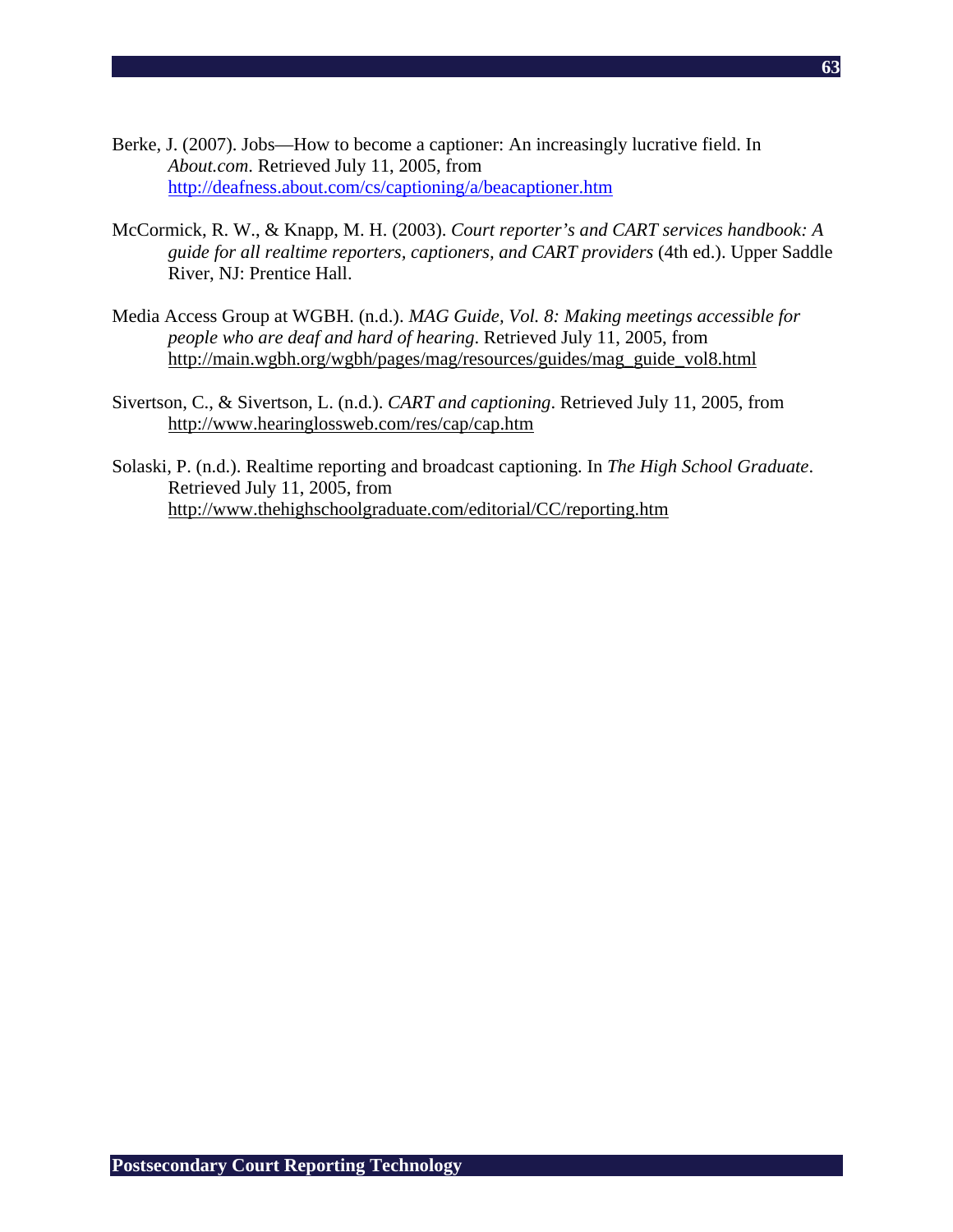Berke, J. (2007). Jobs—How to become a captioner: An increasingly lucrative field. In *About.com*. Retrieved July 11, 2005, from http://deafness.about.com/cs/captioning/a/beacaptioner.htm

McCormick, R. W., & Knapp, M. H. (2003). *Court reporter's and CART services handbook: A guide for all realtime reporters, captioners, and CART providers* (4th ed.). Upper Saddle River, NJ: Prentice Hall.

Media Access Group at WGBH. (n.d.). *MAG Guide, Vol. 8: Making meetings accessible for people who are deaf and hard of hearing*. Retrieved July 11, 2005, from http://main.wgbh.org/wgbh/pages/mag/resources/guides/mag_guide_vol8.html

Sivertson, C., & Sivertson, L. (n.d.). *CART and captioning*. Retrieved July 11, 2005, from http://www.hearinglossweb.com/res/cap/cap.htm

Solaski, P. (n.d.). Realtime reporting and broadcast captioning. In *The High School Graduate*. Retrieved July 11, 2005, from http://www.thehighschoolgraduate.com/editorial/CC/reporting.htm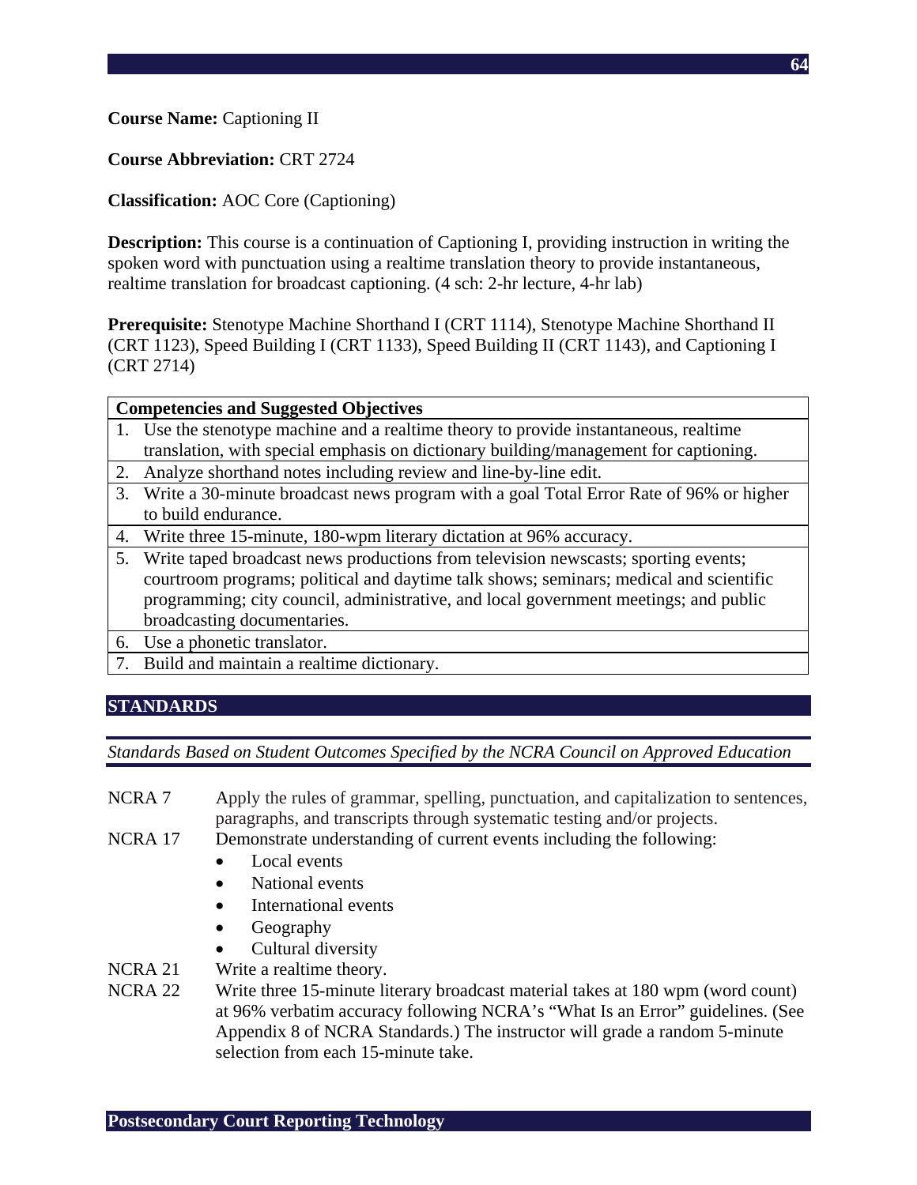**Course Name:** Captioning II

**Course Abbreviation:** CRT 2724

**Classification:** AOC Core (Captioning)

**Description:** This course is a continuation of Captioning I, providing instruction in writing the spoken word with punctuation using a realtime translation theory to provide instantaneous, realtime translation for broadcast captioning. (4 sch: 2-hr lecture, 4-hr lab)

**Prerequisite:** Stenotype Machine Shorthand I (CRT 1114), Stenotype Machine Shorthand II (CRT 1123), Speed Building I (CRT 1133), Speed Building II (CRT 1143), and Captioning I (CRT 2714)

| Competencies and Suggested Objectives |
|---|
| 1. Use the stenotype machine and a realtime theory to provide instantaneous, realtime translation, with special emphasis on dictionary building/management for captioning. |
| 2. Analyze shorthand notes including review and line-by-line edit. |
| 3. Write a 30-minute broadcast news program with a goal Total Error Rate of 96% or higher to build endurance. |
| 4. Write three 15-minute, 180-wpm literary dictation at 96% accuracy. |
| 5. Write taped broadcast news productions from television newscasts; sporting events; courtroom programs; political and daytime talk shows; seminars; medical and scientific programming; city council, administrative, and local government meetings; and public broadcasting documentaries. |
| 6. Use a phonetic translator. |
| 7. Build and maintain a realtime dictionary. |

## STANDARDS

*Standards Based on Student Outcomes Specified by the NCRA Council on Approved Education*

NCRA 7 Apply the rules of grammar, spelling, punctuation, and capitalization to sentences, paragraphs, and transcripts through systematic testing and/or projects.

NCRA 17 Demonstrate understanding of current events including the following:

- Local events
- National events
- International events
- Geography
- Cultural diversity

NCRA 21 Write a realtime theory.

NCRA 22 Write three 15-minute literary broadcast material takes at 180 wpm (word count) at 96% verbatim accuracy following NCRA's "What Is an Error" guidelines. (See Appendix 8 of NCRA Standards.) The instructor will grade a random 5-minute selection from each 15-minute take.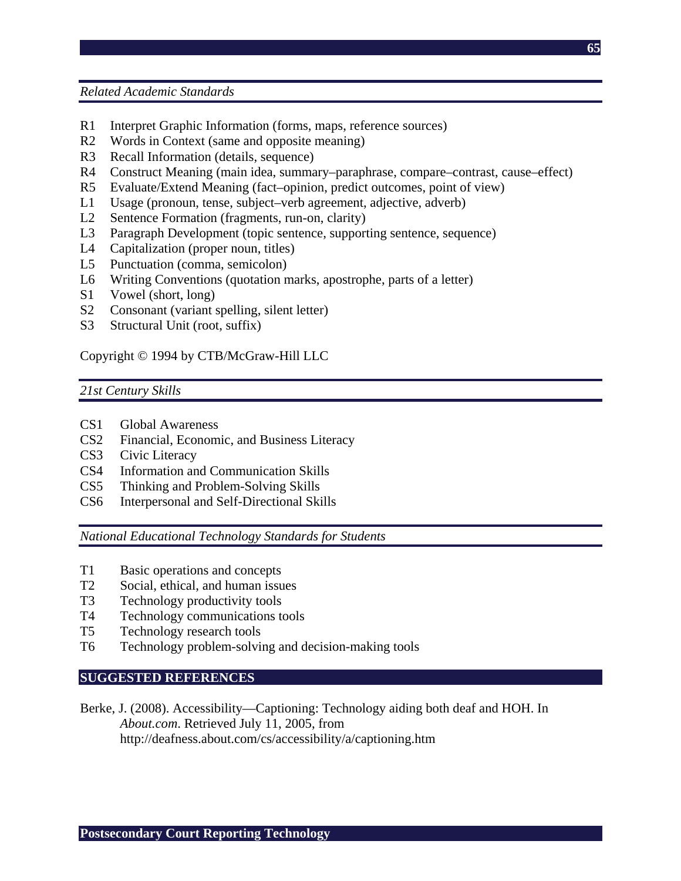*Related Academic Standards*

- R1 Interpret Graphic Information (forms, maps, reference sources)
- R2 Words in Context (same and opposite meaning)
- R3 Recall Information (details, sequence)
- R4 Construct Meaning (main idea, summary–paraphrase, compare–contrast, cause–effect)
- R5 Evaluate/Extend Meaning (fact–opinion, predict outcomes, point of view)
- L1 Usage (pronoun, tense, subject–verb agreement, adjective, adverb)
- L2 Sentence Formation (fragments, run-on, clarity)
- L3 Paragraph Development (topic sentence, supporting sentence, sequence)
- L4 Capitalization (proper noun, titles)
- L5 Punctuation (comma, semicolon)
- L6 Writing Conventions (quotation marks, apostrophe, parts of a letter)
- S1 Vowel (short, long)
- S2 Consonant (variant spelling, silent letter)
- S3 Structural Unit (root, suffix)

Copyright © 1994 by CTB/McGraw-Hill LLC

*21st Century Skills*

- CS1 Global Awareness
- CS2 Financial, Economic, and Business Literacy
- CS3 Civic Literacy
- CS4 Information and Communication Skills
- CS5 Thinking and Problem-Solving Skills
- CS6 Interpersonal and Self-Directional Skills

*National Educational Technology Standards for Students*

- T1 Basic operations and concepts
- T2 Social, ethical, and human issues
- T3 Technology productivity tools
- T4 Technology communications tools
- T5 Technology research tools
- T6 Technology problem-solving and decision-making tools

## SUGGESTED REFERENCES

Berke, J. (2008). Accessibility—Captioning: Technology aiding both deaf and HOH. In *About.com*. Retrieved July 11, 2005, from http://deafness.about.com/cs/accessibility/a/captioning.htm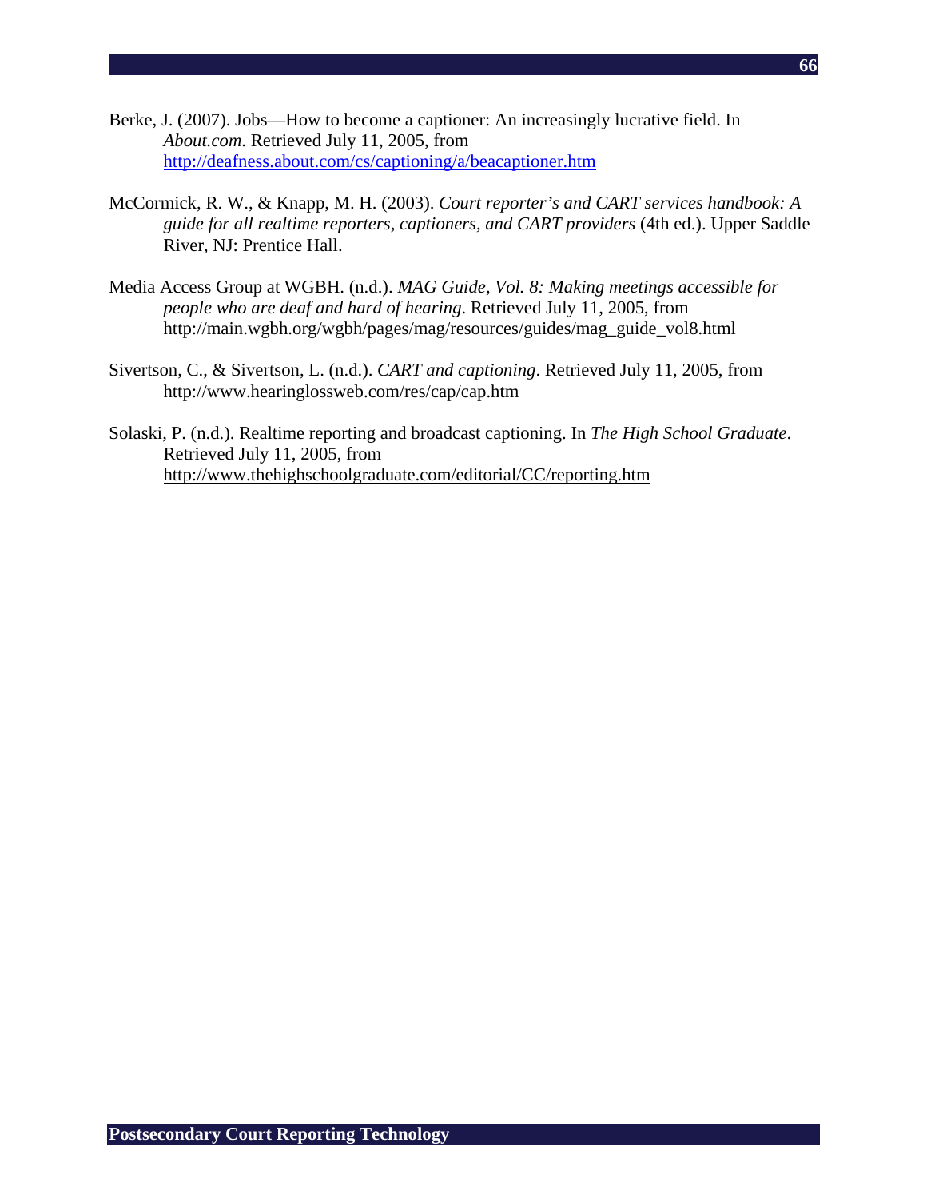Berke, J. (2007). Jobs—How to become a captioner: An increasingly lucrative field. In *About.com*. Retrieved July 11, 2005, from http://deafness.about.com/cs/captioning/a/beacaptioner.htm

McCormick, R. W., & Knapp, M. H. (2003). *Court reporter's and CART services handbook: A guide for all realtime reporters, captioners, and CART providers* (4th ed.). Upper Saddle River, NJ: Prentice Hall.

Media Access Group at WGBH. (n.d.). *MAG Guide, Vol. 8: Making meetings accessible for people who are deaf and hard of hearing*. Retrieved July 11, 2005, from http://main.wgbh.org/wgbh/pages/mag/resources/guides/mag_guide_vol8.html

Sivertson, C., & Sivertson, L. (n.d.). *CART and captioning*. Retrieved July 11, 2005, from http://www.hearinglossweb.com/res/cap/cap.htm

Solaski, P. (n.d.). Realtime reporting and broadcast captioning. In *The High School Graduate*. Retrieved July 11, 2005, from http://www.thehighschoolgraduate.com/editorial/CC/reporting.htm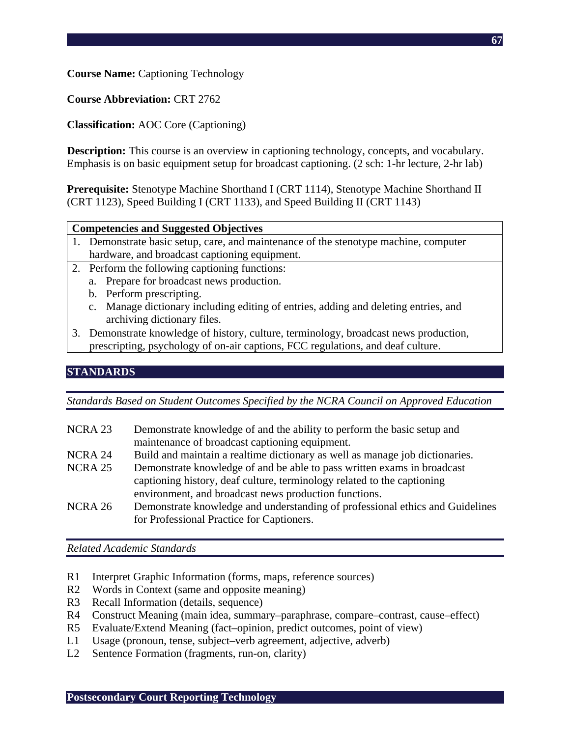**Course Name:** Captioning Technology

**Course Abbreviation:** CRT 2762

**Classification:** AOC Core (Captioning)

**Description:** This course is an overview in captioning technology, concepts, and vocabulary. Emphasis is on basic equipment setup for broadcast captioning. (2 sch: 1-hr lecture, 2-hr lab)

**Prerequisite:** Stenotype Machine Shorthand I (CRT 1114), Stenotype Machine Shorthand II (CRT 1123), Speed Building I (CRT 1133), and Speed Building II (CRT 1143)

| **Competencies and Suggested Objectives** |
|---|
| 1. Demonstrate basic setup, care, and maintenance of the stenotype machine, computer hardware, and broadcast captioning equipment. |
| 2. Perform the following captioning functions:<br>a. Prepare for broadcast news production.<br>b. Perform prescripting.<br>c. Manage dictionary including editing of entries, adding and deleting entries, and archiving dictionary files. |
| 3. Demonstrate knowledge of history, culture, terminology, broadcast news production, prescripting, psychology of on-air captions, FCC regulations, and deaf culture. |

## STANDARDS

*Standards Based on Student Outcomes Specified by the NCRA Council on Approved Education*

- NCRA 23 Demonstrate knowledge of and the ability to perform the basic setup and maintenance of broadcast captioning equipment.
- NCRA 24 Build and maintain a realtime dictionary as well as manage job dictionaries.
- NCRA 25 Demonstrate knowledge of and be able to pass written exams in broadcast captioning history, deaf culture, terminology related to the captioning environment, and broadcast news production functions.
- NCRA 26 Demonstrate knowledge and understanding of professional ethics and Guidelines for Professional Practice for Captioners.

*Related Academic Standards*

- R1 Interpret Graphic Information (forms, maps, reference sources)
- R2 Words in Context (same and opposite meaning)
- R3 Recall Information (details, sequence)
- R4 Construct Meaning (main idea, summary–paraphrase, compare–contrast, cause–effect)
- R5 Evaluate/Extend Meaning (fact–opinion, predict outcomes, point of view)
- L1 Usage (pronoun, tense, subject–verb agreement, adjective, adverb)
- L2 Sentence Formation (fragments, run-on, clarity)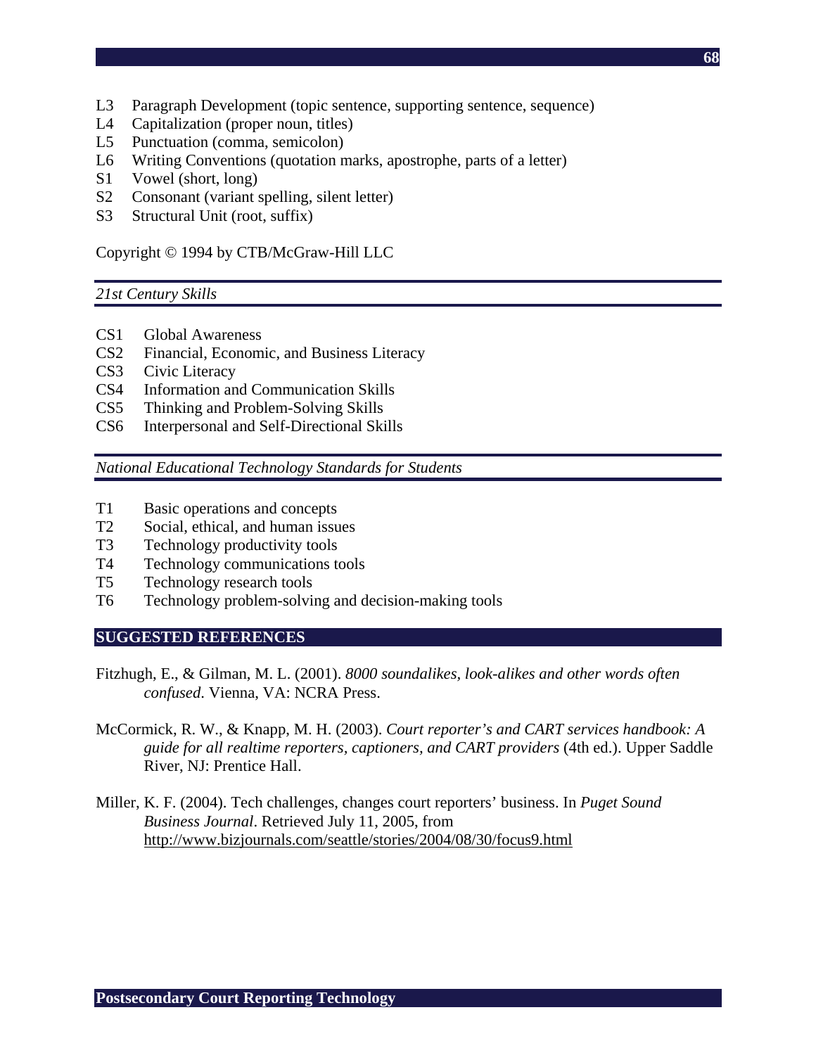L3 Paragraph Development (topic sentence, supporting sentence, sequence)
L4 Capitalization (proper noun, titles)
L5 Punctuation (comma, semicolon)
L6 Writing Conventions (quotation marks, apostrophe, parts of a letter)
S1 Vowel (short, long)
S2 Consonant (variant spelling, silent letter)
S3 Structural Unit (root, suffix)

Copyright © 1994 by CTB/McGraw-Hill LLC

*21st Century Skills*

CS1 Global Awareness
CS2 Financial, Economic, and Business Literacy
CS3 Civic Literacy
CS4 Information and Communication Skills
CS5 Thinking and Problem-Solving Skills
CS6 Interpersonal and Self-Directional Skills

*National Educational Technology Standards for Students*

T1 Basic operations and concepts
T2 Social, ethical, and human issues
T3 Technology productivity tools
T4 Technology communications tools
T5 Technology research tools
T6 Technology problem-solving and decision-making tools

## SUGGESTED REFERENCES

Fitzhugh, E., & Gilman, M. L. (2001). *8000 soundalikes, look-alikes and other words often confused*. Vienna, VA: NCRA Press.

McCormick, R. W., & Knapp, M. H. (2003). *Court reporter's and CART services handbook: A guide for all realtime reporters, captioners, and CART providers* (4th ed.). Upper Saddle River, NJ: Prentice Hall.

Miller, K. F. (2004). Tech challenges, changes court reporters' business. In *Puget Sound Business Journal*. Retrieved July 11, 2005, from http://www.bizjournals.com/seattle/stories/2004/08/30/focus9.html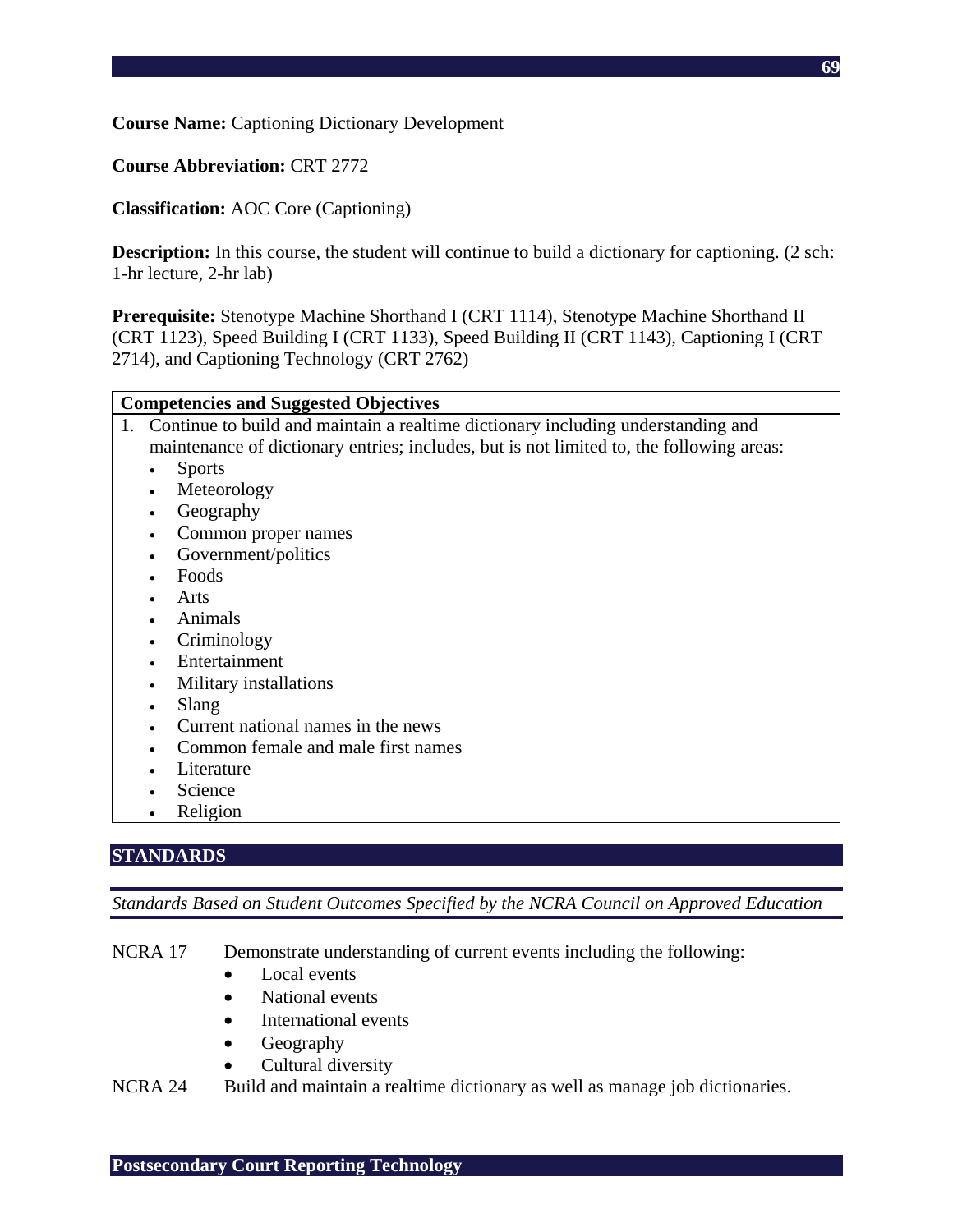**Course Name:** Captioning Dictionary Development

**Course Abbreviation:** CRT 2772

**Classification:** AOC Core (Captioning)

**Description:** In this course, the student will continue to build a dictionary for captioning. (2 sch: 1-hr lecture, 2-hr lab)

**Prerequisite:** Stenotype Machine Shorthand I (CRT 1114), Stenotype Machine Shorthand II (CRT 1123), Speed Building I (CRT 1133), Speed Building II (CRT 1143), Captioning I (CRT 2714), and Captioning Technology (CRT 2762)

| Competencies and Suggested Objectives |
|---|
| 1. Continue to build and maintain a realtime dictionary including understanding and maintenance of dictionary entries; includes, but is not limited to, the following areas:<br>• Sports<br>• Meteorology<br>• Geography<br>• Common proper names<br>• Government/politics<br>• Foods<br>• Arts<br>• Animals<br>• Criminology<br>• Entertainment<br>• Military installations<br>• Slang<br>• Current national names in the news<br>• Common female and male first names<br>• Literature<br>• Science<br>• Religion |

## STANDARDS

*Standards Based on Student Outcomes Specified by the NCRA Council on Approved Education*

NCRA 17 Demonstrate understanding of current events including the following:

- Local events
- National events
- International events
- Geography
- Cultural diversity

NCRA 24 Build and maintain a realtime dictionary as well as manage job dictionaries.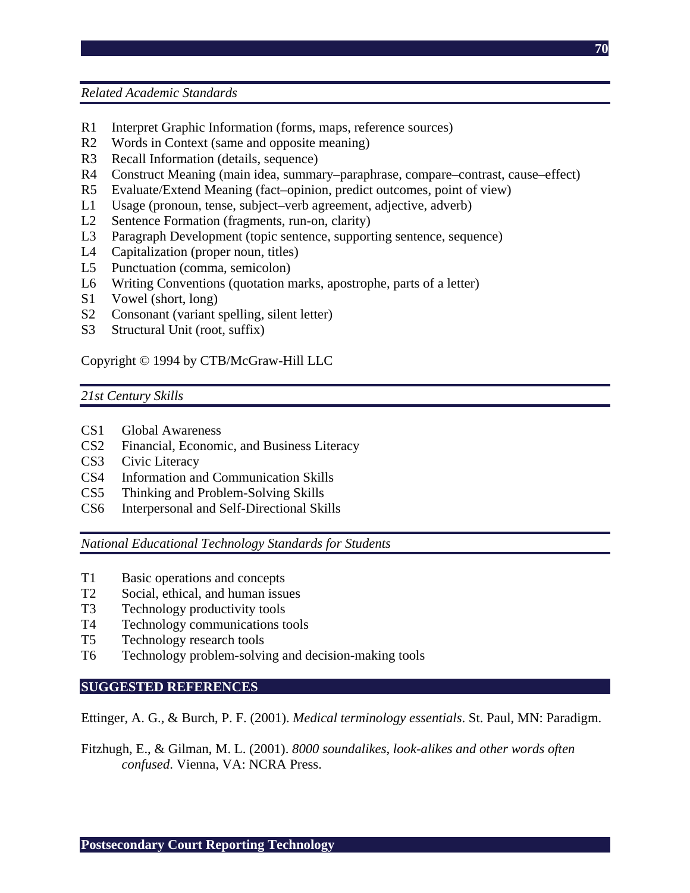*Related Academic Standards*

- R1 Interpret Graphic Information (forms, maps, reference sources)
- R2 Words in Context (same and opposite meaning)
- R3 Recall Information (details, sequence)
- R4 Construct Meaning (main idea, summary–paraphrase, compare–contrast, cause–effect)
- R5 Evaluate/Extend Meaning (fact–opinion, predict outcomes, point of view)
- L1 Usage (pronoun, tense, subject–verb agreement, adjective, adverb)
- L2 Sentence Formation (fragments, run-on, clarity)
- L3 Paragraph Development (topic sentence, supporting sentence, sequence)
- L4 Capitalization (proper noun, titles)
- L5 Punctuation (comma, semicolon)
- L6 Writing Conventions (quotation marks, apostrophe, parts of a letter)
- S1 Vowel (short, long)
- S2 Consonant (variant spelling, silent letter)
- S3 Structural Unit (root, suffix)

Copyright © 1994 by CTB/McGraw-Hill LLC

*21st Century Skills*

- CS1 Global Awareness
- CS2 Financial, Economic, and Business Literacy
- CS3 Civic Literacy
- CS4 Information and Communication Skills
- CS5 Thinking and Problem-Solving Skills
- CS6 Interpersonal and Self-Directional Skills

*National Educational Technology Standards for Students*

- T1 Basic operations and concepts
- T2 Social, ethical, and human issues
- T3 Technology productivity tools
- T4 Technology communications tools
- T5 Technology research tools
- T6 Technology problem-solving and decision-making tools

## SUGGESTED REFERENCES

Ettinger, A. G., & Burch, P. F. (2001). *Medical terminology essentials*. St. Paul, MN: Paradigm.

Fitzhugh, E., & Gilman, M. L. (2001). *8000 soundalikes, look-alikes and other words often confused*. Vienna, VA: NCRA Press.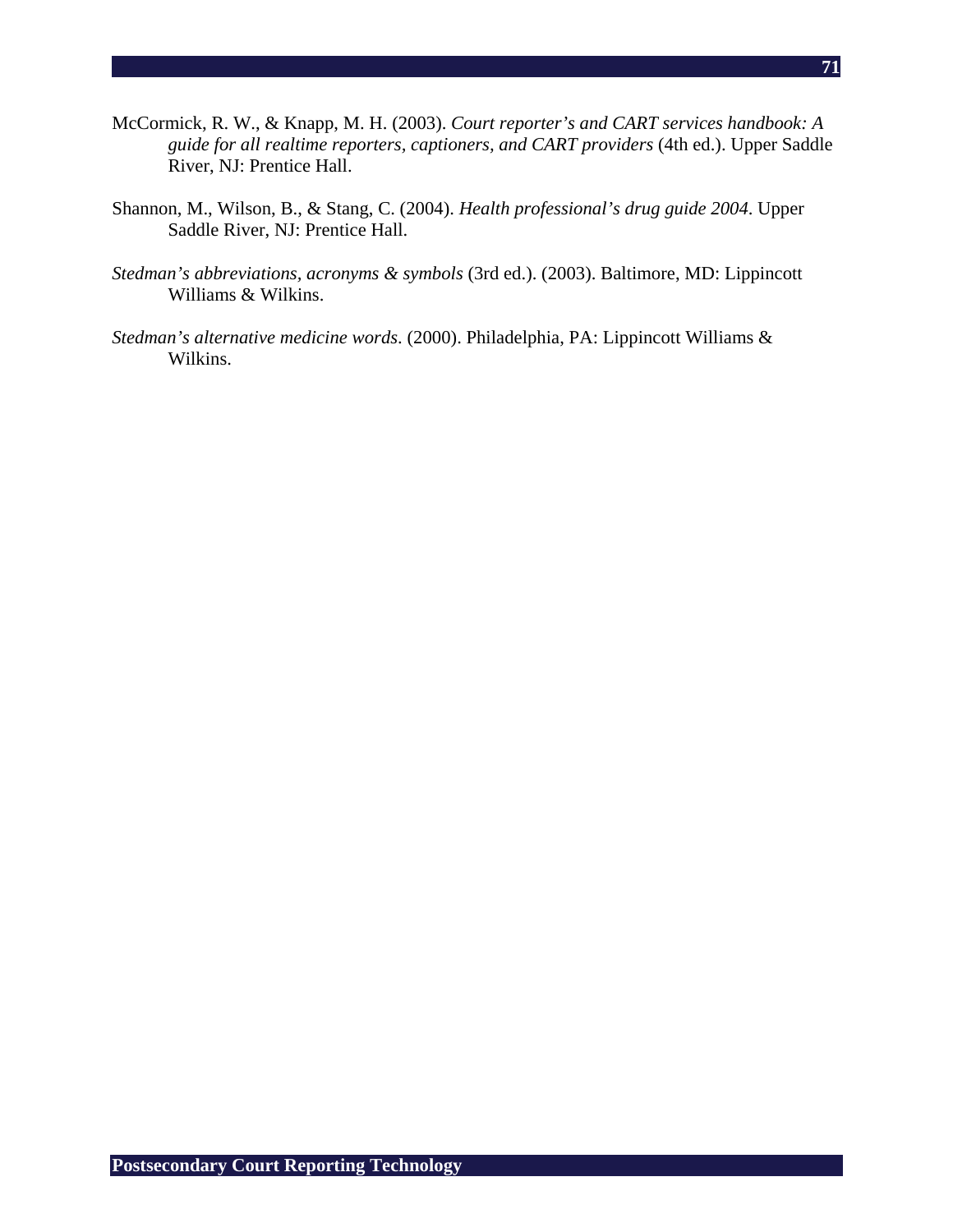McCormick, R. W., & Knapp, M. H. (2003). *Court reporter's and CART services handbook: A guide for all realtime reporters, captioners, and CART providers* (4th ed.). Upper Saddle River, NJ: Prentice Hall.

Shannon, M., Wilson, B., & Stang, C. (2004). *Health professional's drug guide 2004*. Upper Saddle River, NJ: Prentice Hall.

*Stedman's abbreviations, acronyms & symbols* (3rd ed.). (2003). Baltimore, MD: Lippincott Williams & Wilkins.

*Stedman's alternative medicine words*. (2000). Philadelphia, PA: Lippincott Williams & Wilkins.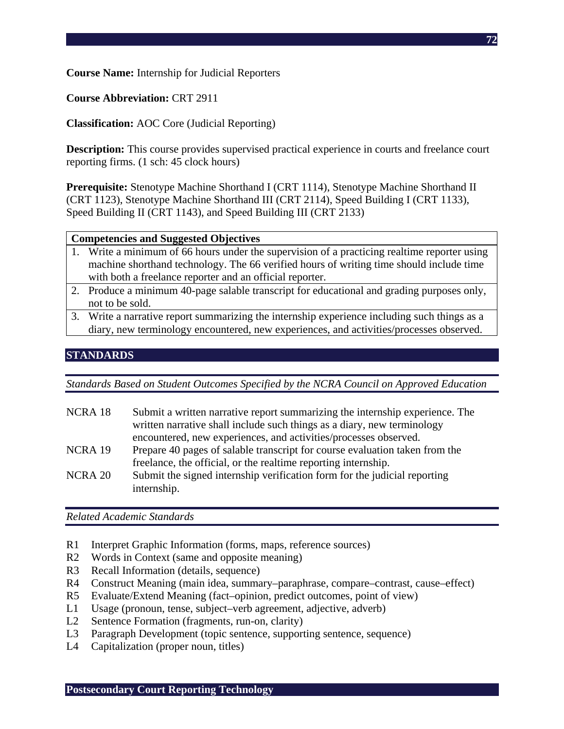**Course Name:** Internship for Judicial Reporters

**Course Abbreviation:** CRT 2911

**Classification:** AOC Core (Judicial Reporting)

**Description:** This course provides supervised practical experience in courts and freelance court reporting firms. (1 sch: 45 clock hours)

**Prerequisite:** Stenotype Machine Shorthand I (CRT 1114), Stenotype Machine Shorthand II (CRT 1123), Stenotype Machine Shorthand III (CRT 2114), Speed Building I (CRT 1133), Speed Building II (CRT 1143), and Speed Building III (CRT 2133)

| Competencies and Suggested Objectives |
|---|
| 1. Write a minimum of 66 hours under the supervision of a practicing realtime reporter using machine shorthand technology. The 66 verified hours of writing time should include time with both a freelance reporter and an official reporter. |
| 2. Produce a minimum 40-page salable transcript for educational and grading purposes only, not to be sold. |
| 3. Write a narrative report summarizing the internship experience including such things as a diary, new terminology encountered, new experiences, and activities/processes observed. |

## STANDARDS

*Standards Based on Student Outcomes Specified by the NCRA Council on Approved Education*

| | |
|---|---|
| NCRA 18 | Submit a written narrative report summarizing the internship experience. The written narrative shall include such things as a diary, new terminology encountered, new experiences, and activities/processes observed. |
| NCRA 19 | Prepare 40 pages of salable transcript for course evaluation taken from the freelance, the official, or the realtime reporting internship. |
| NCRA 20 | Submit the signed internship verification form for the judicial reporting internship. |

*Related Academic Standards*

- R1 Interpret Graphic Information (forms, maps, reference sources)
- R2 Words in Context (same and opposite meaning)
- R3 Recall Information (details, sequence)
- R4 Construct Meaning (main idea, summary–paraphrase, compare–contrast, cause–effect)
- R5 Evaluate/Extend Meaning (fact–opinion, predict outcomes, point of view)
- L1 Usage (pronoun, tense, subject–verb agreement, adjective, adverb)
- L2 Sentence Formation (fragments, run-on, clarity)
- L3 Paragraph Development (topic sentence, supporting sentence, sequence)
- L4 Capitalization (proper noun, titles)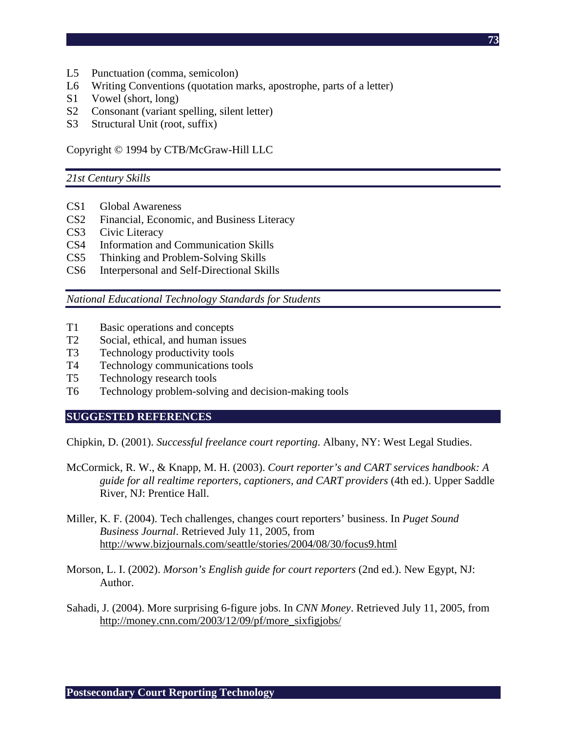L5 Punctuation (comma, semicolon)
L6 Writing Conventions (quotation marks, apostrophe, parts of a letter)
S1 Vowel (short, long)
S2 Consonant (variant spelling, silent letter)
S3 Structural Unit (root, suffix)

Copyright © 1994 by CTB/McGraw-Hill LLC

*21st Century Skills*

CS1 Global Awareness
CS2 Financial, Economic, and Business Literacy
CS3 Civic Literacy
CS4 Information and Communication Skills
CS5 Thinking and Problem-Solving Skills
CS6 Interpersonal and Self-Directional Skills

*National Educational Technology Standards for Students*

T1 Basic operations and concepts
T2 Social, ethical, and human issues
T3 Technology productivity tools
T4 Technology communications tools
T5 Technology research tools
T6 Technology problem-solving and decision-making tools

## SUGGESTED REFERENCES

Chipkin, D. (2001). *Successful freelance court reporting*. Albany, NY: West Legal Studies.

McCormick, R. W., & Knapp, M. H. (2003). *Court reporter's and CART services handbook: A guide for all realtime reporters, captioners, and CART providers* (4th ed.). Upper Saddle River, NJ: Prentice Hall.

Miller, K. F. (2004). Tech challenges, changes court reporters' business. In *Puget Sound Business Journal*. Retrieved July 11, 2005, from http://www.bizjournals.com/seattle/stories/2004/08/30/focus9.html

Morson, L. I. (2002). *Morson's English guide for court reporters* (2nd ed.). New Egypt, NJ: Author.

Sahadi, J. (2004). More surprising 6-figure jobs. In *CNN Money*. Retrieved July 11, 2005, from http://money.cnn.com/2003/12/09/pf/more_sixfigjobs/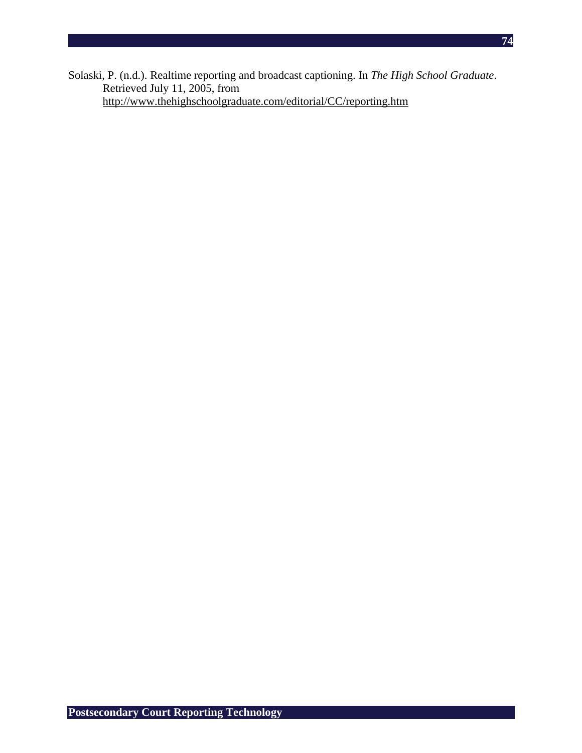Solaski, P. (n.d.). Realtime reporting and broadcast captioning. In *The High School Graduate*. Retrieved July 11, 2005, from http://www.thehighschoolgraduate.com/editorial/CC/reporting.htm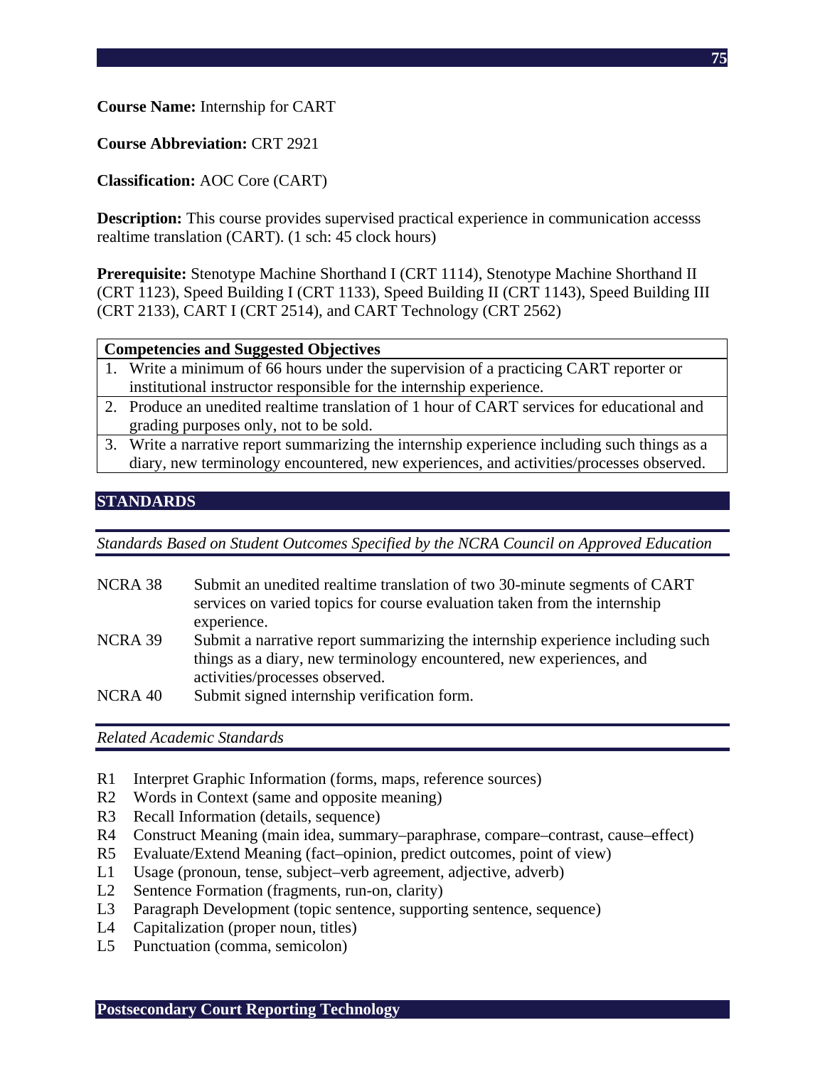**Course Name:** Internship for CART

**Course Abbreviation:** CRT 2921

**Classification:** AOC Core (CART)

**Description:** This course provides supervised practical experience in communication accesss realtime translation (CART). (1 sch: 45 clock hours)

**Prerequisite:** Stenotype Machine Shorthand I (CRT 1114), Stenotype Machine Shorthand II (CRT 1123), Speed Building I (CRT 1133), Speed Building II (CRT 1143), Speed Building III (CRT 2133), CART I (CRT 2514), and CART Technology (CRT 2562)

| Competencies and Suggested Objectives |
|---|
| 1. Write a minimum of 66 hours under the supervision of a practicing CART reporter or institutional instructor responsible for the internship experience. |
| 2. Produce an unedited realtime translation of 1 hour of CART services for educational and grading purposes only, not to be sold. |
| 3. Write a narrative report summarizing the internship experience including such things as a diary, new terminology encountered, new experiences, and activities/processes observed. |

## STANDARDS

*Standards Based on Student Outcomes Specified by the NCRA Council on Approved Education*

| | |
|---|---|
| NCRA 38 | Submit an unedited realtime translation of two 30-minute segments of CART services on varied topics for course evaluation taken from the internship experience. |
| NCRA 39 | Submit a narrative report summarizing the internship experience including such things as a diary, new terminology encountered, new experiences, and activities/processes observed. |
| NCRA 40 | Submit signed internship verification form. |

*Related Academic Standards*

- R1 Interpret Graphic Information (forms, maps, reference sources)
- R2 Words in Context (same and opposite meaning)
- R3 Recall Information (details, sequence)
- R4 Construct Meaning (main idea, summary–paraphrase, compare–contrast, cause–effect)
- R5 Evaluate/Extend Meaning (fact–opinion, predict outcomes, point of view)
- L1 Usage (pronoun, tense, subject–verb agreement, adjective, adverb)
- L2 Sentence Formation (fragments, run-on, clarity)
- L3 Paragraph Development (topic sentence, supporting sentence, sequence)
- L4 Capitalization (proper noun, titles)
- L5 Punctuation (comma, semicolon)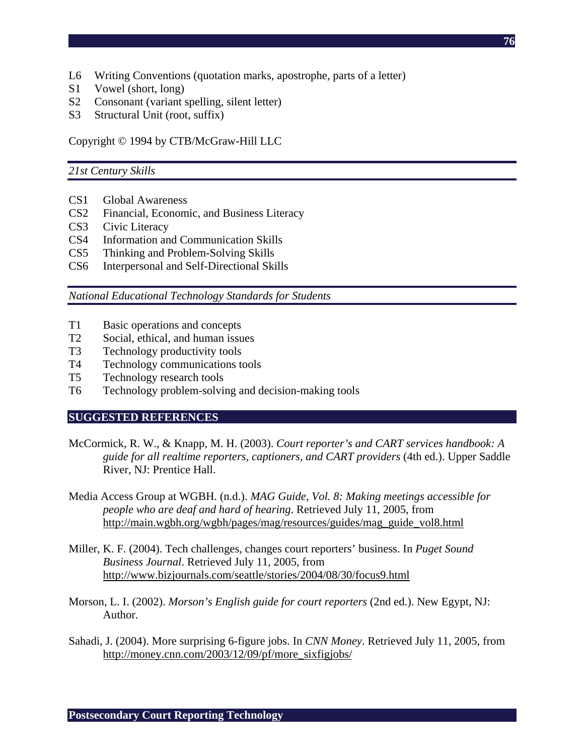L6 Writing Conventions (quotation marks, apostrophe, parts of a letter)
S1 Vowel (short, long)
S2 Consonant (variant spelling, silent letter)
S3 Structural Unit (root, suffix)

Copyright © 1994 by CTB/McGraw-Hill LLC

*21st Century Skills*

CS1 Global Awareness
CS2 Financial, Economic, and Business Literacy
CS3 Civic Literacy
CS4 Information and Communication Skills
CS5 Thinking and Problem-Solving Skills
CS6 Interpersonal and Self-Directional Skills

*National Educational Technology Standards for Students*

T1 Basic operations and concepts
T2 Social, ethical, and human issues
T3 Technology productivity tools
T4 Technology communications tools
T5 Technology research tools
T6 Technology problem-solving and decision-making tools

## SUGGESTED REFERENCES

McCormick, R. W., & Knapp, M. H. (2003). *Court reporter's and CART services handbook: A guide for all realtime reporters, captioners, and CART providers* (4th ed.). Upper Saddle River, NJ: Prentice Hall.

Media Access Group at WGBH. (n.d.). *MAG Guide, Vol. 8: Making meetings accessible for people who are deaf and hard of hearing*. Retrieved July 11, 2005, from http://main.wgbh.org/wgbh/pages/mag/resources/guides/mag_guide_vol8.html

Miller, K. F. (2004). Tech challenges, changes court reporters' business. In *Puget Sound Business Journal*. Retrieved July 11, 2005, from http://www.bizjournals.com/seattle/stories/2004/08/30/focus9.html

Morson, L. I. (2002). *Morson's English guide for court reporters* (2nd ed.). New Egypt, NJ: Author.

Sahadi, J. (2004). More surprising 6-figure jobs. In *CNN Money*. Retrieved July 11, 2005, from http://money.cnn.com/2003/12/09/pf/more_sixfigjobs/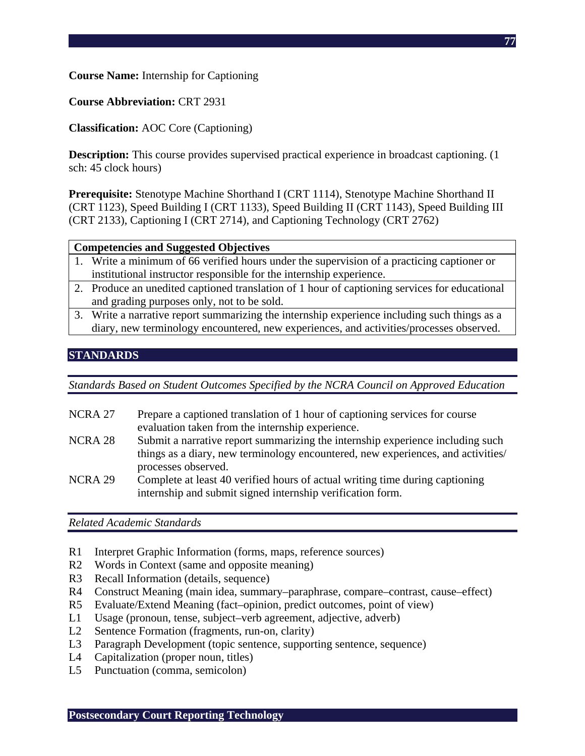**Course Name:** Internship for Captioning

**Course Abbreviation:** CRT 2931

**Classification:** AOC Core (Captioning)

**Description:** This course provides supervised practical experience in broadcast captioning. (1 sch: 45 clock hours)

**Prerequisite:** Stenotype Machine Shorthand I (CRT 1114), Stenotype Machine Shorthand II (CRT 1123), Speed Building I (CRT 1133), Speed Building II (CRT 1143), Speed Building III (CRT 2133), Captioning I (CRT 2714), and Captioning Technology (CRT 2762)

| Competencies and Suggested Objectives |
|---|
| 1. Write a minimum of 66 verified hours under the supervision of a practicing captioner or institutional instructor responsible for the internship experience. |
| 2. Produce an unedited captioned translation of 1 hour of captioning services for educational and grading purposes only, not to be sold. |
| 3. Write a narrative report summarizing the internship experience including such things as a diary, new terminology encountered, new experiences, and activities/processes observed. |

## STANDARDS

*Standards Based on Student Outcomes Specified by the NCRA Council on Approved Education*

| | |
|---|---|
| NCRA 27 | Prepare a captioned translation of 1 hour of captioning services for course evaluation taken from the internship experience. |
| NCRA 28 | Submit a narrative report summarizing the internship experience including such things as a diary, new terminology encountered, new experiences, and activities/processes observed. |
| NCRA 29 | Complete at least 40 verified hours of actual writing time during captioning internship and submit signed internship verification form. |

*Related Academic Standards*

- R1 Interpret Graphic Information (forms, maps, reference sources)
- R2 Words in Context (same and opposite meaning)
- R3 Recall Information (details, sequence)
- R4 Construct Meaning (main idea, summary–paraphrase, compare–contrast, cause–effect)
- R5 Evaluate/Extend Meaning (fact–opinion, predict outcomes, point of view)
- L1 Usage (pronoun, tense, subject–verb agreement, adjective, adverb)
- L2 Sentence Formation (fragments, run-on, clarity)
- L3 Paragraph Development (topic sentence, supporting sentence, sequence)
- L4 Capitalization (proper noun, titles)
- L5 Punctuation (comma, semicolon)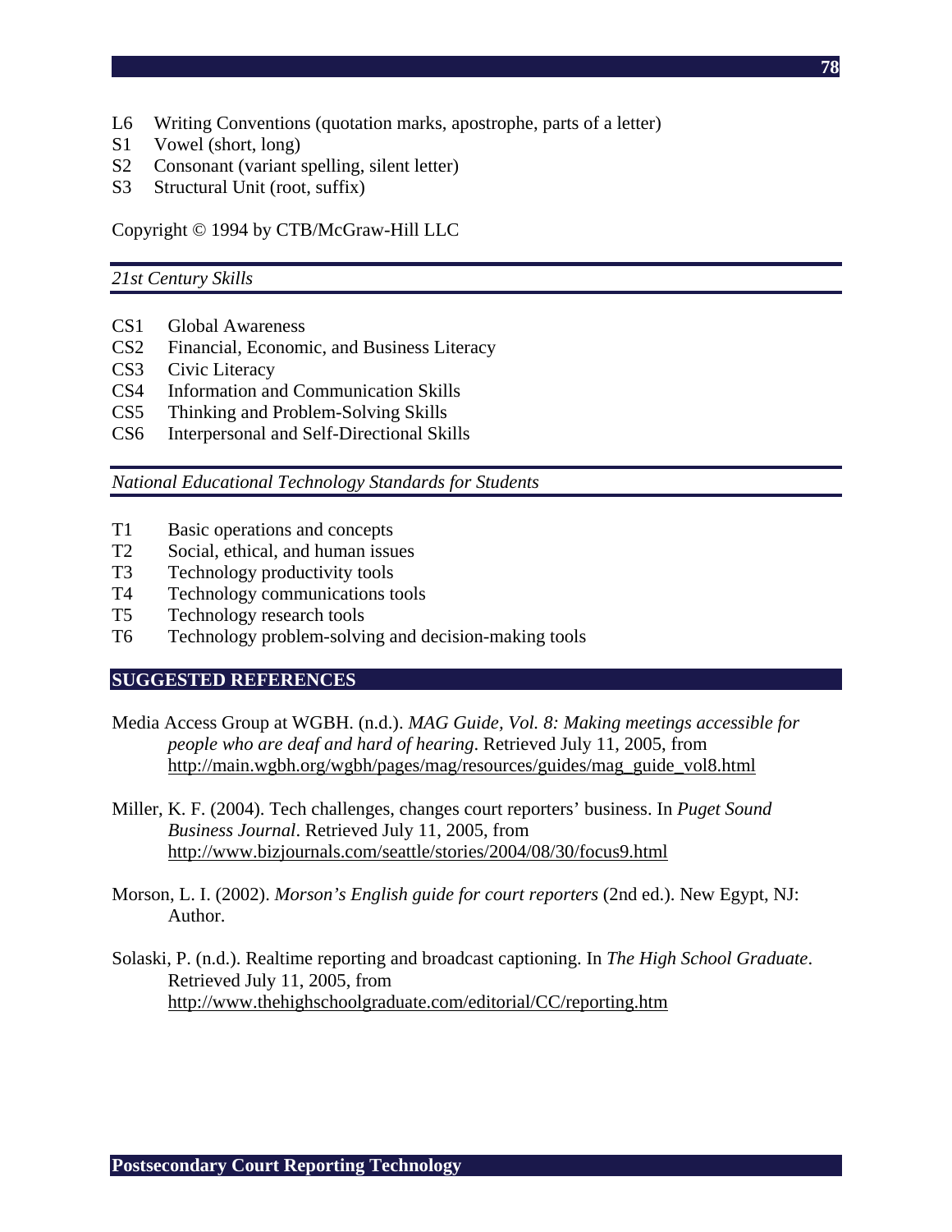L6 Writing Conventions (quotation marks, apostrophe, parts of a letter)
S1 Vowel (short, long)
S2 Consonant (variant spelling, silent letter)
S3 Structural Unit (root, suffix)

Copyright © 1994 by CTB/McGraw-Hill LLC

*21st Century Skills*

CS1 Global Awareness
CS2 Financial, Economic, and Business Literacy
CS3 Civic Literacy
CS4 Information and Communication Skills
CS5 Thinking and Problem-Solving Skills
CS6 Interpersonal and Self-Directional Skills

*National Educational Technology Standards for Students*

T1 Basic operations and concepts
T2 Social, ethical, and human issues
T3 Technology productivity tools
T4 Technology communications tools
T5 Technology research tools
T6 Technology problem-solving and decision-making tools

## SUGGESTED REFERENCES

Media Access Group at WGBH. (n.d.). *MAG Guide, Vol. 8: Making meetings accessible for people who are deaf and hard of hearing*. Retrieved July 11, 2005, from http://main.wgbh.org/wgbh/pages/mag/resources/guides/mag_guide_vol8.html

Miller, K. F. (2004). Tech challenges, changes court reporters' business. In *Puget Sound Business Journal*. Retrieved July 11, 2005, from http://www.bizjournals.com/seattle/stories/2004/08/30/focus9.html

Morson, L. I. (2002). *Morson's English guide for court reporters* (2nd ed.). New Egypt, NJ: Author.

Solaski, P. (n.d.). Realtime reporting and broadcast captioning. In *The High School Graduate*. Retrieved July 11, 2005, from http://www.thehighschoolgraduate.com/editorial/CC/reporting.htm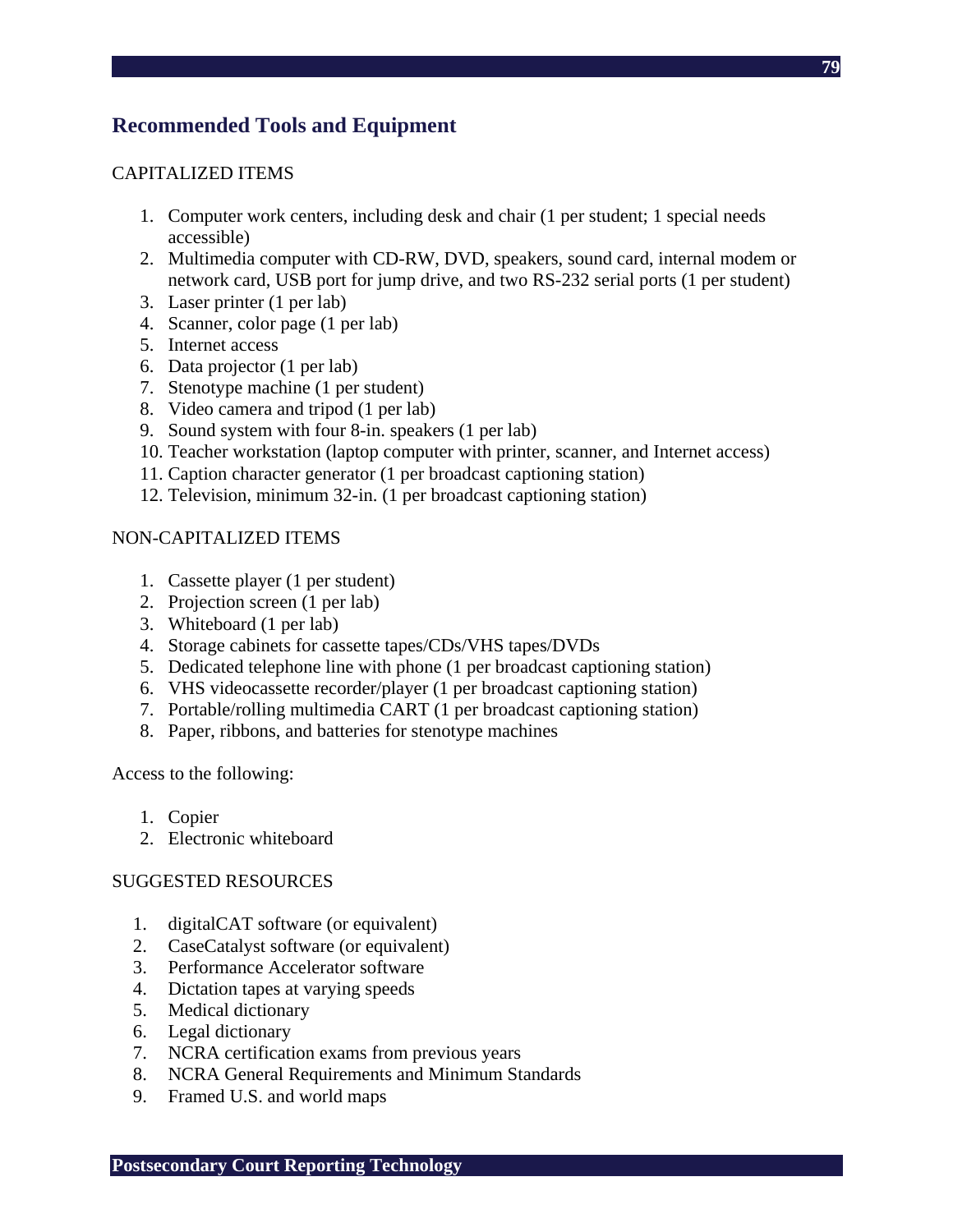## Recommended Tools and Equipment

CAPITALIZED ITEMS

1. Computer work centers, including desk and chair (1 per student; 1 special needs accessible)
2. Multimedia computer with CD-RW, DVD, speakers, sound card, internal modem or network card, USB port for jump drive, and two RS-232 serial ports (1 per student)
3. Laser printer (1 per lab)
4. Scanner, color page (1 per lab)
5. Internet access
6. Data projector (1 per lab)
7. Stenotype machine (1 per student)
8. Video camera and tripod (1 per lab)
9. Sound system with four 8-in. speakers (1 per lab)
10. Teacher workstation (laptop computer with printer, scanner, and Internet access)
11. Caption character generator (1 per broadcast captioning station)
12. Television, minimum 32-in. (1 per broadcast captioning station)

NON-CAPITALIZED ITEMS

1. Cassette player (1 per student)
2. Projection screen (1 per lab)
3. Whiteboard (1 per lab)
4. Storage cabinets for cassette tapes/CDs/VHS tapes/DVDs
5. Dedicated telephone line with phone (1 per broadcast captioning station)
6. VHS videocassette recorder/player (1 per broadcast captioning station)
7. Portable/rolling multimedia CART (1 per broadcast captioning station)
8. Paper, ribbons, and batteries for stenotype machines

Access to the following:

1. Copier
2. Electronic whiteboard

SUGGESTED RESOURCES

1. digitalCAT software (or equivalent)
2. CaseCatalyst software (or equivalent)
3. Performance Accelerator software
4. Dictation tapes at varying speeds
5. Medical dictionary
6. Legal dictionary
7. NCRA certification exams from previous years
8. NCRA General Requirements and Minimum Standards
9. Framed U.S. and world maps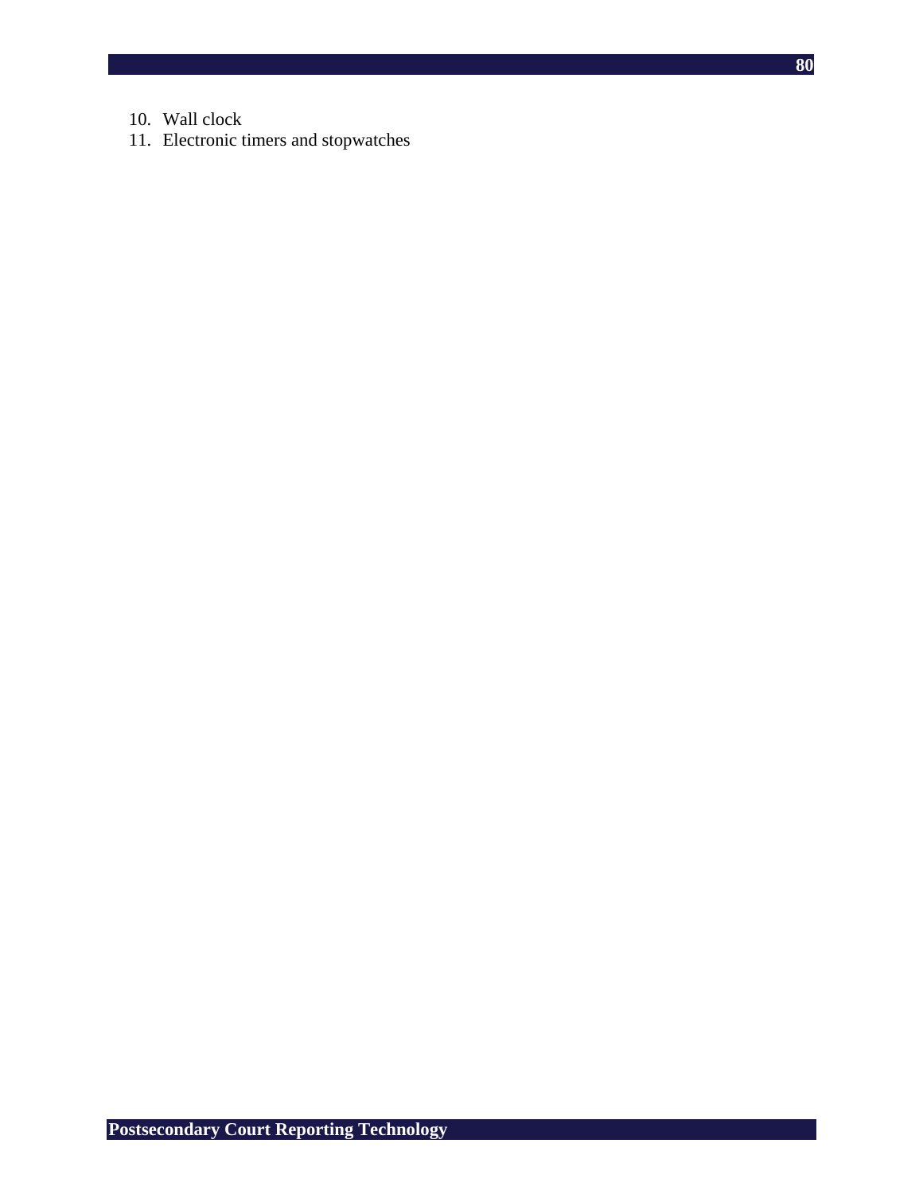10. Wall clock
11. Electronic timers and stopwatches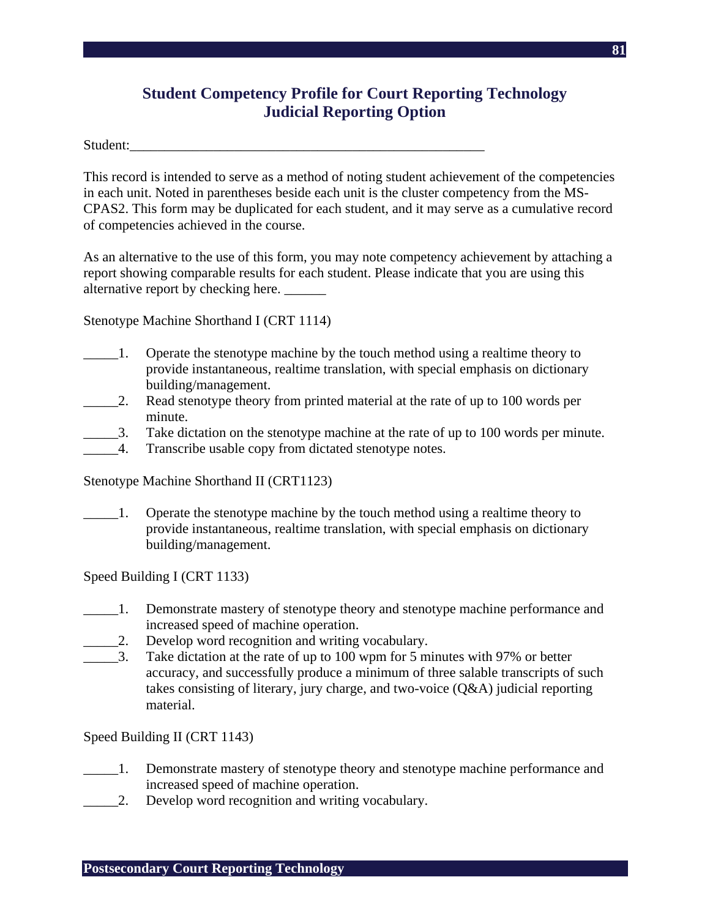## Student Competency Profile for Court Reporting Technology Judicial Reporting Option

Student:_____________________________________________________

This record is intended to serve as a method of noting student achievement of the competencies in each unit. Noted in parentheses beside each unit is the cluster competency from the MS-CPAS2. This form may be duplicated for each student, and it may serve as a cumulative record of competencies achieved in the course.

As an alternative to the use of this form, you may note competency achievement by attaching a report showing comparable results for each student. Please indicate that you are using this alternative report by checking here. ______

Stenotype Machine Shorthand I (CRT 1114)

_____1. Operate the stenotype machine by the touch method using a realtime theory to provide instantaneous, realtime translation, with special emphasis on dictionary building/management.
_____2. Read stenotype theory from printed material at the rate of up to 100 words per minute.
_____3. Take dictation on the stenotype machine at the rate of up to 100 words per minute.
_____4. Transcribe usable copy from dictated stenotype notes.

Stenotype Machine Shorthand II (CRT1123)

_____1. Operate the stenotype machine by the touch method using a realtime theory to provide instantaneous, realtime translation, with special emphasis on dictionary building/management.

Speed Building I (CRT 1133)

_____1. Demonstrate mastery of stenotype theory and stenotype machine performance and increased speed of machine operation.
_____2. Develop word recognition and writing vocabulary.
_____3. Take dictation at the rate of up to 100 wpm for 5 minutes with 97% or better accuracy, and successfully produce a minimum of three salable transcripts of such takes consisting of literary, jury charge, and two-voice (Q&A) judicial reporting material.

Speed Building II (CRT 1143)

_____1. Demonstrate mastery of stenotype theory and stenotype machine performance and increased speed of machine operation.
_____2. Develop word recognition and writing vocabulary.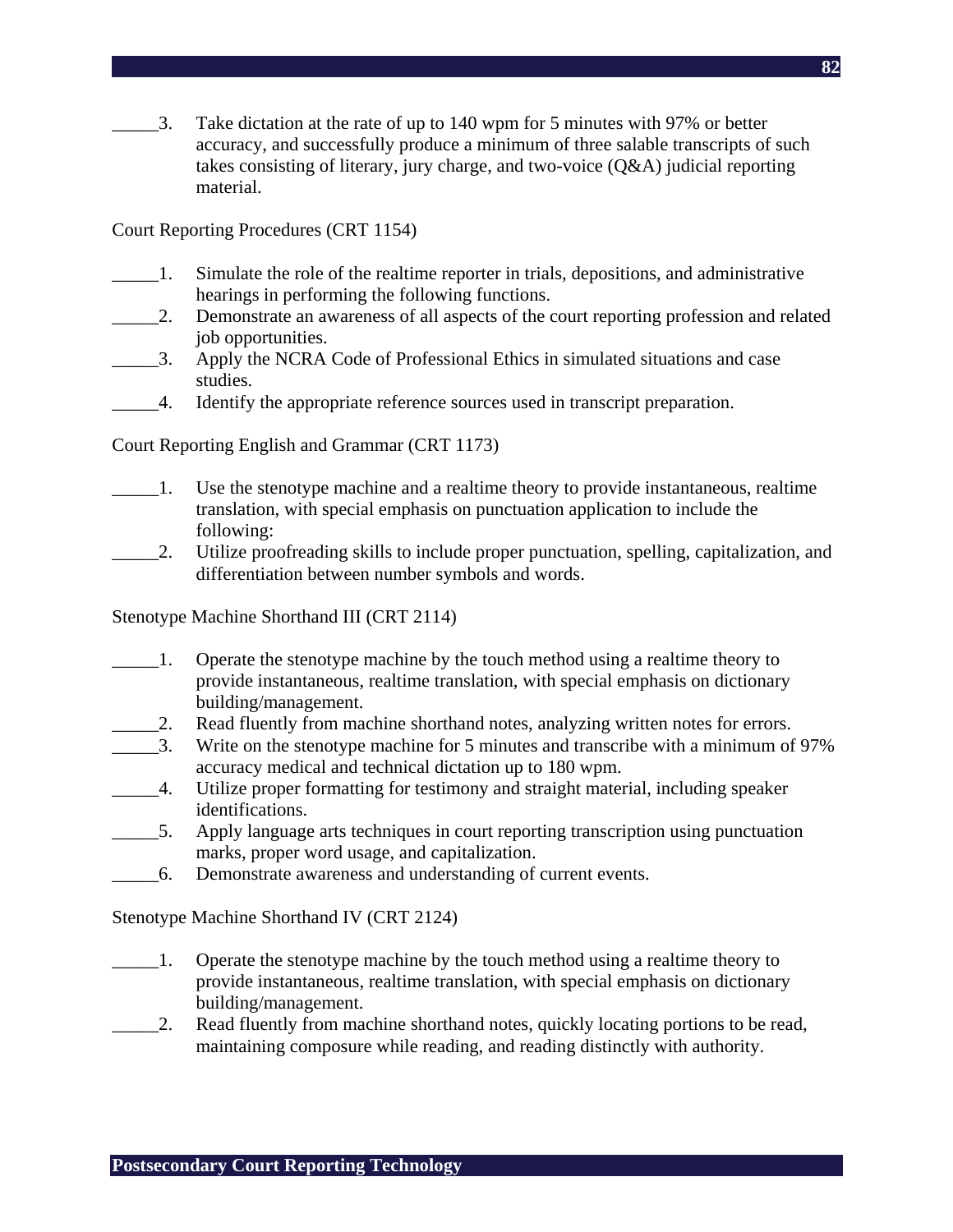_____3. Take dictation at the rate of up to 140 wpm for 5 minutes with 97% or better accuracy, and successfully produce a minimum of three salable transcripts of such takes consisting of literary, jury charge, and two-voice (Q&A) judicial reporting material.

Court Reporting Procedures (CRT 1154)

_____1. Simulate the role of the realtime reporter in trials, depositions, and administrative hearings in performing the following functions.
_____2. Demonstrate an awareness of all aspects of the court reporting profession and related job opportunities.
_____3. Apply the NCRA Code of Professional Ethics in simulated situations and case studies.
_____4. Identify the appropriate reference sources used in transcript preparation.

Court Reporting English and Grammar (CRT 1173)

_____1. Use the stenotype machine and a realtime theory to provide instantaneous, realtime translation, with special emphasis on punctuation application to include the following:
_____2. Utilize proofreading skills to include proper punctuation, spelling, capitalization, and differentiation between number symbols and words.

Stenotype Machine Shorthand III (CRT 2114)

_____1. Operate the stenotype machine by the touch method using a realtime theory to provide instantaneous, realtime translation, with special emphasis on dictionary building/management.
_____2. Read fluently from machine shorthand notes, analyzing written notes for errors.
_____3. Write on the stenotype machine for 5 minutes and transcribe with a minimum of 97% accuracy medical and technical dictation up to 180 wpm.
_____4. Utilize proper formatting for testimony and straight material, including speaker identifications.
_____5. Apply language arts techniques in court reporting transcription using punctuation marks, proper word usage, and capitalization.
_____6. Demonstrate awareness and understanding of current events.

Stenotype Machine Shorthand IV (CRT 2124)

_____1. Operate the stenotype machine by the touch method using a realtime theory to provide instantaneous, realtime translation, with special emphasis on dictionary building/management.
_____2. Read fluently from machine shorthand notes, quickly locating portions to be read, maintaining composure while reading, and reading distinctly with authority.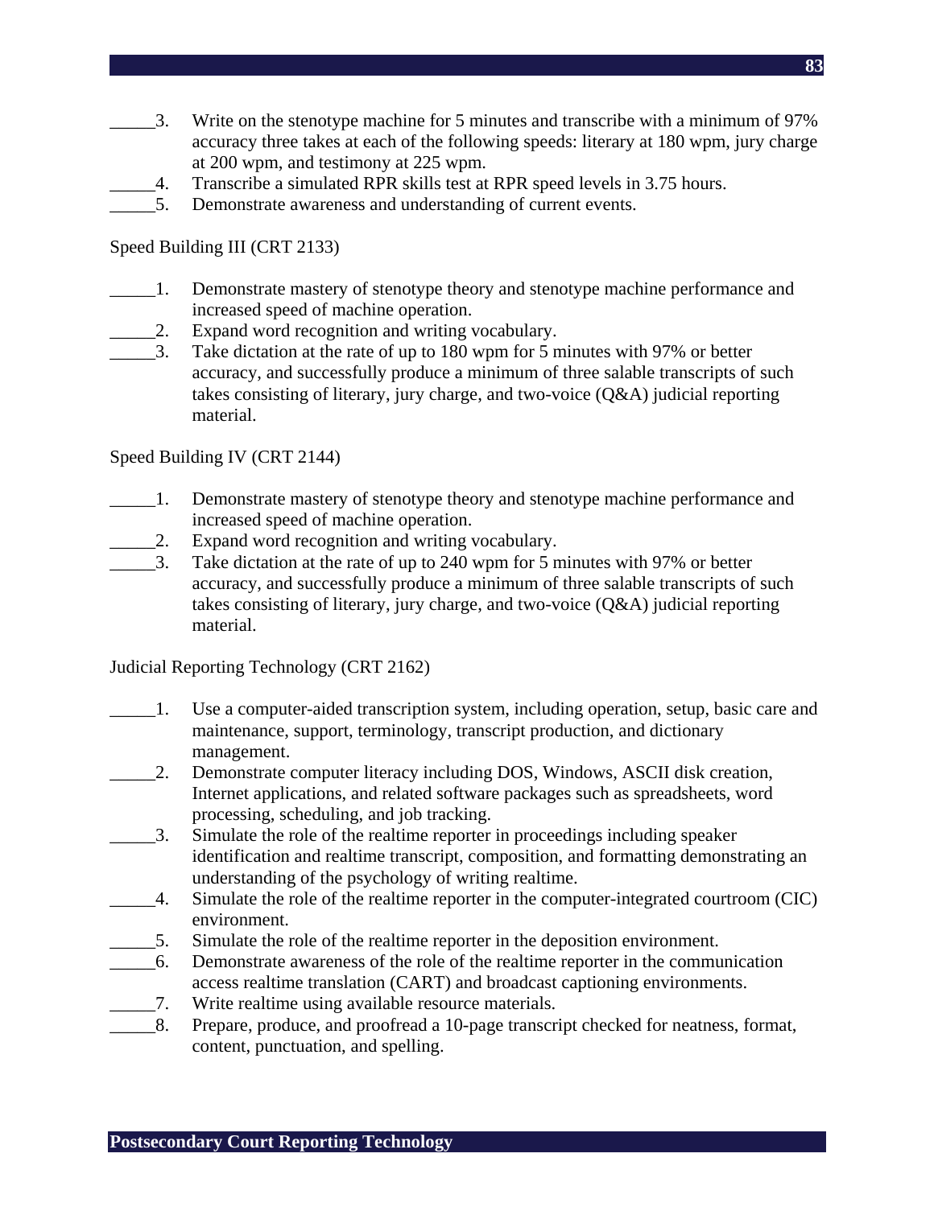_____3. Write on the stenotype machine for 5 minutes and transcribe with a minimum of 97% accuracy three takes at each of the following speeds: literary at 180 wpm, jury charge at 200 wpm, and testimony at 225 wpm.

_____4. Transcribe a simulated RPR skills test at RPR speed levels in 3.75 hours.

_____5. Demonstrate awareness and understanding of current events.

Speed Building III (CRT 2133)

_____1. Demonstrate mastery of stenotype theory and stenotype machine performance and increased speed of machine operation.

_____2. Expand word recognition and writing vocabulary.

_____3. Take dictation at the rate of up to 180 wpm for 5 minutes with 97% or better accuracy, and successfully produce a minimum of three salable transcripts of such takes consisting of literary, jury charge, and two-voice (Q&A) judicial reporting material.

Speed Building IV (CRT 2144)

_____1. Demonstrate mastery of stenotype theory and stenotype machine performance and increased speed of machine operation.

_____2. Expand word recognition and writing vocabulary.

_____3. Take dictation at the rate of up to 240 wpm for 5 minutes with 97% or better accuracy, and successfully produce a minimum of three salable transcripts of such takes consisting of literary, jury charge, and two-voice (Q&A) judicial reporting material.

Judicial Reporting Technology (CRT 2162)

_____1. Use a computer-aided transcription system, including operation, setup, basic care and maintenance, support, terminology, transcript production, and dictionary management.

_____2. Demonstrate computer literacy including DOS, Windows, ASCII disk creation, Internet applications, and related software packages such as spreadsheets, word processing, scheduling, and job tracking.

_____3. Simulate the role of the realtime reporter in proceedings including speaker identification and realtime transcript, composition, and formatting demonstrating an understanding of the psychology of writing realtime.

_____4. Simulate the role of the realtime reporter in the computer-integrated courtroom (CIC) environment.

_____5. Simulate the role of the realtime reporter in the deposition environment.

_____6. Demonstrate awareness of the role of the realtime reporter in the communication access realtime translation (CART) and broadcast captioning environments.

_____7. Write realtime using available resource materials.

_____8. Prepare, produce, and proofread a 10-page transcript checked for neatness, format, content, punctuation, and spelling.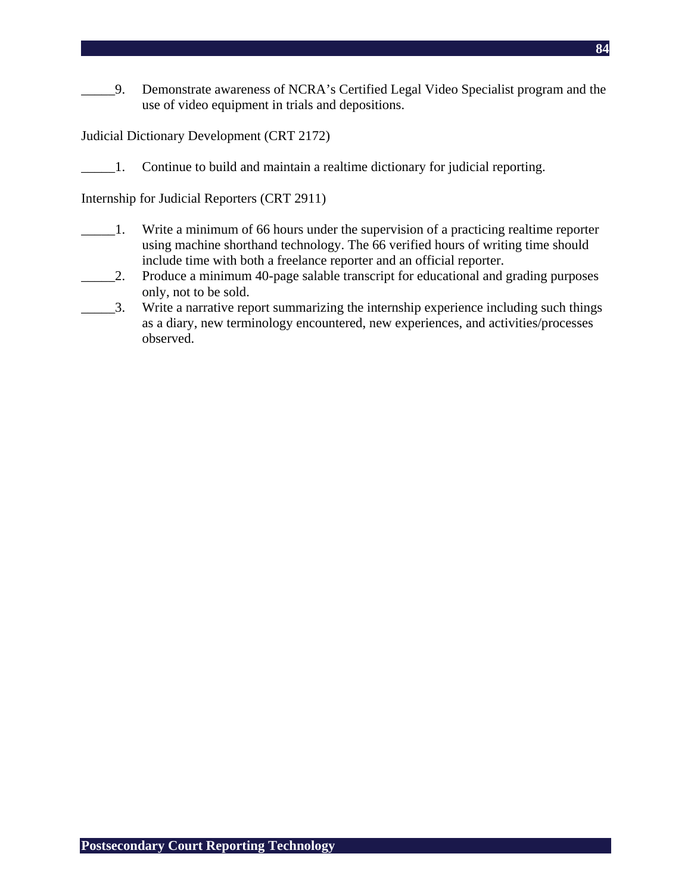_____9. Demonstrate awareness of NCRA’s Certified Legal Video Specialist program and the use of video equipment in trials and depositions.

Judicial Dictionary Development (CRT 2172)

_____1. Continue to build and maintain a realtime dictionary for judicial reporting.

Internship for Judicial Reporters (CRT 2911)

_____1. Write a minimum of 66 hours under the supervision of a practicing realtime reporter using machine shorthand technology. The 66 verified hours of writing time should include time with both a freelance reporter and an official reporter.

_____2. Produce a minimum 40-page salable transcript for educational and grading purposes only, not to be sold.

_____3. Write a narrative report summarizing the internship experience including such things as a diary, new terminology encountered, new experiences, and activities/processes observed.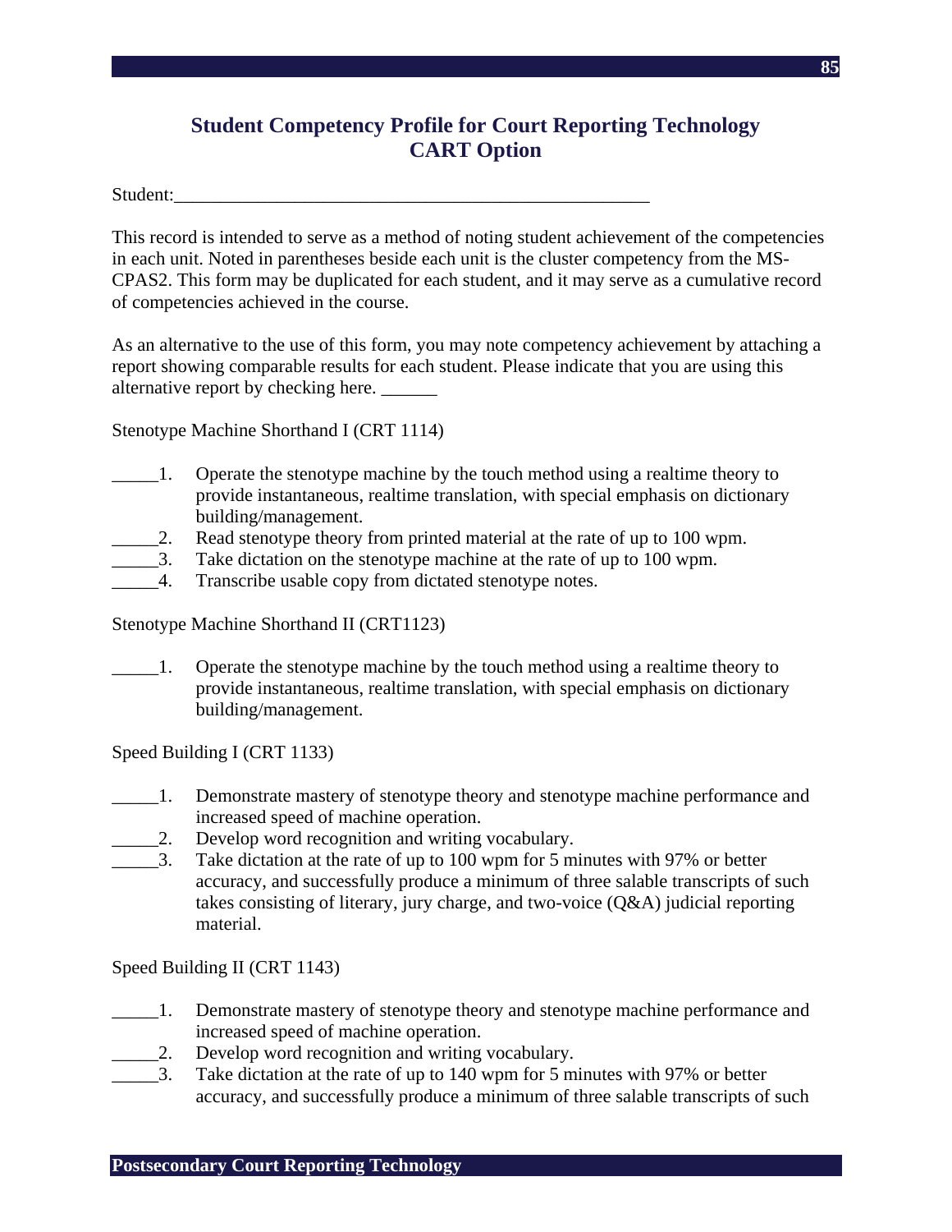## Student Competency Profile for Court Reporting Technology
## CART Option

Student:___________________________________________________

This record is intended to serve as a method of noting student achievement of the competencies in each unit. Noted in parentheses beside each unit is the cluster competency from the MS-CPAS2. This form may be duplicated for each student, and it may serve as a cumulative record of competencies achieved in the course.

As an alternative to the use of this form, you may note competency achievement by attaching a report showing comparable results for each student. Please indicate that you are using this alternative report by checking here. ______

Stenotype Machine Shorthand I (CRT 1114)

_____1. Operate the stenotype machine by the touch method using a realtime theory to provide instantaneous, realtime translation, with special emphasis on dictionary building/management.
_____2. Read stenotype theory from printed material at the rate of up to 100 wpm.
_____3. Take dictation on the stenotype machine at the rate of up to 100 wpm.
_____4. Transcribe usable copy from dictated stenotype notes.

Stenotype Machine Shorthand II (CRT1123)

_____1. Operate the stenotype machine by the touch method using a realtime theory to provide instantaneous, realtime translation, with special emphasis on dictionary building/management.

Speed Building I (CRT 1133)

_____1. Demonstrate mastery of stenotype theory and stenotype machine performance and increased speed of machine operation.
_____2. Develop word recognition and writing vocabulary.
_____3. Take dictation at the rate of up to 100 wpm for 5 minutes with 97% or better accuracy, and successfully produce a minimum of three salable transcripts of such takes consisting of literary, jury charge, and two-voice (Q&A) judicial reporting material.

Speed Building II (CRT 1143)

_____1. Demonstrate mastery of stenotype theory and stenotype machine performance and increased speed of machine operation.
_____2. Develop word recognition and writing vocabulary.
_____3. Take dictation at the rate of up to 140 wpm for 5 minutes with 97% or better accuracy, and successfully produce a minimum of three salable transcripts of such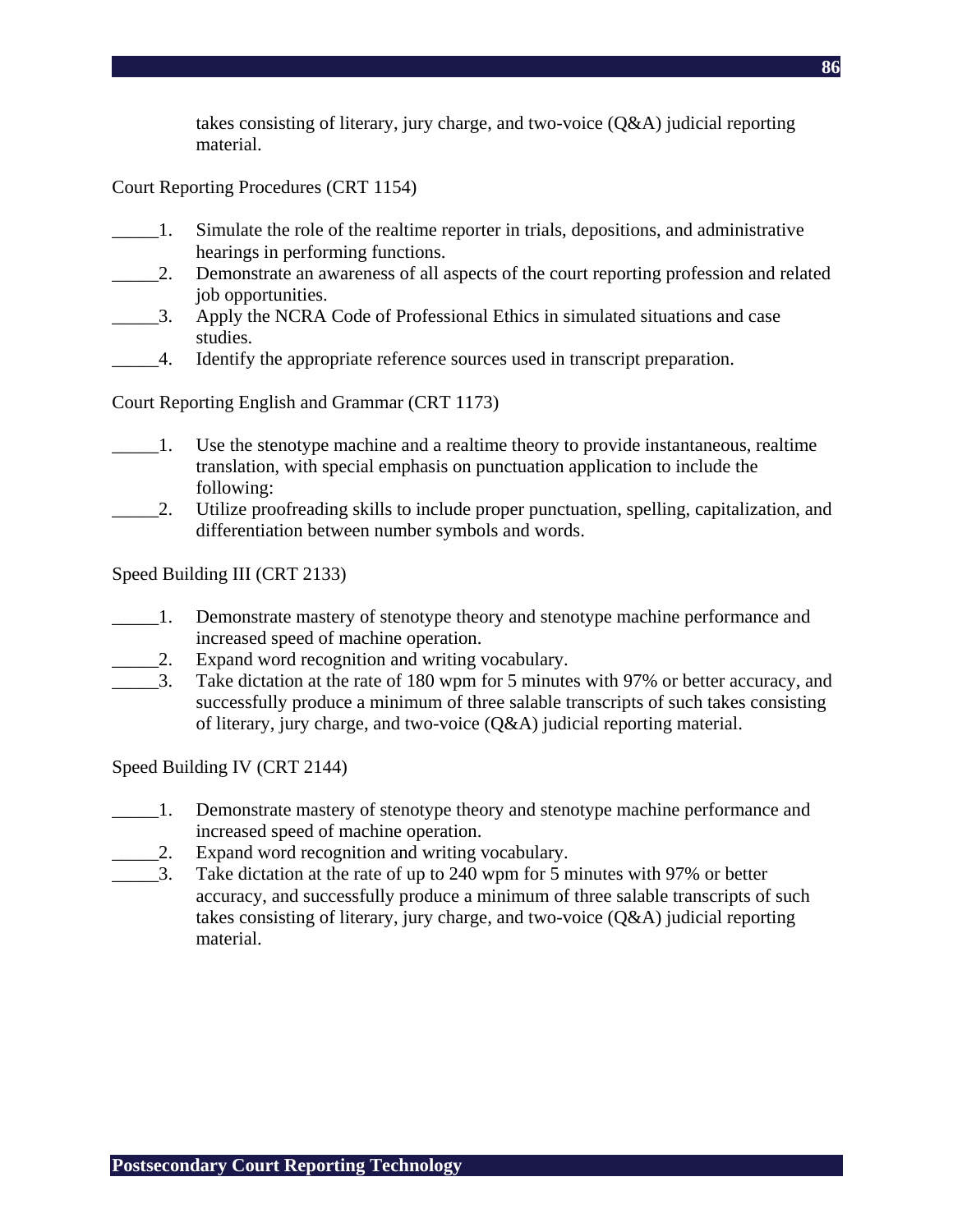takes consisting of literary, jury charge, and two-voice (Q&A) judicial reporting material.

Court Reporting Procedures (CRT 1154)

_____1. Simulate the role of the realtime reporter in trials, depositions, and administrative hearings in performing functions.
_____2. Demonstrate an awareness of all aspects of the court reporting profession and related job opportunities.
_____3. Apply the NCRA Code of Professional Ethics in simulated situations and case studies.
_____4. Identify the appropriate reference sources used in transcript preparation.

Court Reporting English and Grammar (CRT 1173)

_____1. Use the stenotype machine and a realtime theory to provide instantaneous, realtime translation, with special emphasis on punctuation application to include the following:
_____2. Utilize proofreading skills to include proper punctuation, spelling, capitalization, and differentiation between number symbols and words.

Speed Building III (CRT 2133)

_____1. Demonstrate mastery of stenotype theory and stenotype machine performance and increased speed of machine operation.
_____2. Expand word recognition and writing vocabulary.
_____3. Take dictation at the rate of 180 wpm for 5 minutes with 97% or better accuracy, and successfully produce a minimum of three salable transcripts of such takes consisting of literary, jury charge, and two-voice (Q&A) judicial reporting material.

Speed Building IV (CRT 2144)

_____1. Demonstrate mastery of stenotype theory and stenotype machine performance and increased speed of machine operation.
_____2. Expand word recognition and writing vocabulary.
_____3. Take dictation at the rate of up to 240 wpm for 5 minutes with 97% or better accuracy, and successfully produce a minimum of three salable transcripts of such takes consisting of literary, jury charge, and two-voice (Q&A) judicial reporting material.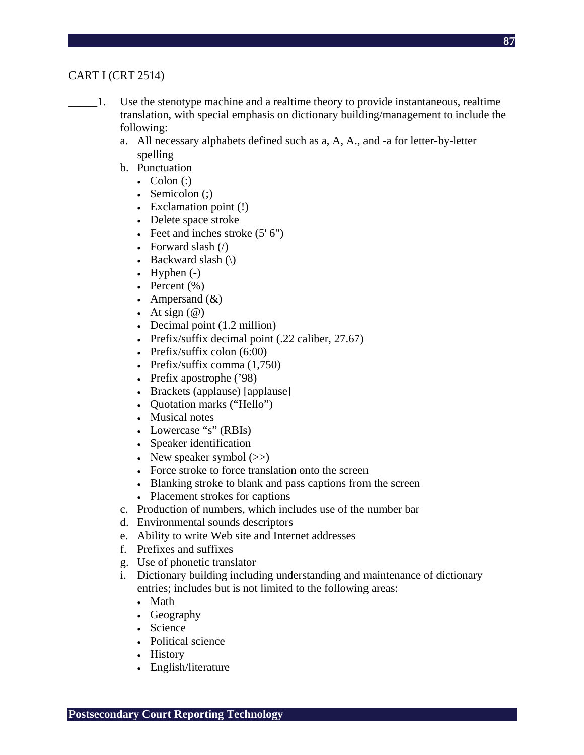CART I (CRT 2514)

_____1. Use the stenotype machine and a realtime theory to provide instantaneous, realtime translation, with special emphasis on dictionary building/management to include the following:

a. All necessary alphabets defined such as a, A, A., and -a for letter-by-letter spelling
b. Punctuation
   - Colon (:)
   - Semicolon (;)
   - Exclamation point (!)
   - Delete space stroke
   - Feet and inches stroke (5' 6")
   - Forward slash (/)
   - Backward slash (\)
   - Hyphen (-)
   - Percent (%)
   - Ampersand (&)
   - At sign (@)
   - Decimal point (1.2 million)
   - Prefix/suffix decimal point (.22 caliber, 27.67)
   - Prefix/suffix colon (6:00)
   - Prefix/suffix comma (1,750)
   - Prefix apostrophe ('98)
   - Brackets (applause) [applause]
   - Quotation marks ("Hello")
   - Musical notes
   - Lowercase "s" (RBIs)
   - Speaker identification
   - New speaker symbol (>>)
   - Force stroke to force translation onto the screen
   - Blanking stroke to blank and pass captions from the screen
   - Placement strokes for captions
c. Production of numbers, which includes use of the number bar
d. Environmental sounds descriptors
e. Ability to write Web site and Internet addresses
f. Prefixes and suffixes
g. Use of phonetic translator
i. Dictionary building including understanding and maintenance of dictionary entries; includes but is not limited to the following areas:
   - Math
   - Geography
   - Science
   - Political science
   - History
   - English/literature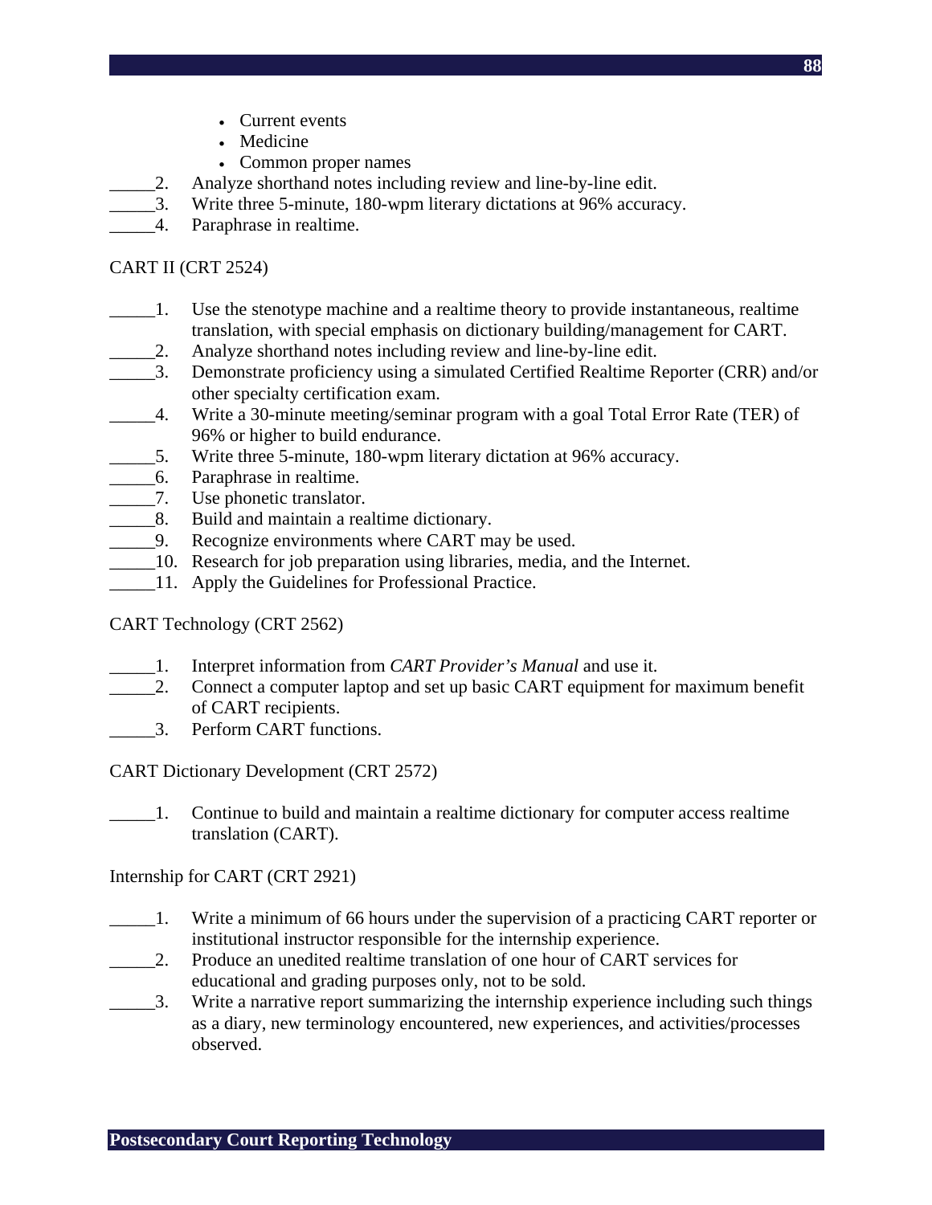- Current events
- Medicine
- Common proper names

_____2. Analyze shorthand notes including review and line-by-line edit.
_____3. Write three 5-minute, 180-wpm literary dictations at 96% accuracy.
_____4. Paraphrase in realtime.

CART II (CRT 2524)

_____1. Use the stenotype machine and a realtime theory to provide instantaneous, realtime translation, with special emphasis on dictionary building/management for CART.
_____2. Analyze shorthand notes including review and line-by-line edit.
_____3. Demonstrate proficiency using a simulated Certified Realtime Reporter (CRR) and/or other specialty certification exam.
_____4. Write a 30-minute meeting/seminar program with a goal Total Error Rate (TER) of 96% or higher to build endurance.
_____5. Write three 5-minute, 180-wpm literary dictation at 96% accuracy.
_____6. Paraphrase in realtime.
_____7. Use phonetic translator.
_____8. Build and maintain a realtime dictionary.
_____9. Recognize environments where CART may be used.
_____10. Research for job preparation using libraries, media, and the Internet.
_____11. Apply the Guidelines for Professional Practice.

CART Technology (CRT 2562)

_____1. Interpret information from *CART Provider's Manual* and use it.
_____2. Connect a computer laptop and set up basic CART equipment for maximum benefit of CART recipients.
_____3. Perform CART functions.

CART Dictionary Development (CRT 2572)

_____1. Continue to build and maintain a realtime dictionary for computer access realtime translation (CART).

Internship for CART (CRT 2921)

_____1. Write a minimum of 66 hours under the supervision of a practicing CART reporter or institutional instructor responsible for the internship experience.
_____2. Produce an unedited realtime translation of one hour of CART services for educational and grading purposes only, not to be sold.
_____3. Write a narrative report summarizing the internship experience including such things as a diary, new terminology encountered, new experiences, and activities/processes observed.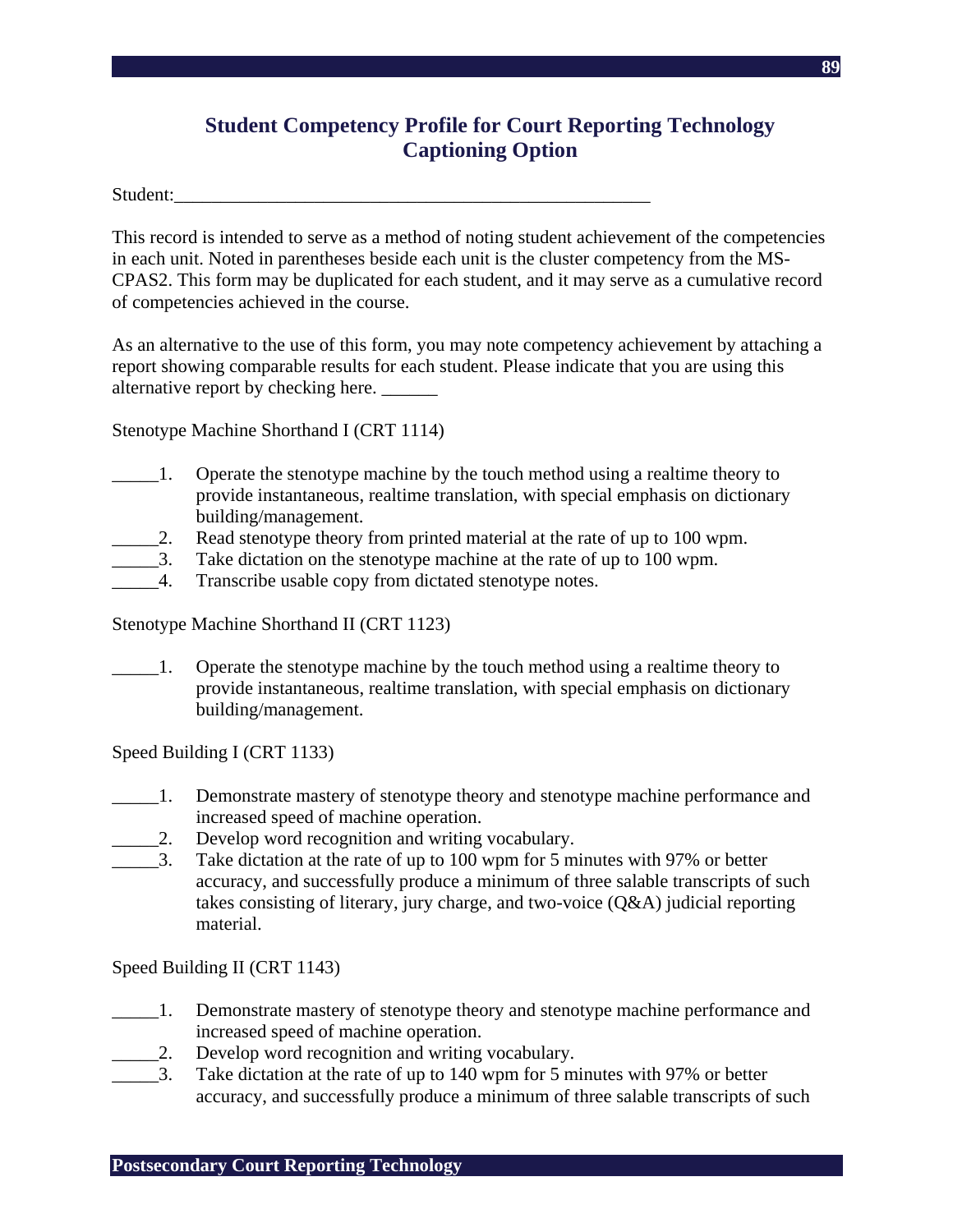## Student Competency Profile for Court Reporting Technology Captioning Option

Student:\_\_\_\_\_\_\_\_\_\_\_\_\_\_\_\_\_\_\_\_\_\_\_\_\_\_\_\_\_\_\_\_\_\_\_\_\_\_\_\_\_\_\_\_\_\_\_\_\_\_\_\_

This record is intended to serve as a method of noting student achievement of the competencies in each unit. Noted in parentheses beside each unit is the cluster competency from the MS-CPAS2. This form may be duplicated for each student, and it may serve as a cumulative record of competencies achieved in the course.

As an alternative to the use of this form, you may note competency achievement by attaching a report showing comparable results for each student. Please indicate that you are using this alternative report by checking here. \_\_\_\_\_\_

Stenotype Machine Shorthand I (CRT 1114)

\_\_\_\_\_1. Operate the stenotype machine by the touch method using a realtime theory to provide instantaneous, realtime translation, with special emphasis on dictionary building/management.
\_\_\_\_\_2. Read stenotype theory from printed material at the rate of up to 100 wpm.
\_\_\_\_\_3. Take dictation on the stenotype machine at the rate of up to 100 wpm.
\_\_\_\_\_4. Transcribe usable copy from dictated stenotype notes.

Stenotype Machine Shorthand II (CRT 1123)

\_\_\_\_\_1. Operate the stenotype machine by the touch method using a realtime theory to provide instantaneous, realtime translation, with special emphasis on dictionary building/management.

Speed Building I (CRT 1133)

\_\_\_\_\_1. Demonstrate mastery of stenotype theory and stenotype machine performance and increased speed of machine operation.
\_\_\_\_\_2. Develop word recognition and writing vocabulary.
\_\_\_\_\_3. Take dictation at the rate of up to 100 wpm for 5 minutes with 97% or better accuracy, and successfully produce a minimum of three salable transcripts of such takes consisting of literary, jury charge, and two-voice (Q&A) judicial reporting material.

Speed Building II (CRT 1143)

\_\_\_\_\_1. Demonstrate mastery of stenotype theory and stenotype machine performance and increased speed of machine operation.
\_\_\_\_\_2. Develop word recognition and writing vocabulary.
\_\_\_\_\_3. Take dictation at the rate of up to 140 wpm for 5 minutes with 97% or better accuracy, and successfully produce a minimum of three salable transcripts of such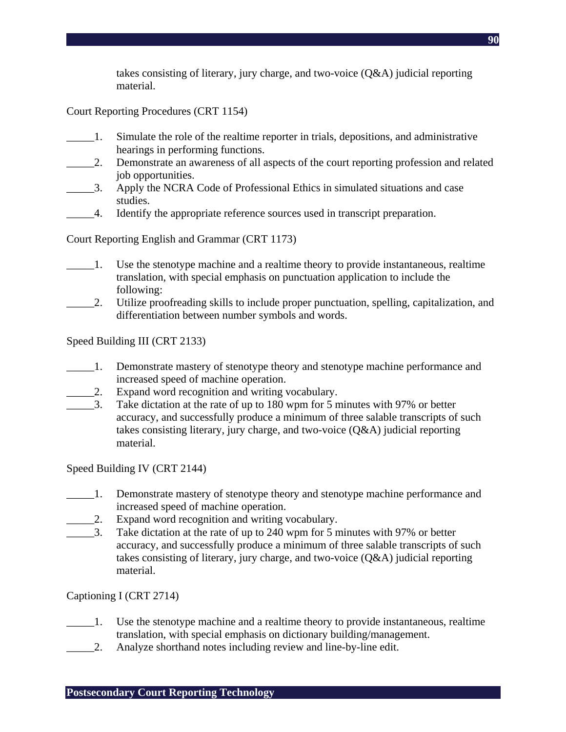takes consisting of literary, jury charge, and two-voice (Q&A) judicial reporting material.

Court Reporting Procedures (CRT 1154)

_____1. Simulate the role of the realtime reporter in trials, depositions, and administrative hearings in performing functions.
_____2. Demonstrate an awareness of all aspects of the court reporting profession and related job opportunities.
_____3. Apply the NCRA Code of Professional Ethics in simulated situations and case studies.
_____4. Identify the appropriate reference sources used in transcript preparation.

Court Reporting English and Grammar (CRT 1173)

_____1. Use the stenotype machine and a realtime theory to provide instantaneous, realtime translation, with special emphasis on punctuation application to include the following:
_____2. Utilize proofreading skills to include proper punctuation, spelling, capitalization, and differentiation between number symbols and words.

Speed Building III (CRT 2133)

_____1. Demonstrate mastery of stenotype theory and stenotype machine performance and increased speed of machine operation.
_____2. Expand word recognition and writing vocabulary.
_____3. Take dictation at the rate of up to 180 wpm for 5 minutes with 97% or better accuracy, and successfully produce a minimum of three salable transcripts of such takes consisting literary, jury charge, and two-voice (Q&A) judicial reporting material.

Speed Building IV (CRT 2144)

_____1. Demonstrate mastery of stenotype theory and stenotype machine performance and increased speed of machine operation.
_____2. Expand word recognition and writing vocabulary.
_____3. Take dictation at the rate of up to 240 wpm for 5 minutes with 97% or better accuracy, and successfully produce a minimum of three salable transcripts of such takes consisting of literary, jury charge, and two-voice (Q&A) judicial reporting material.

Captioning I (CRT 2714)

_____1. Use the stenotype machine and a realtime theory to provide instantaneous, realtime translation, with special emphasis on dictionary building/management.
_____2. Analyze shorthand notes including review and line-by-line edit.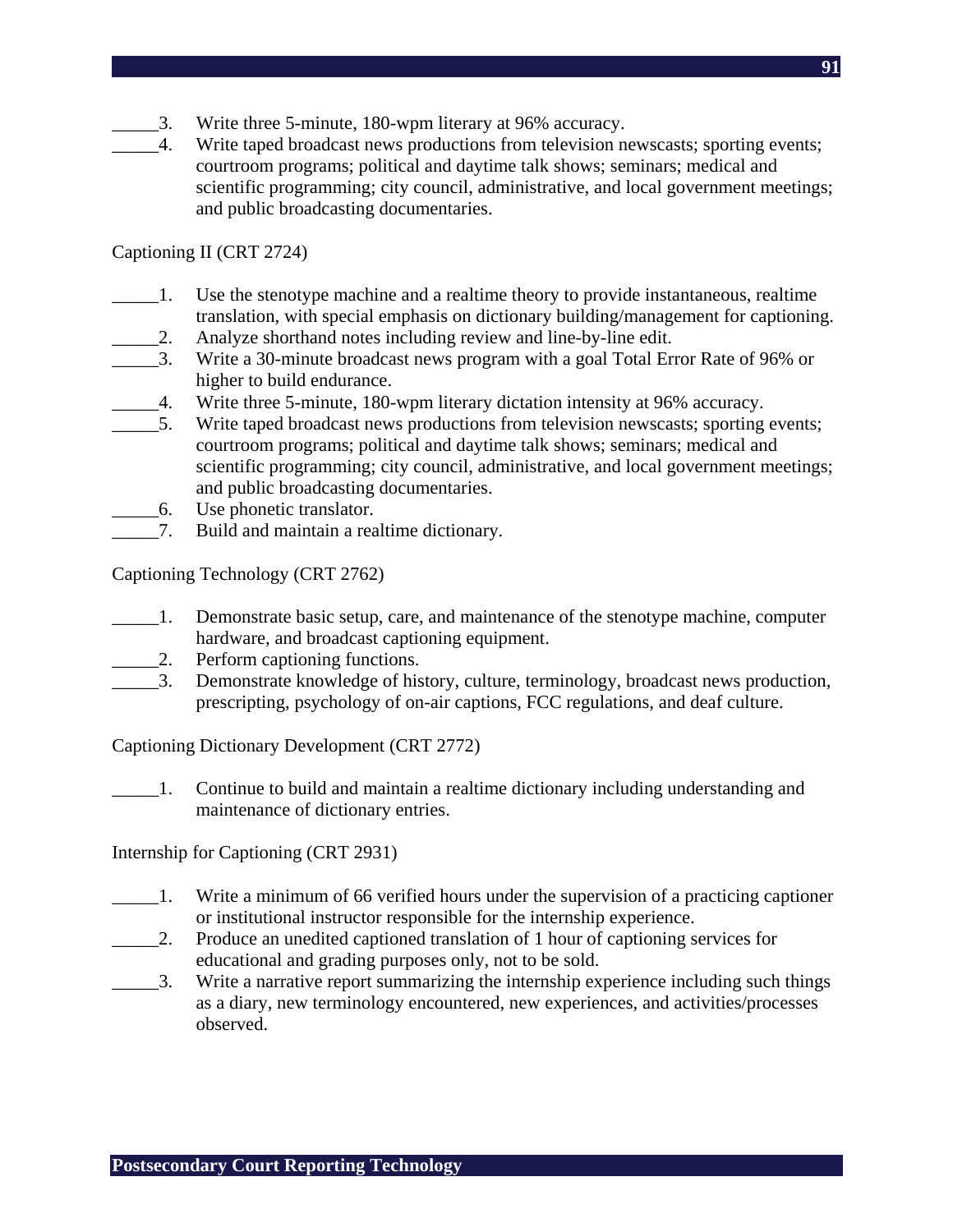_____3. Write three 5-minute, 180-wpm literary at 96% accuracy.

_____4. Write taped broadcast news productions from television newscasts; sporting events; courtroom programs; political and daytime talk shows; seminars; medical and scientific programming; city council, administrative, and local government meetings; and public broadcasting documentaries.

Captioning II (CRT 2724)

_____1. Use the stenotype machine and a realtime theory to provide instantaneous, realtime translation, with special emphasis on dictionary building/management for captioning.

_____2. Analyze shorthand notes including review and line-by-line edit.

_____3. Write a 30-minute broadcast news program with a goal Total Error Rate of 96% or higher to build endurance.

_____4. Write three 5-minute, 180-wpm literary dictation intensity at 96% accuracy.

_____5. Write taped broadcast news productions from television newscasts; sporting events; courtroom programs; political and daytime talk shows; seminars; medical and scientific programming; city council, administrative, and local government meetings; and public broadcasting documentaries.

_____6. Use phonetic translator.

_____7. Build and maintain a realtime dictionary.

Captioning Technology (CRT 2762)

_____1. Demonstrate basic setup, care, and maintenance of the stenotype machine, computer hardware, and broadcast captioning equipment.

_____2. Perform captioning functions.

_____3. Demonstrate knowledge of history, culture, terminology, broadcast news production, prescripting, psychology of on-air captions, FCC regulations, and deaf culture.

Captioning Dictionary Development (CRT 2772)

_____1. Continue to build and maintain a realtime dictionary including understanding and maintenance of dictionary entries.

Internship for Captioning (CRT 2931)

_____1. Write a minimum of 66 verified hours under the supervision of a practicing captioner or institutional instructor responsible for the internship experience.

_____2. Produce an unedited captioned translation of 1 hour of captioning services for educational and grading purposes only, not to be sold.

_____3. Write a narrative report summarizing the internship experience including such things as a diary, new terminology encountered, new experiences, and activities/processes observed.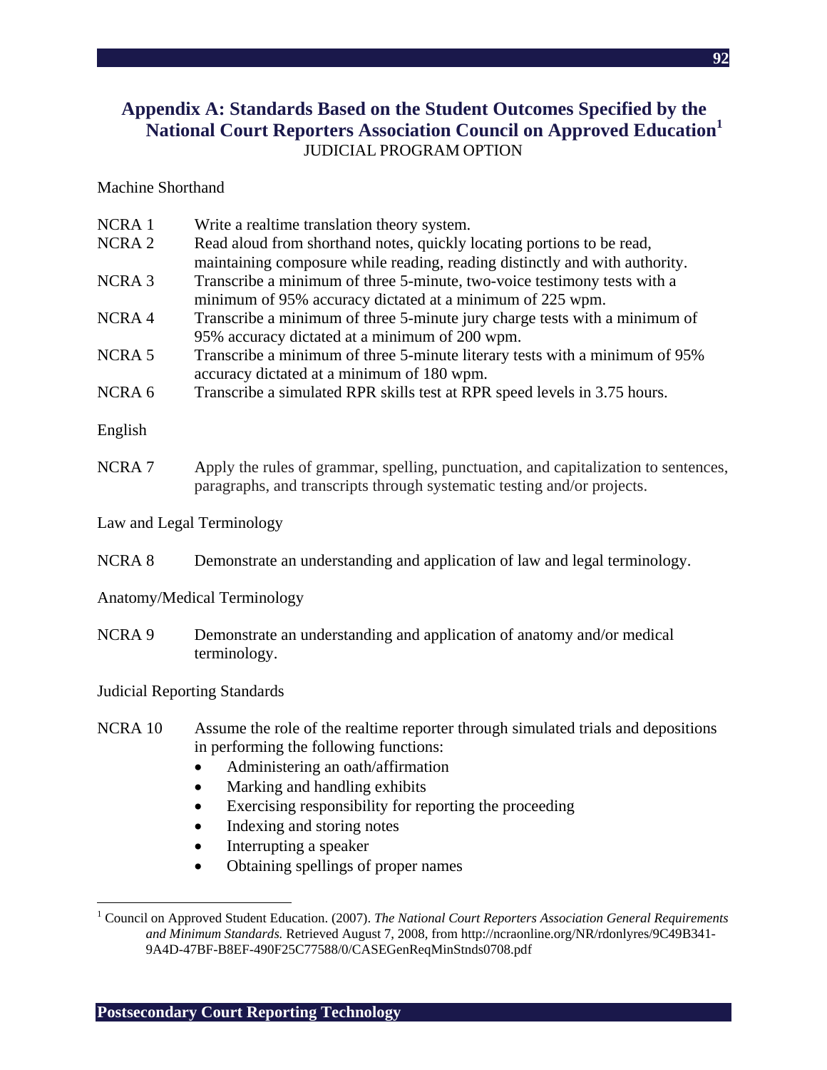## Appendix A: Standards Based on the Student Outcomes Specified by the National Court Reporters Association Council on Approved Education[1]

JUDICIAL PROGRAM OPTION

Machine Shorthand

NCRA 1 Write a realtime translation theory system.

NCRA 2 Read aloud from shorthand notes, quickly locating portions to be read, maintaining composure while reading, reading distinctly and with authority.

NCRA 3 Transcribe a minimum of three 5-minute, two-voice testimony tests with a minimum of 95% accuracy dictated at a minimum of 225 wpm.

NCRA 4 Transcribe a minimum of three 5-minute jury charge tests with a minimum of 95% accuracy dictated at a minimum of 200 wpm.

NCRA 5 Transcribe a minimum of three 5-minute literary tests with a minimum of 95% accuracy dictated at a minimum of 180 wpm.

NCRA 6 Transcribe a simulated RPR skills test at RPR speed levels in 3.75 hours.

English

NCRA 7 Apply the rules of grammar, spelling, punctuation, and capitalization to sentences, paragraphs, and transcripts through systematic testing and/or projects.

Law and Legal Terminology

NCRA 8 Demonstrate an understanding and application of law and legal terminology.

Anatomy/Medical Terminology

NCRA 9 Demonstrate an understanding and application of anatomy and/or medical terminology.

Judicial Reporting Standards

NCRA 10 Assume the role of the realtime reporter through simulated trials and depositions in performing the following functions:

- Administering an oath/affirmation
- Marking and handling exhibits
- Exercising responsibility for reporting the proceeding
- Indexing and storing notes
- Interrupting a speaker
- Obtaining spellings of proper names

---

[1] Council on Approved Student Education. (2007). *The National Court Reporters Association General Requirements and Minimum Standards.* Retrieved August 7, 2008, from http://ncraonline.org/NR/rdonlyres/9C49B341-9A4D-47BF-B8EF-490F25C77588/0/CASEGenReqMinStnds0708.pdf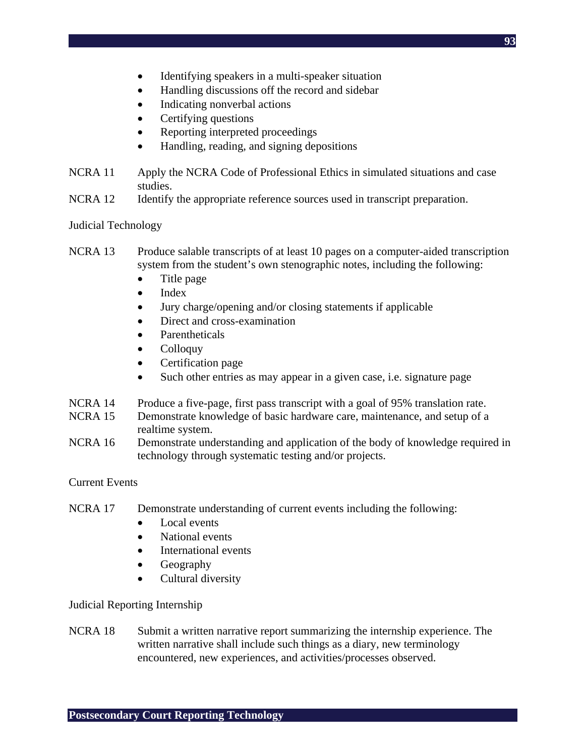- Identifying speakers in a multi-speaker situation
- Handling discussions off the record and sidebar
- Indicating nonverbal actions
- Certifying questions
- Reporting interpreted proceedings
- Handling, reading, and signing depositions

NCRA 11 Apply the NCRA Code of Professional Ethics in simulated situations and case studies.

NCRA 12 Identify the appropriate reference sources used in transcript preparation.

Judicial Technology

NCRA 13 Produce salable transcripts of at least 10 pages on a computer-aided transcription system from the student's own stenographic notes, including the following:

- Title page
- Index
- Jury charge/opening and/or closing statements if applicable
- Direct and cross-examination
- Parentheticals
- Colloquy
- Certification page
- Such other entries as may appear in a given case, i.e. signature page

NCRA 14 Produce a five-page, first pass transcript with a goal of 95% translation rate.

NCRA 15 Demonstrate knowledge of basic hardware care, maintenance, and setup of a realtime system.

NCRA 16 Demonstrate understanding and application of the body of knowledge required in technology through systematic testing and/or projects.

Current Events

NCRA 17 Demonstrate understanding of current events including the following:

- Local events
- National events
- International events
- Geography
- Cultural diversity

Judicial Reporting Internship

NCRA 18 Submit a written narrative report summarizing the internship experience. The written narrative shall include such things as a diary, new terminology encountered, new experiences, and activities/processes observed.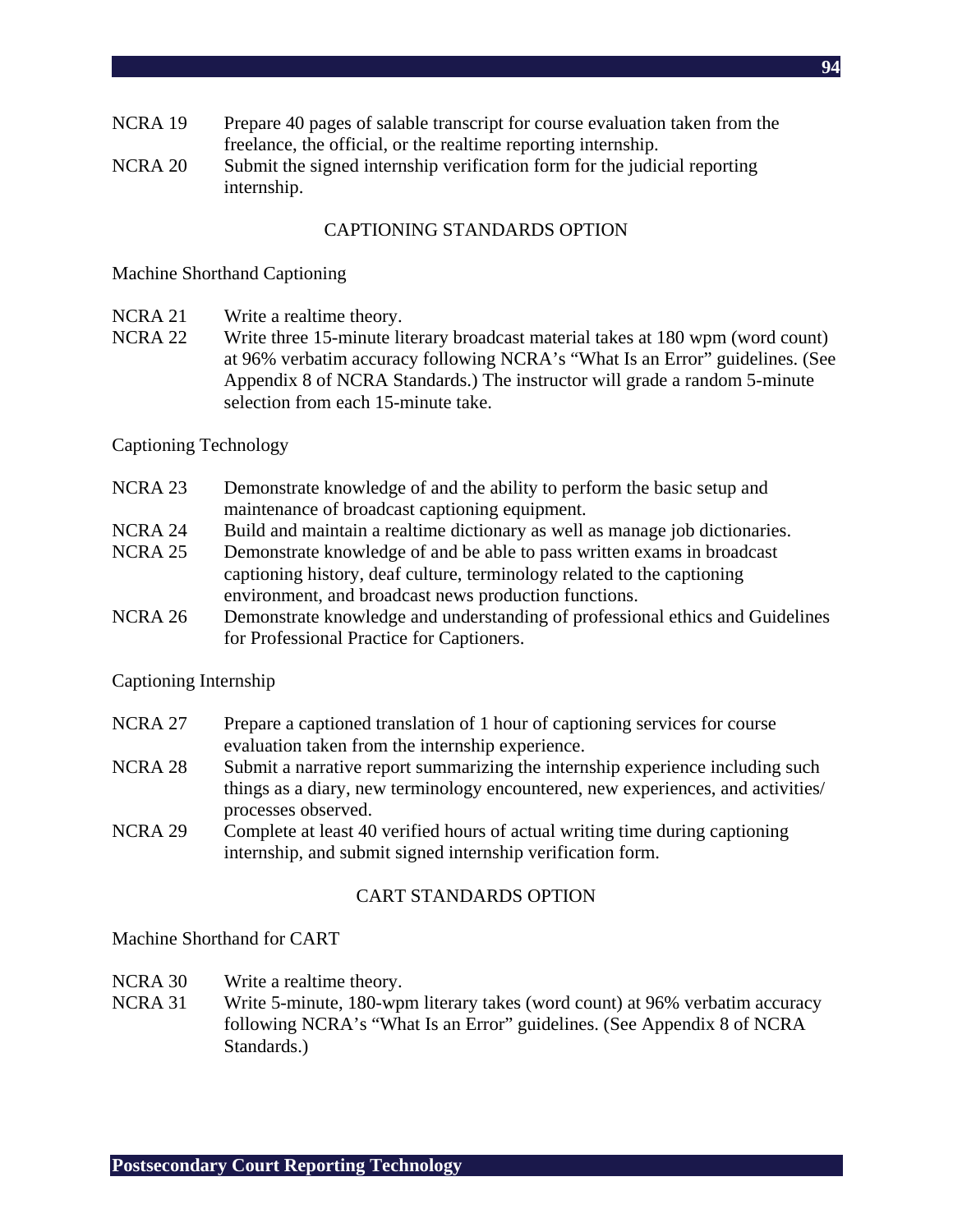NCRA 19	Prepare 40 pages of salable transcript for course evaluation taken from the freelance, the official, or the realtime reporting internship.

NCRA 20	Submit the signed internship verification form for the judicial reporting internship.

## CAPTIONING STANDARDS OPTION

### Machine Shorthand Captioning

NCRA 21	Write a realtime theory.

NCRA 22	Write three 15-minute literary broadcast material takes at 180 wpm (word count) at 96% verbatim accuracy following NCRA's "What Is an Error" guidelines. (See Appendix 8 of NCRA Standards.) The instructor will grade a random 5-minute selection from each 15-minute take.

### Captioning Technology

NCRA 23	Demonstrate knowledge of and the ability to perform the basic setup and maintenance of broadcast captioning equipment.

NCRA 24	Build and maintain a realtime dictionary as well as manage job dictionaries.

NCRA 25	Demonstrate knowledge of and be able to pass written exams in broadcast captioning history, deaf culture, terminology related to the captioning environment, and broadcast news production functions.

NCRA 26	Demonstrate knowledge and understanding of professional ethics and Guidelines for Professional Practice for Captioners.

### Captioning Internship

NCRA 27	Prepare a captioned translation of 1 hour of captioning services for course evaluation taken from the internship experience.

NCRA 28	Submit a narrative report summarizing the internship experience including such things as a diary, new terminology encountered, new experiences, and activities/processes observed.

NCRA 29	Complete at least 40 verified hours of actual writing time during captioning internship, and submit signed internship verification form.

## CART STANDARDS OPTION

### Machine Shorthand for CART

NCRA 30	Write a realtime theory.

NCRA 31	Write 5-minute, 180-wpm literary takes (word count) at 96% verbatim accuracy following NCRA's "What Is an Error" guidelines. (See Appendix 8 of NCRA Standards.)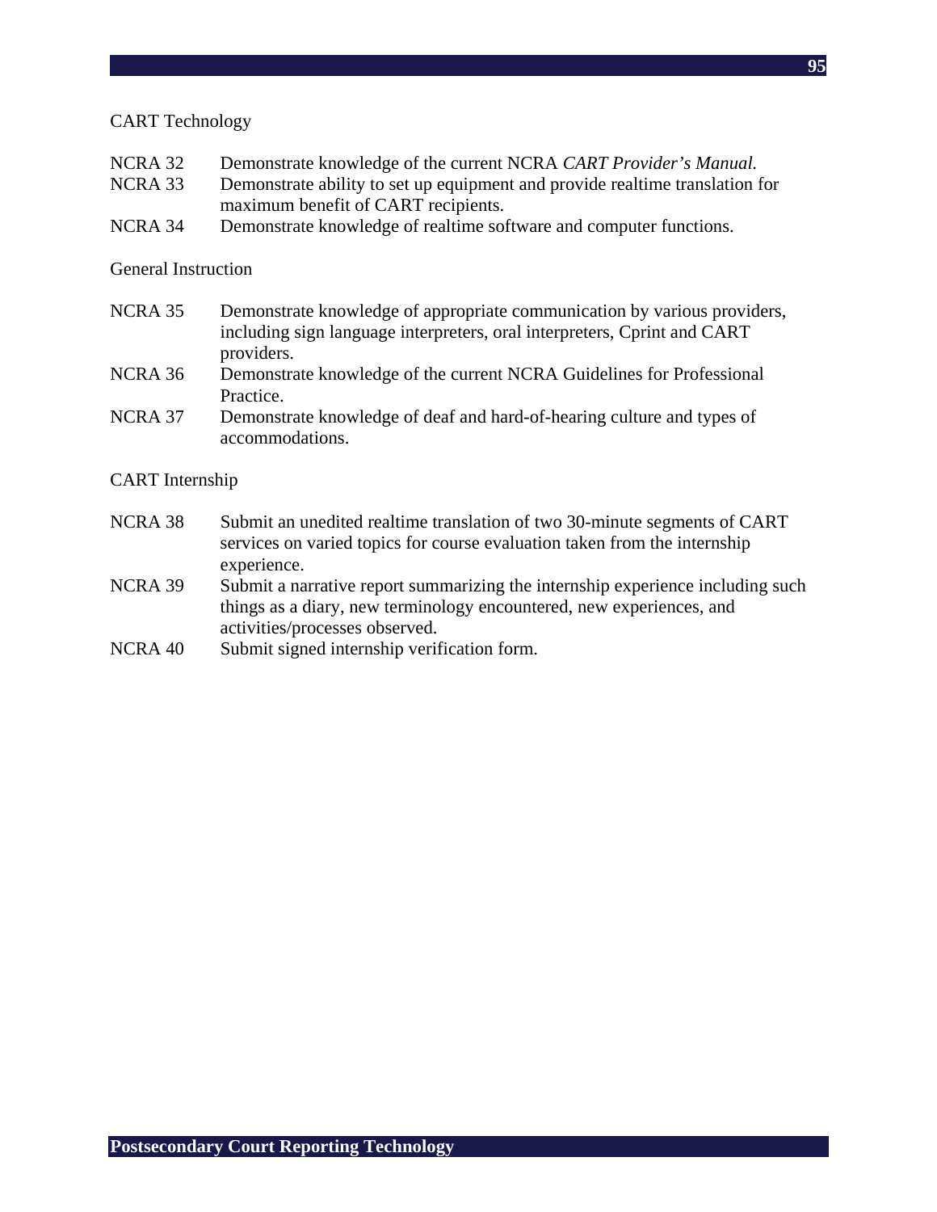CART Technology

NCRA 32 Demonstrate knowledge of the current NCRA *CART Provider's Manual.*

NCRA 33 Demonstrate ability to set up equipment and provide realtime translation for maximum benefit of CART recipients.

NCRA 34 Demonstrate knowledge of realtime software and computer functions.

General Instruction

NCRA 35 Demonstrate knowledge of appropriate communication by various providers, including sign language interpreters, oral interpreters, Cprint and CART providers.

NCRA 36 Demonstrate knowledge of the current NCRA Guidelines for Professional Practice.

NCRA 37 Demonstrate knowledge of deaf and hard-of-hearing culture and types of accommodations.

CART Internship

NCRA 38 Submit an unedited realtime translation of two 30-minute segments of CART services on varied topics for course evaluation taken from the internship experience.

NCRA 39 Submit a narrative report summarizing the internship experience including such things as a diary, new terminology encountered, new experiences, and activities/processes observed.

NCRA 40 Submit signed internship verification form.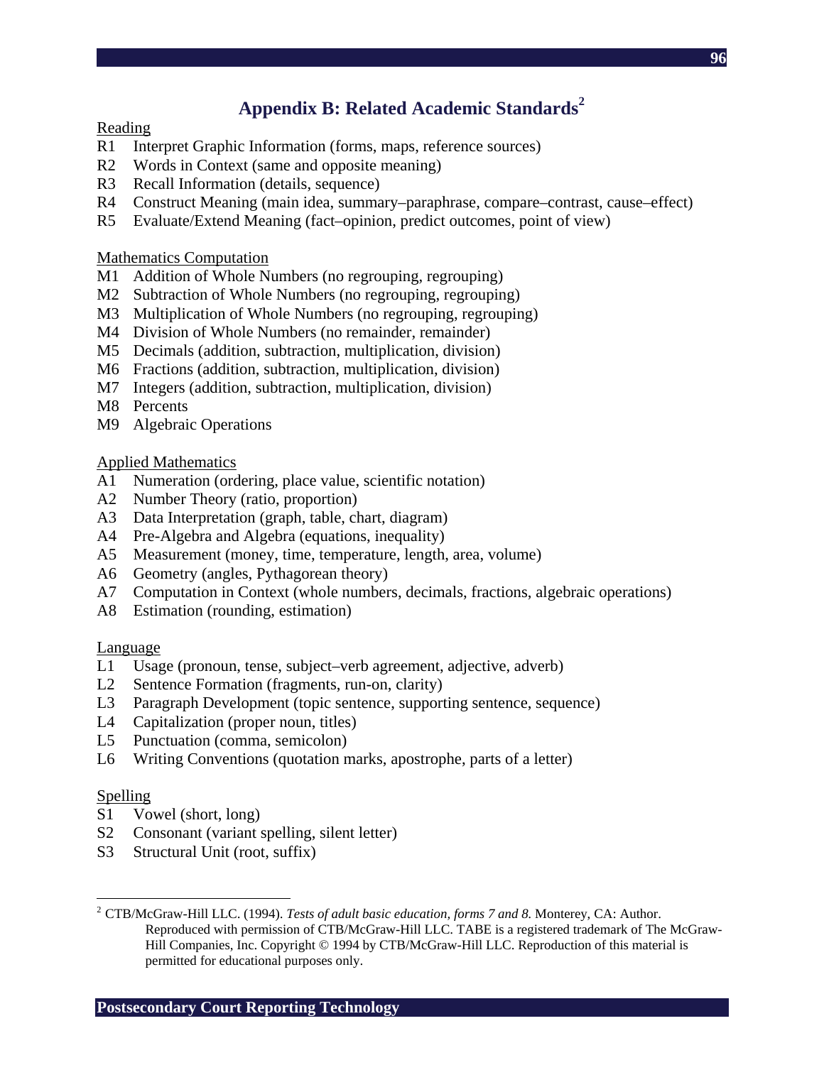# Appendix B: Related Academic Standards[2]

Reading

- R1 Interpret Graphic Information (forms, maps, reference sources)
- R2 Words in Context (same and opposite meaning)
- R3 Recall Information (details, sequence)
- R4 Construct Meaning (main idea, summary–paraphrase, compare–contrast, cause–effect)
- R5 Evaluate/Extend Meaning (fact–opinion, predict outcomes, point of view)

Mathematics Computation

- M1 Addition of Whole Numbers (no regrouping, regrouping)
- M2 Subtraction of Whole Numbers (no regrouping, regrouping)
- M3 Multiplication of Whole Numbers (no regrouping, regrouping)
- M4 Division of Whole Numbers (no remainder, remainder)
- M5 Decimals (addition, subtraction, multiplication, division)
- M6 Fractions (addition, subtraction, multiplication, division)
- M7 Integers (addition, subtraction, multiplication, division)
- M8 Percents
- M9 Algebraic Operations

Applied Mathematics

- A1 Numeration (ordering, place value, scientific notation)
- A2 Number Theory (ratio, proportion)
- A3 Data Interpretation (graph, table, chart, diagram)
- A4 Pre-Algebra and Algebra (equations, inequality)
- A5 Measurement (money, time, temperature, length, area, volume)
- A6 Geometry (angles, Pythagorean theory)
- A7 Computation in Context (whole numbers, decimals, fractions, algebraic operations)
- A8 Estimation (rounding, estimation)

Language

- L1 Usage (pronoun, tense, subject–verb agreement, adjective, adverb)
- L2 Sentence Formation (fragments, run-on, clarity)
- L3 Paragraph Development (topic sentence, supporting sentence, sequence)
- L4 Capitalization (proper noun, titles)
- L5 Punctuation (comma, semicolon)
- L6 Writing Conventions (quotation marks, apostrophe, parts of a letter)

Spelling

- S1 Vowel (short, long)
- S2 Consonant (variant spelling, silent letter)
- S3 Structural Unit (root, suffix)

---

[2] CTB/McGraw-Hill LLC. (1994). *Tests of adult basic education, forms 7 and 8.* Monterey, CA: Author. Reproduced with permission of CTB/McGraw-Hill LLC. TABE is a registered trademark of The McGraw-Hill Companies, Inc. Copyright © 1994 by CTB/McGraw-Hill LLC. Reproduction of this material is permitted for educational purposes only.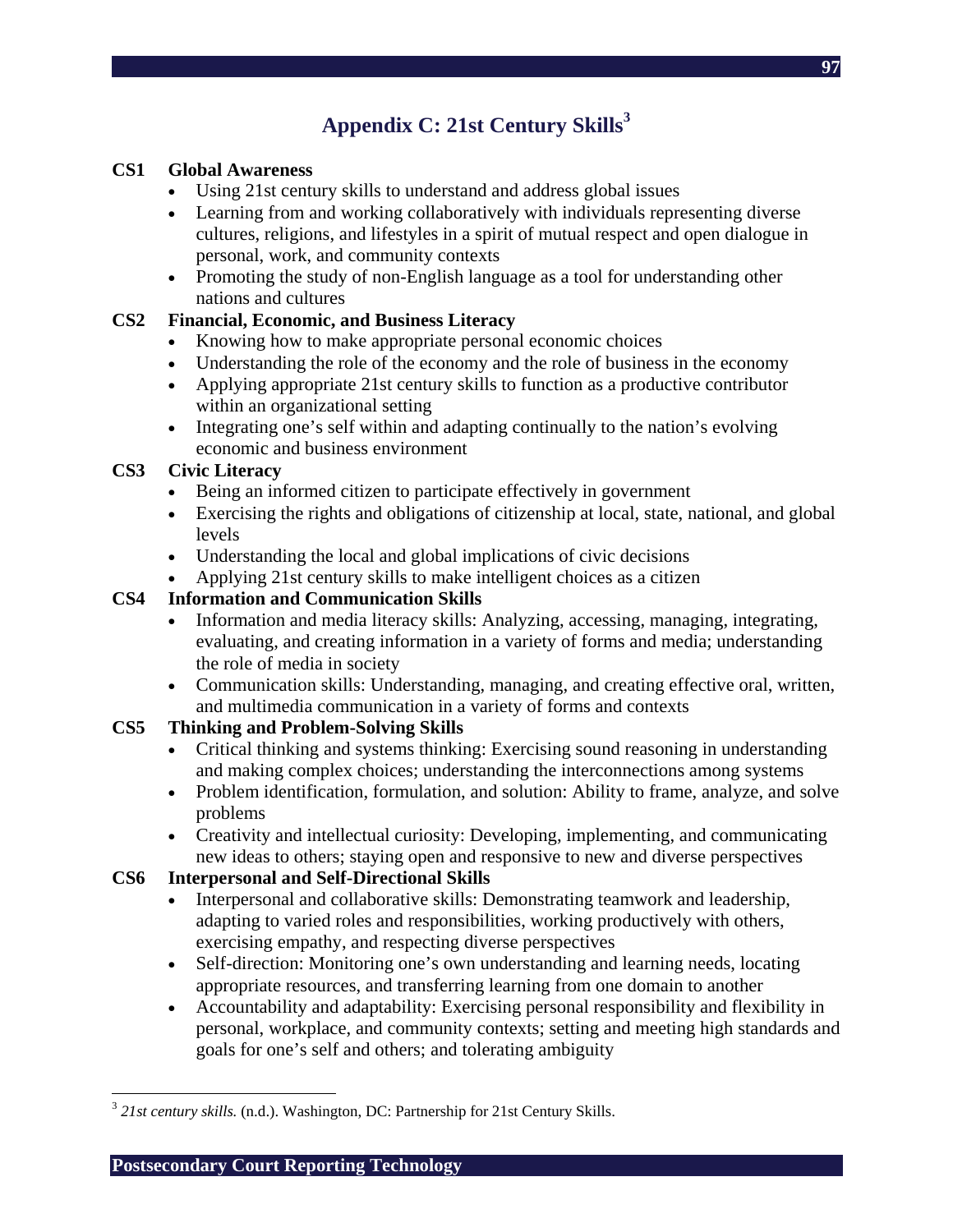# Appendix C: 21st Century Skills[3]

**CS1 Global Awareness**

- Using 21st century skills to understand and address global issues
- Learning from and working collaboratively with individuals representing diverse cultures, religions, and lifestyles in a spirit of mutual respect and open dialogue in personal, work, and community contexts
- Promoting the study of non-English language as a tool for understanding other nations and cultures

**CS2 Financial, Economic, and Business Literacy**

- Knowing how to make appropriate personal economic choices
- Understanding the role of the economy and the role of business in the economy
- Applying appropriate 21st century skills to function as a productive contributor within an organizational setting
- Integrating one's self within and adapting continually to the nation's evolving economic and business environment

**CS3 Civic Literacy**

- Being an informed citizen to participate effectively in government
- Exercising the rights and obligations of citizenship at local, state, national, and global levels
- Understanding the local and global implications of civic decisions
- Applying 21st century skills to make intelligent choices as a citizen

**CS4 Information and Communication Skills**

- Information and media literacy skills: Analyzing, accessing, managing, integrating, evaluating, and creating information in a variety of forms and media; understanding the role of media in society
- Communication skills: Understanding, managing, and creating effective oral, written, and multimedia communication in a variety of forms and contexts

**CS5 Thinking and Problem-Solving Skills**

- Critical thinking and systems thinking: Exercising sound reasoning in understanding and making complex choices; understanding the interconnections among systems
- Problem identification, formulation, and solution: Ability to frame, analyze, and solve problems
- Creativity and intellectual curiosity: Developing, implementing, and communicating new ideas to others; staying open and responsive to new and diverse perspectives

**CS6 Interpersonal and Self-Directional Skills**

- Interpersonal and collaborative skills: Demonstrating teamwork and leadership, adapting to varied roles and responsibilities, working productively with others, exercising empathy, and respecting diverse perspectives
- Self-direction: Monitoring one's own understanding and learning needs, locating appropriate resources, and transferring learning from one domain to another
- Accountability and adaptability: Exercising personal responsibility and flexibility in personal, workplace, and community contexts; setting and meeting high standards and goals for one's self and others; and tolerating ambiguity

---

[3] *21st century skills.* (n.d.). Washington, DC: Partnership for 21st Century Skills.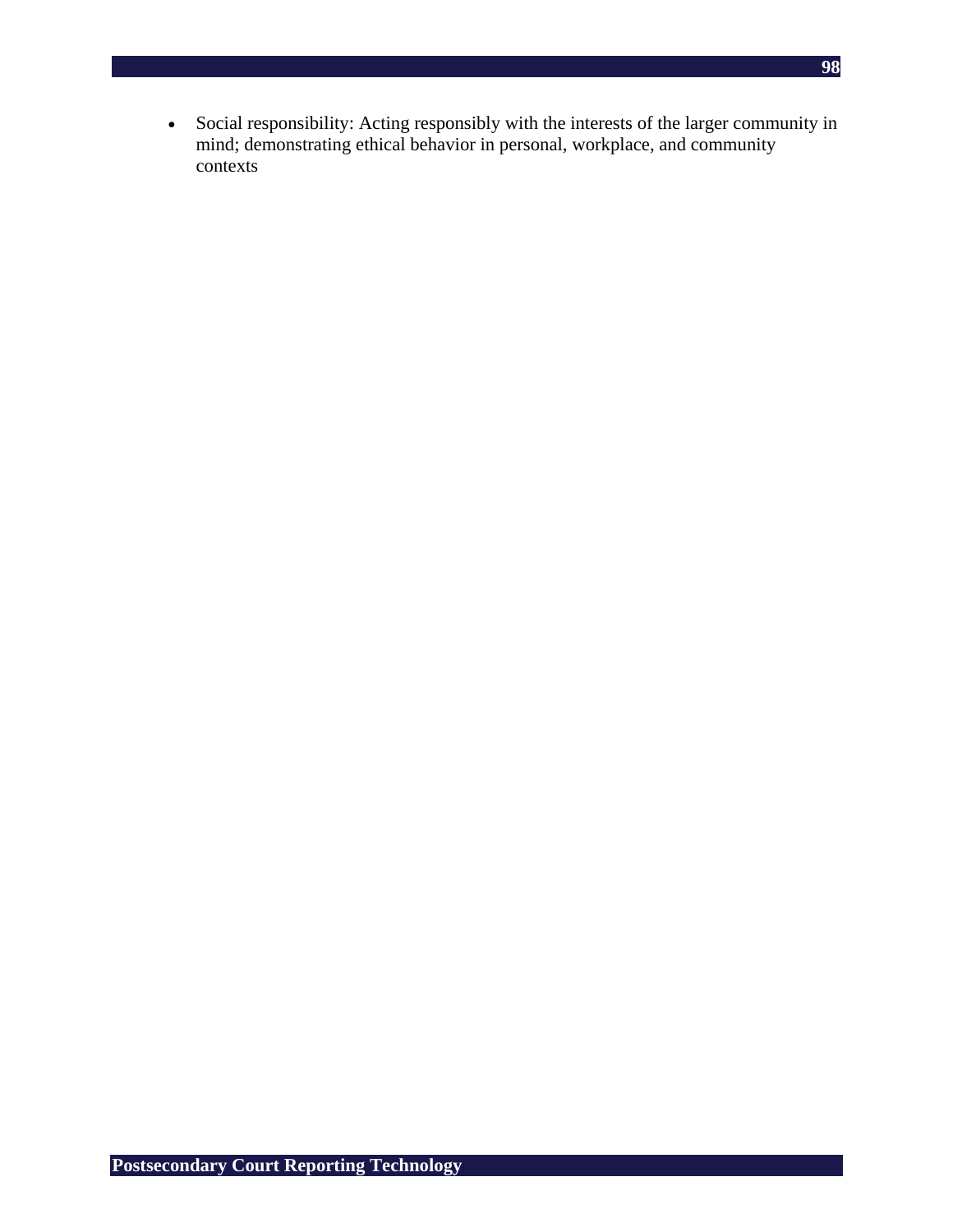- Social responsibility: Acting responsibly with the interests of the larger community in mind; demonstrating ethical behavior in personal, workplace, and community contexts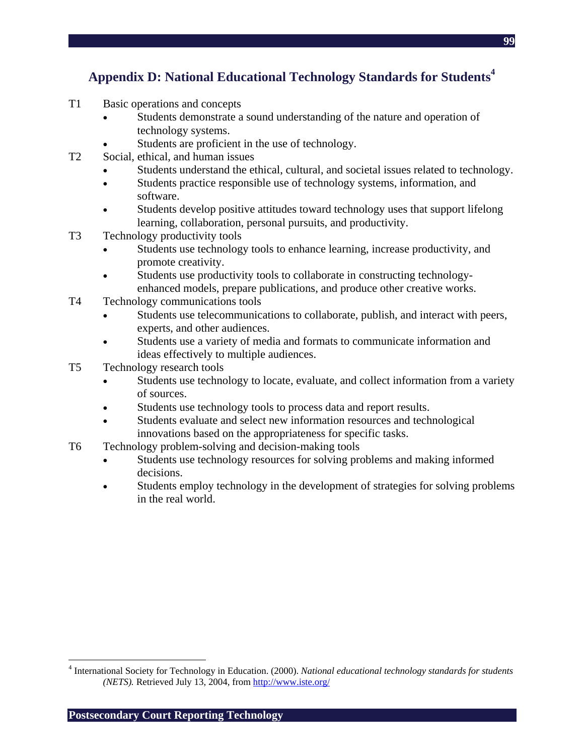## Appendix D: National Educational Technology Standards for Students[4]

T1 Basic operations and concepts

- Students demonstrate a sound understanding of the nature and operation of technology systems.
- Students are proficient in the use of technology.

T2 Social, ethical, and human issues

- Students understand the ethical, cultural, and societal issues related to technology.
- Students practice responsible use of technology systems, information, and software.
- Students develop positive attitudes toward technology uses that support lifelong learning, collaboration, personal pursuits, and productivity.

T3 Technology productivity tools

- Students use technology tools to enhance learning, increase productivity, and promote creativity.
- Students use productivity tools to collaborate in constructing technology-enhanced models, prepare publications, and produce other creative works.

T4 Technology communications tools

- Students use telecommunications to collaborate, publish, and interact with peers, experts, and other audiences.
- Students use a variety of media and formats to communicate information and ideas effectively to multiple audiences.

T5 Technology research tools

- Students use technology to locate, evaluate, and collect information from a variety of sources.
- Students use technology tools to process data and report results.
- Students evaluate and select new information resources and technological innovations based on the appropriateness for specific tasks.

T6 Technology problem-solving and decision-making tools

- Students use technology resources for solving problems and making informed decisions.
- Students employ technology in the development of strategies for solving problems in the real world.

---

[4] International Society for Technology in Education. (2000). *National educational technology standards for students (NETS).* Retrieved July 13, 2004, from http://www.iste.org/